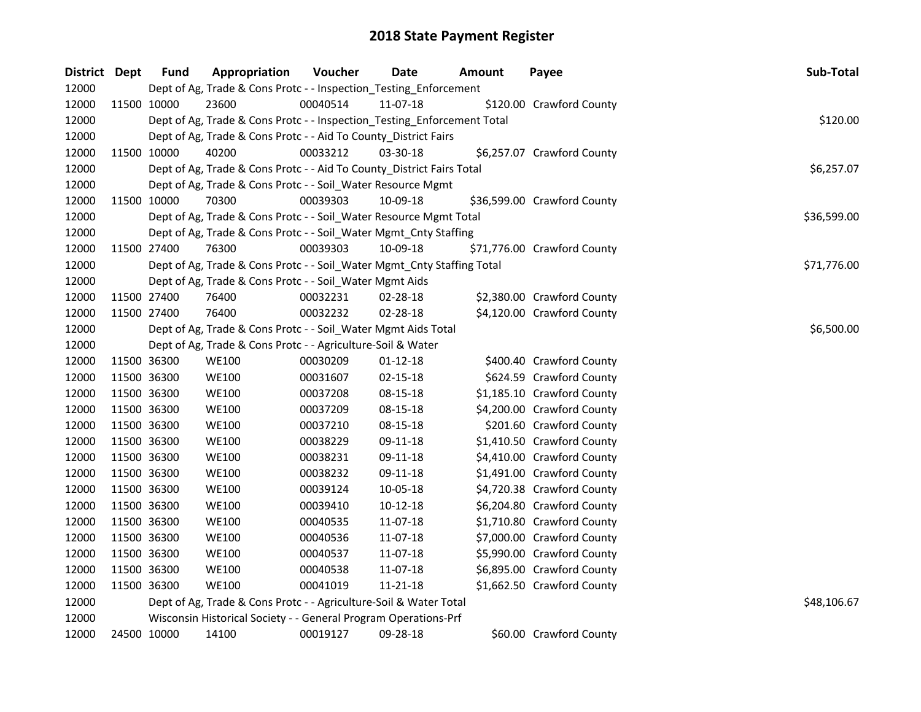# 2018 State Payment Register

| District | Dept | Fund | Appropriation | Voucher | Date | Amount | Payee | Sub-Total |
|---|---|---|---|---|---|---|---|---|
| 12000 | | Dept of Ag, Trade & Cons Protc - - Inspection_Testing_Enforcement | | | | | | |
| 12000 | 11500 | 10000 | 23600 | 00040514 | 11-07-18 | $120.00 | Crawford County | |
| 12000 | | Dept of Ag, Trade & Cons Protc - - Inspection_Testing_Enforcement Total | | | | | | $120.00 |
| 12000 | | Dept of Ag, Trade & Cons Protc - - Aid To County_District Fairs | | | | | | |
| 12000 | 11500 | 10000 | 40200 | 00033212 | 03-30-18 | $6,257.07 | Crawford County | |
| 12000 | | Dept of Ag, Trade & Cons Protc - - Aid To County_District Fairs Total | | | | | | $6,257.07 |
| 12000 | | Dept of Ag, Trade & Cons Protc - - Soil_Water Resource Mgmt | | | | | | |
| 12000 | 11500 | 10000 | 70300 | 00039303 | 10-09-18 | $36,599.00 | Crawford County | |
| 12000 | | Dept of Ag, Trade & Cons Protc - - Soil_Water Resource Mgmt Total | | | | | | $36,599.00 |
| 12000 | | Dept of Ag, Trade & Cons Protc - - Soil_Water Mgmt_Cnty Staffing | | | | | | |
| 12000 | 11500 | 27400 | 76300 | 00039303 | 10-09-18 | $71,776.00 | Crawford County | |
| 12000 | | Dept of Ag, Trade & Cons Protc - - Soil_Water Mgmt_Cnty Staffing Total | | | | | | $71,776.00 |
| 12000 | | Dept of Ag, Trade & Cons Protc - - Soil_Water Mgmt Aids | | | | | | |
| 12000 | 11500 | 27400 | 76400 | 00032231 | 02-28-18 | $2,380.00 | Crawford County | |
| 12000 | 11500 | 27400 | 76400 | 00032232 | 02-28-18 | $4,120.00 | Crawford County | |
| 12000 | | Dept of Ag, Trade & Cons Protc - - Soil_Water Mgmt Aids Total | | | | | | $6,500.00 |
| 12000 | | Dept of Ag, Trade & Cons Protc - - Agriculture-Soil & Water | | | | | | |
| 12000 | 11500 | 36300 | WE100 | 00030209 | 01-12-18 | $400.40 | Crawford County | |
| 12000 | 11500 | 36300 | WE100 | 00031607 | 02-15-18 | $624.59 | Crawford County | |
| 12000 | 11500 | 36300 | WE100 | 00037208 | 08-15-18 | $1,185.10 | Crawford County | |
| 12000 | 11500 | 36300 | WE100 | 00037209 | 08-15-18 | $4,200.00 | Crawford County | |
| 12000 | 11500 | 36300 | WE100 | 00037210 | 08-15-18 | $201.60 | Crawford County | |
| 12000 | 11500 | 36300 | WE100 | 00038229 | 09-11-18 | $1,410.50 | Crawford County | |
| 12000 | 11500 | 36300 | WE100 | 00038231 | 09-11-18 | $4,410.00 | Crawford County | |
| 12000 | 11500 | 36300 | WE100 | 00038232 | 09-11-18 | $1,491.00 | Crawford County | |
| 12000 | 11500 | 36300 | WE100 | 00039124 | 10-05-18 | $4,720.38 | Crawford County | |
| 12000 | 11500 | 36300 | WE100 | 00039410 | 10-12-18 | $6,204.80 | Crawford County | |
| 12000 | 11500 | 36300 | WE100 | 00040535 | 11-07-18 | $1,710.80 | Crawford County | |
| 12000 | 11500 | 36300 | WE100 | 00040536 | 11-07-18 | $7,000.00 | Crawford County | |
| 12000 | 11500 | 36300 | WE100 | 00040537 | 11-07-18 | $5,990.00 | Crawford County | |
| 12000 | 11500 | 36300 | WE100 | 00040538 | 11-07-18 | $6,895.00 | Crawford County | |
| 12000 | 11500 | 36300 | WE100 | 00041019 | 11-21-18 | $1,662.50 | Crawford County | |
| 12000 | | Dept of Ag, Trade & Cons Protc - - Agriculture-Soil & Water Total | | | | | | $48,106.67 |
| 12000 | | Wisconsin Historical Society - - General Program Operations-Prf | | | | | | |
| 12000 | 24500 | 10000 | 14100 | 00019127 | 09-28-18 | $60.00 | Crawford County | |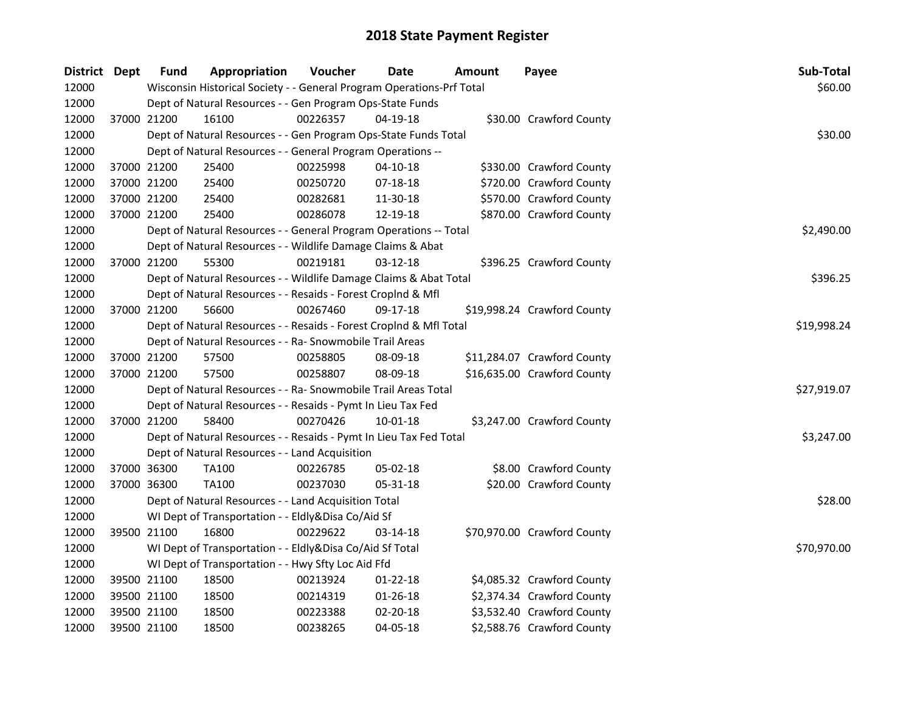# 2018 State Payment Register

| District | Dept | Fund | Appropriation | Voucher | Date | Amount | Payee | Sub-Total |
|---|---|---|---|---|---|---|---|---|
| 12000 | | Wisconsin Historical Society - - General Program Operations-Prf Total | | | | | | $60.00 |
| 12000 | | Dept of Natural Resources - - Gen Program Ops-State Funds | | | | | | |
| 12000 | 37000 | 21200 | 16100 | 00226357 | 04-19-18 | $30.00 | Crawford County | |
| 12000 | | Dept of Natural Resources - - Gen Program Ops-State Funds Total | | | | | | $30.00 |
| 12000 | | Dept of Natural Resources - - General Program Operations -- | | | | | | |
| 12000 | 37000 | 21200 | 25400 | 00225998 | 04-10-18 | $330.00 | Crawford County | |
| 12000 | 37000 | 21200 | 25400 | 00250720 | 07-18-18 | $720.00 | Crawford County | |
| 12000 | 37000 | 21200 | 25400 | 00282681 | 11-30-18 | $570.00 | Crawford County | |
| 12000 | 37000 | 21200 | 25400 | 00286078 | 12-19-18 | $870.00 | Crawford County | |
| 12000 | | Dept of Natural Resources - - General Program Operations -- Total | | | | | | $2,490.00 |
| 12000 | | Dept of Natural Resources - - Wildlife Damage Claims & Abat | | | | | | |
| 12000 | 37000 | 21200 | 55300 | 00219181 | 03-12-18 | $396.25 | Crawford County | |
| 12000 | | Dept of Natural Resources - - Wildlife Damage Claims & Abat Total | | | | | | $396.25 |
| 12000 | | Dept of Natural Resources - - Resaids - Forest Croplnd & Mfl | | | | | | |
| 12000 | 37000 | 21200 | 56600 | 00267460 | 09-17-18 | $19,998.24 | Crawford County | |
| 12000 | | Dept of Natural Resources - - Resaids - Forest Croplnd & Mfl Total | | | | | | $19,998.24 |
| 12000 | | Dept of Natural Resources - - Ra- Snowmobile Trail Areas | | | | | | |
| 12000 | 37000 | 21200 | 57500 | 00258805 | 08-09-18 | $11,284.07 | Crawford County | |
| 12000 | 37000 | 21200 | 57500 | 00258807 | 08-09-18 | $16,635.00 | Crawford County | |
| 12000 | | Dept of Natural Resources - - Ra- Snowmobile Trail Areas Total | | | | | | $27,919.07 |
| 12000 | | Dept of Natural Resources - - Resaids - Pymt In Lieu Tax Fed | | | | | | |
| 12000 | 37000 | 21200 | 58400 | 00270426 | 10-01-18 | $3,247.00 | Crawford County | |
| 12000 | | Dept of Natural Resources - - Resaids - Pymt In Lieu Tax Fed Total | | | | | | $3,247.00 |
| 12000 | | Dept of Natural Resources - - Land Acquisition | | | | | | |
| 12000 | 37000 | 36300 | TA100 | 00226785 | 05-02-18 | $8.00 | Crawford County | |
| 12000 | 37000 | 36300 | TA100 | 00237030 | 05-31-18 | $20.00 | Crawford County | |
| 12000 | | Dept of Natural Resources - - Land Acquisition Total | | | | | | $28.00 |
| 12000 | | WI Dept of Transportation - - Eldly&Disa Co/Aid Sf | | | | | | |
| 12000 | 39500 | 21100 | 16800 | 00229622 | 03-14-18 | $70,970.00 | Crawford County | |
| 12000 | | WI Dept of Transportation - - Eldly&Disa Co/Aid Sf Total | | | | | | $70,970.00 |
| 12000 | | WI Dept of Transportation - - Hwy Sfty Loc Aid Ffd | | | | | | |
| 12000 | 39500 | 21100 | 18500 | 00213924 | 01-22-18 | $4,085.32 | Crawford County | |
| 12000 | 39500 | 21100 | 18500 | 00214319 | 01-26-18 | $2,374.34 | Crawford County | |
| 12000 | 39500 | 21100 | 18500 | 00223388 | 02-20-18 | $3,532.40 | Crawford County | |
| 12000 | 39500 | 21100 | 18500 | 00238265 | 04-05-18 | $2,588.76 | Crawford County | |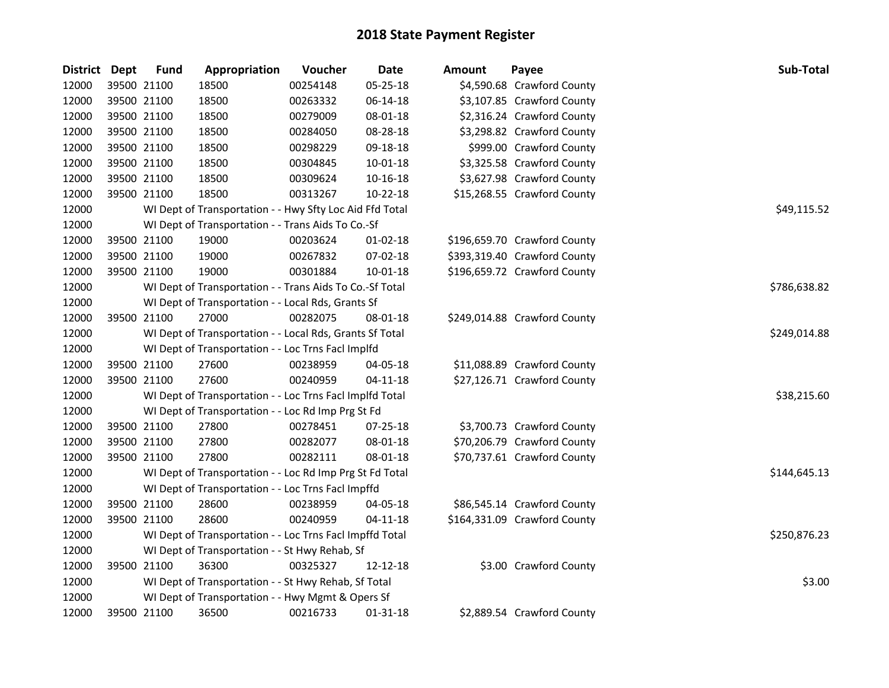# 2018 State Payment Register

| District | Dept | Fund | Appropriation | Voucher | Date | Amount | Payee | Sub-Total |
|---|---|---|---|---|---|---|---|---|
| 12000 | 39500 | 21100 | 18500 | 00254148 | 05-25-18 | $4,590.68 | Crawford County | |
| 12000 | 39500 | 21100 | 18500 | 00263332 | 06-14-18 | $3,107.85 | Crawford County | |
| 12000 | 39500 | 21100 | 18500 | 00279009 | 08-01-18 | $2,316.24 | Crawford County | |
| 12000 | 39500 | 21100 | 18500 | 00284050 | 08-28-18 | $3,298.82 | Crawford County | |
| 12000 | 39500 | 21100 | 18500 | 00298229 | 09-18-18 | $999.00 | Crawford County | |
| 12000 | 39500 | 21100 | 18500 | 00304845 | 10-01-18 | $3,325.58 | Crawford County | |
| 12000 | 39500 | 21100 | 18500 | 00309624 | 10-16-18 | $3,627.98 | Crawford County | |
| 12000 | 39500 | 21100 | 18500 | 00313267 | 10-22-18 | $15,268.55 | Crawford County | |
| 12000 | | | WI Dept of Transportation - - Hwy Sfty Loc Aid Ffd Total | | | | | $49,115.52 |
| 12000 | | | WI Dept of Transportation - - Trans Aids To Co.-Sf | | | | | |
| 12000 | 39500 | 21100 | 19000 | 00203624 | 01-02-18 | $196,659.70 | Crawford County | |
| 12000 | 39500 | 21100 | 19000 | 00267832 | 07-02-18 | $393,319.40 | Crawford County | |
| 12000 | 39500 | 21100 | 19000 | 00301884 | 10-01-18 | $196,659.72 | Crawford County | |
| 12000 | | | WI Dept of Transportation - - Trans Aids To Co.-Sf Total | | | | | $786,638.82 |
| 12000 | | | WI Dept of Transportation - - Local Rds, Grants Sf | | | | | |
| 12000 | 39500 | 21100 | 27000 | 00282075 | 08-01-18 | $249,014.88 | Crawford County | |
| 12000 | | | WI Dept of Transportation - - Local Rds, Grants Sf Total | | | | | $249,014.88 |
| 12000 | | | WI Dept of Transportation - - Loc Trns Facl Implfd | | | | | |
| 12000 | 39500 | 21100 | 27600 | 00238959 | 04-05-18 | $11,088.89 | Crawford County | |
| 12000 | 39500 | 21100 | 27600 | 00240959 | 04-11-18 | $27,126.71 | Crawford County | |
| 12000 | | | WI Dept of Transportation - - Loc Trns Facl Implfd Total | | | | | $38,215.60 |
| 12000 | | | WI Dept of Transportation - - Loc Rd Imp Prg St Fd | | | | | |
| 12000 | 39500 | 21100 | 27800 | 00278451 | 07-25-18 | $3,700.73 | Crawford County | |
| 12000 | 39500 | 21100 | 27800 | 00282077 | 08-01-18 | $70,206.79 | Crawford County | |
| 12000 | 39500 | 21100 | 27800 | 00282111 | 08-01-18 | $70,737.61 | Crawford County | |
| 12000 | | | WI Dept of Transportation - - Loc Rd Imp Prg St Fd Total | | | | | $144,645.13 |
| 12000 | | | WI Dept of Transportation - - Loc Trns Facl Impffd | | | | | |
| 12000 | 39500 | 21100 | 28600 | 00238959 | 04-05-18 | $86,545.14 | Crawford County | |
| 12000 | 39500 | 21100 | 28600 | 00240959 | 04-11-18 | $164,331.09 | Crawford County | |
| 12000 | | | WI Dept of Transportation - - Loc Trns Facl Impffd Total | | | | | $250,876.23 |
| 12000 | | | WI Dept of Transportation - - St Hwy Rehab, Sf | | | | | |
| 12000 | 39500 | 21100 | 36300 | 00325327 | 12-12-18 | $3.00 | Crawford County | |
| 12000 | | | WI Dept of Transportation - - St Hwy Rehab, Sf Total | | | | | $3.00 |
| 12000 | | | WI Dept of Transportation - - Hwy Mgmt & Opers Sf | | | | | |
| 12000 | 39500 | 21100 | 36500 | 00216733 | 01-31-18 | $2,889.54 | Crawford County | |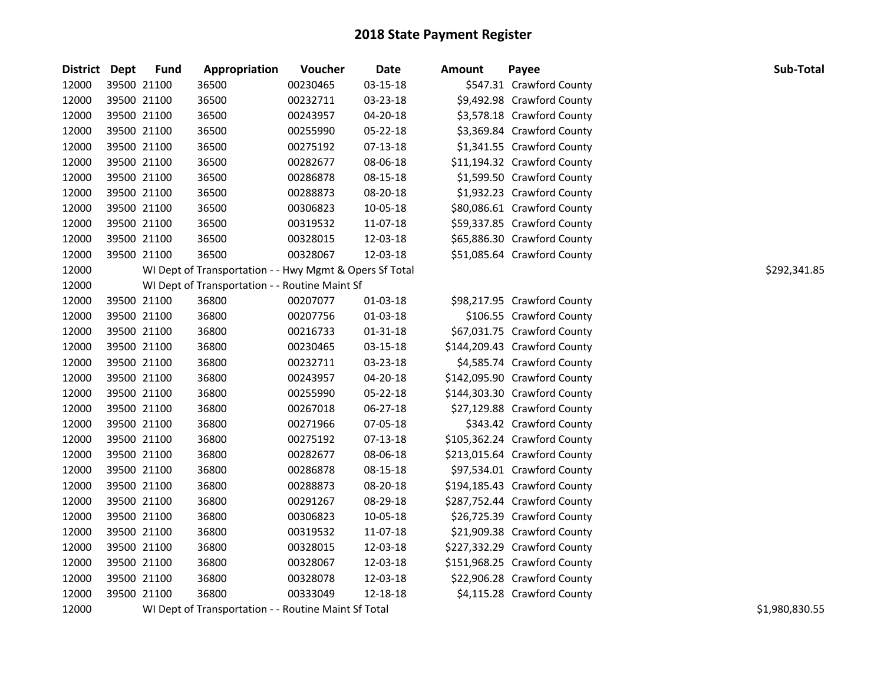# 2018 State Payment Register

| District | Dept | Fund | Appropriation | Voucher | Date | Amount | Payee | Sub-Total |
|---|---|---|---|---|---|---|---|---|
| 12000 | 39500 | 21100 | 36500 | 00230465 | 03-15-18 | $547.31 | Crawford County | |
| 12000 | 39500 | 21100 | 36500 | 00232711 | 03-23-18 | $9,492.98 | Crawford County | |
| 12000 | 39500 | 21100 | 36500 | 00243957 | 04-20-18 | $3,578.18 | Crawford County | |
| 12000 | 39500 | 21100 | 36500 | 00255990 | 05-22-18 | $3,369.84 | Crawford County | |
| 12000 | 39500 | 21100 | 36500 | 00275192 | 07-13-18 | $1,341.55 | Crawford County | |
| 12000 | 39500 | 21100 | 36500 | 00282677 | 08-06-18 | $11,194.32 | Crawford County | |
| 12000 | 39500 | 21100 | 36500 | 00286878 | 08-15-18 | $1,599.50 | Crawford County | |
| 12000 | 39500 | 21100 | 36500 | 00288873 | 08-20-18 | $1,932.23 | Crawford County | |
| 12000 | 39500 | 21100 | 36500 | 00306823 | 10-05-18 | $80,086.61 | Crawford County | |
| 12000 | 39500 | 21100 | 36500 | 00319532 | 11-07-18 | $59,337.85 | Crawford County | |
| 12000 | 39500 | 21100 | 36500 | 00328015 | 12-03-18 | $65,886.30 | Crawford County | |
| 12000 | 39500 | 21100 | 36500 | 00328067 | 12-03-18 | $51,085.64 | Crawford County | |
| 12000 | | WI Dept of Transportation - - Hwy Mgmt & Opers Sf Total | | | | | | $292,341.85 |
| 12000 | | WI Dept of Transportation - - Routine Maint Sf | | | | | | |
| 12000 | 39500 | 21100 | 36800 | 00207077 | 01-03-18 | $98,217.95 | Crawford County | |
| 12000 | 39500 | 21100 | 36800 | 00207756 | 01-03-18 | $106.55 | Crawford County | |
| 12000 | 39500 | 21100 | 36800 | 00216733 | 01-31-18 | $67,031.75 | Crawford County | |
| 12000 | 39500 | 21100 | 36800 | 00230465 | 03-15-18 | $144,209.43 | Crawford County | |
| 12000 | 39500 | 21100 | 36800 | 00232711 | 03-23-18 | $4,585.74 | Crawford County | |
| 12000 | 39500 | 21100 | 36800 | 00243957 | 04-20-18 | $142,095.90 | Crawford County | |
| 12000 | 39500 | 21100 | 36800 | 00255990 | 05-22-18 | $144,303.30 | Crawford County | |
| 12000 | 39500 | 21100 | 36800 | 00267018 | 06-27-18 | $27,129.88 | Crawford County | |
| 12000 | 39500 | 21100 | 36800 | 00271966 | 07-05-18 | $343.42 | Crawford County | |
| 12000 | 39500 | 21100 | 36800 | 00275192 | 07-13-18 | $105,362.24 | Crawford County | |
| 12000 | 39500 | 21100 | 36800 | 00282677 | 08-06-18 | $213,015.64 | Crawford County | |
| 12000 | 39500 | 21100 | 36800 | 00286878 | 08-15-18 | $97,534.01 | Crawford County | |
| 12000 | 39500 | 21100 | 36800 | 00288873 | 08-20-18 | $194,185.43 | Crawford County | |
| 12000 | 39500 | 21100 | 36800 | 00291267 | 08-29-18 | $287,752.44 | Crawford County | |
| 12000 | 39500 | 21100 | 36800 | 00306823 | 10-05-18 | $26,725.39 | Crawford County | |
| 12000 | 39500 | 21100 | 36800 | 00319532 | 11-07-18 | $21,909.38 | Crawford County | |
| 12000 | 39500 | 21100 | 36800 | 00328015 | 12-03-18 | $227,332.29 | Crawford County | |
| 12000 | 39500 | 21100 | 36800 | 00328067 | 12-03-18 | $151,968.25 | Crawford County | |
| 12000 | 39500 | 21100 | 36800 | 00328078 | 12-03-18 | $22,906.28 | Crawford County | |
| 12000 | 39500 | 21100 | 36800 | 00333049 | 12-18-18 | $4,115.28 | Crawford County | |
| 12000 | | WI Dept of Transportation - - Routine Maint Sf Total | | | | | | $1,980,830.55 |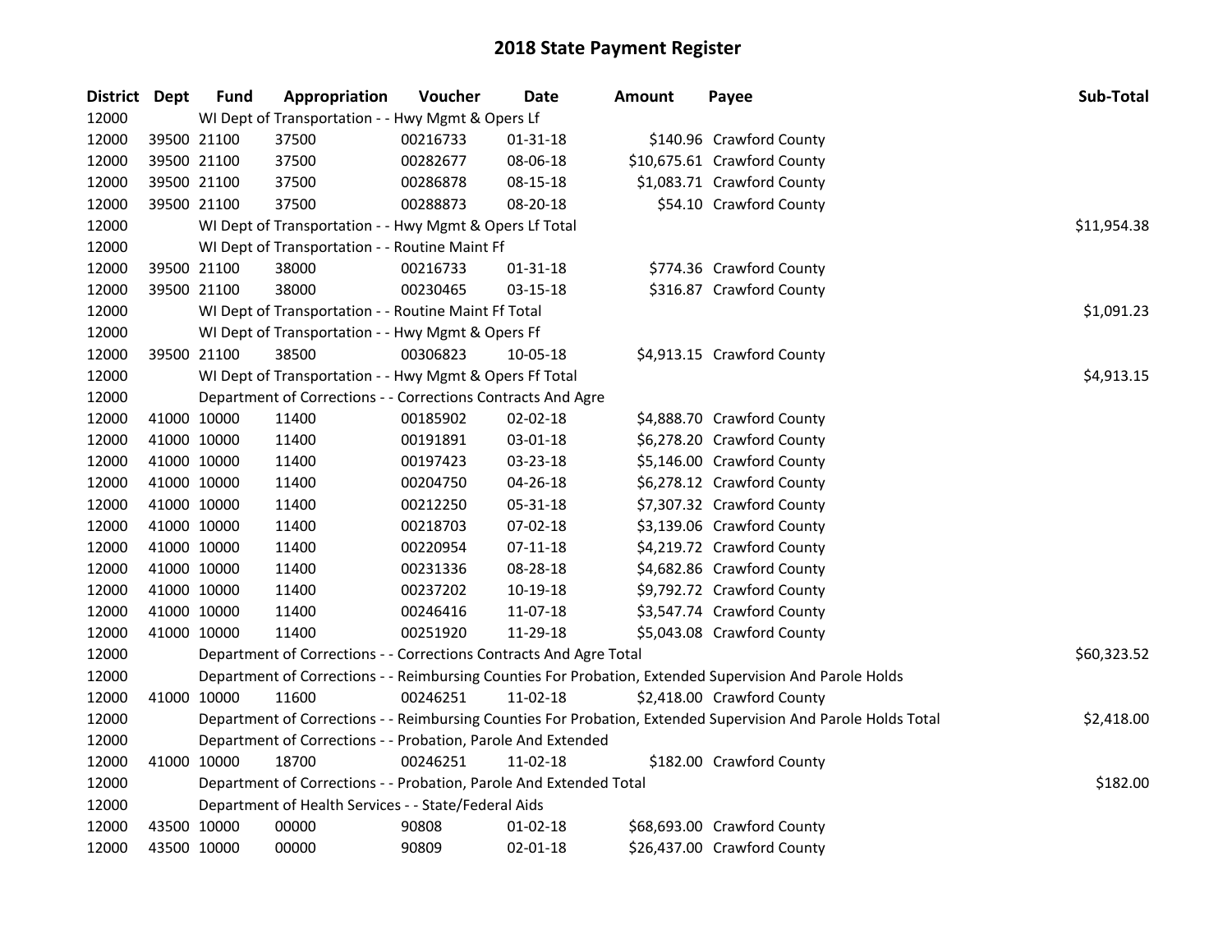# 2018 State Payment Register

| District | Dept | Fund | Appropriation | Voucher | Date | Amount | Payee | Sub-Total |
|---|---|---|---|---|---|---|---|---|
| 12000 | | WI Dept of Transportation - - Hwy Mgmt & Opers Lf | | | | | | |
| 12000 | 39500 | 21100 | 37500 | 00216733 | 01-31-18 | $140.96 | Crawford County | |
| 12000 | 39500 | 21100 | 37500 | 00282677 | 08-06-18 | $10,675.61 | Crawford County | |
| 12000 | 39500 | 21100 | 37500 | 00286878 | 08-15-18 | $1,083.71 | Crawford County | |
| 12000 | 39500 | 21100 | 37500 | 00288873 | 08-20-18 | $54.10 | Crawford County | |
| 12000 | | WI Dept of Transportation - - Hwy Mgmt & Opers Lf Total | | | | | | $11,954.38 |
| 12000 | | WI Dept of Transportation - - Routine Maint Ff | | | | | | |
| 12000 | 39500 | 21100 | 38000 | 00216733 | 01-31-18 | $774.36 | Crawford County | |
| 12000 | 39500 | 21100 | 38000 | 00230465 | 03-15-18 | $316.87 | Crawford County | |
| 12000 | | WI Dept of Transportation - - Routine Maint Ff Total | | | | | | $1,091.23 |
| 12000 | | WI Dept of Transportation - - Hwy Mgmt & Opers Ff | | | | | | |
| 12000 | 39500 | 21100 | 38500 | 00306823 | 10-05-18 | $4,913.15 | Crawford County | |
| 12000 | | WI Dept of Transportation - - Hwy Mgmt & Opers Ff Total | | | | | | $4,913.15 |
| 12000 | | Department of Corrections - - Corrections Contracts And Agre | | | | | | |
| 12000 | 41000 | 10000 | 11400 | 00185902 | 02-02-18 | $4,888.70 | Crawford County | |
| 12000 | 41000 | 10000 | 11400 | 00191891 | 03-01-18 | $6,278.20 | Crawford County | |
| 12000 | 41000 | 10000 | 11400 | 00197423 | 03-23-18 | $5,146.00 | Crawford County | |
| 12000 | 41000 | 10000 | 11400 | 00204750 | 04-26-18 | $6,278.12 | Crawford County | |
| 12000 | 41000 | 10000 | 11400 | 00212250 | 05-31-18 | $7,307.32 | Crawford County | |
| 12000 | 41000 | 10000 | 11400 | 00218703 | 07-02-18 | $3,139.06 | Crawford County | |
| 12000 | 41000 | 10000 | 11400 | 00220954 | 07-11-18 | $4,219.72 | Crawford County | |
| 12000 | 41000 | 10000 | 11400 | 00231336 | 08-28-18 | $4,682.86 | Crawford County | |
| 12000 | 41000 | 10000 | 11400 | 00237202 | 10-19-18 | $9,792.72 | Crawford County | |
| 12000 | 41000 | 10000 | 11400 | 00246416 | 11-07-18 | $3,547.74 | Crawford County | |
| 12000 | 41000 | 10000 | 11400 | 00251920 | 11-29-18 | $5,043.08 | Crawford County | |
| 12000 | | Department of Corrections - - Corrections Contracts And Agre Total | | | | | | $60,323.52 |
| 12000 | | Department of Corrections - - Reimbursing Counties For Probation, Extended Supervision And Parole Holds | | | | | | |
| 12000 | 41000 | 10000 | 11600 | 00246251 | 11-02-18 | $2,418.00 | Crawford County | |
| 12000 | | Department of Corrections - - Reimbursing Counties For Probation, Extended Supervision And Parole Holds Total | | | | | | $2,418.00 |
| 12000 | | Department of Corrections - - Probation, Parole And Extended | | | | | | |
| 12000 | 41000 | 10000 | 18700 | 00246251 | 11-02-18 | $182.00 | Crawford County | |
| 12000 | | Department of Corrections - - Probation, Parole And Extended Total | | | | | | $182.00 |
| 12000 | | Department of Health Services - - State/Federal Aids | | | | | | |
| 12000 | 43500 | 10000 | 00000 | 90808 | 01-02-18 | $68,693.00 | Crawford County | |
| 12000 | 43500 | 10000 | 00000 | 90809 | 02-01-18 | $26,437.00 | Crawford County | |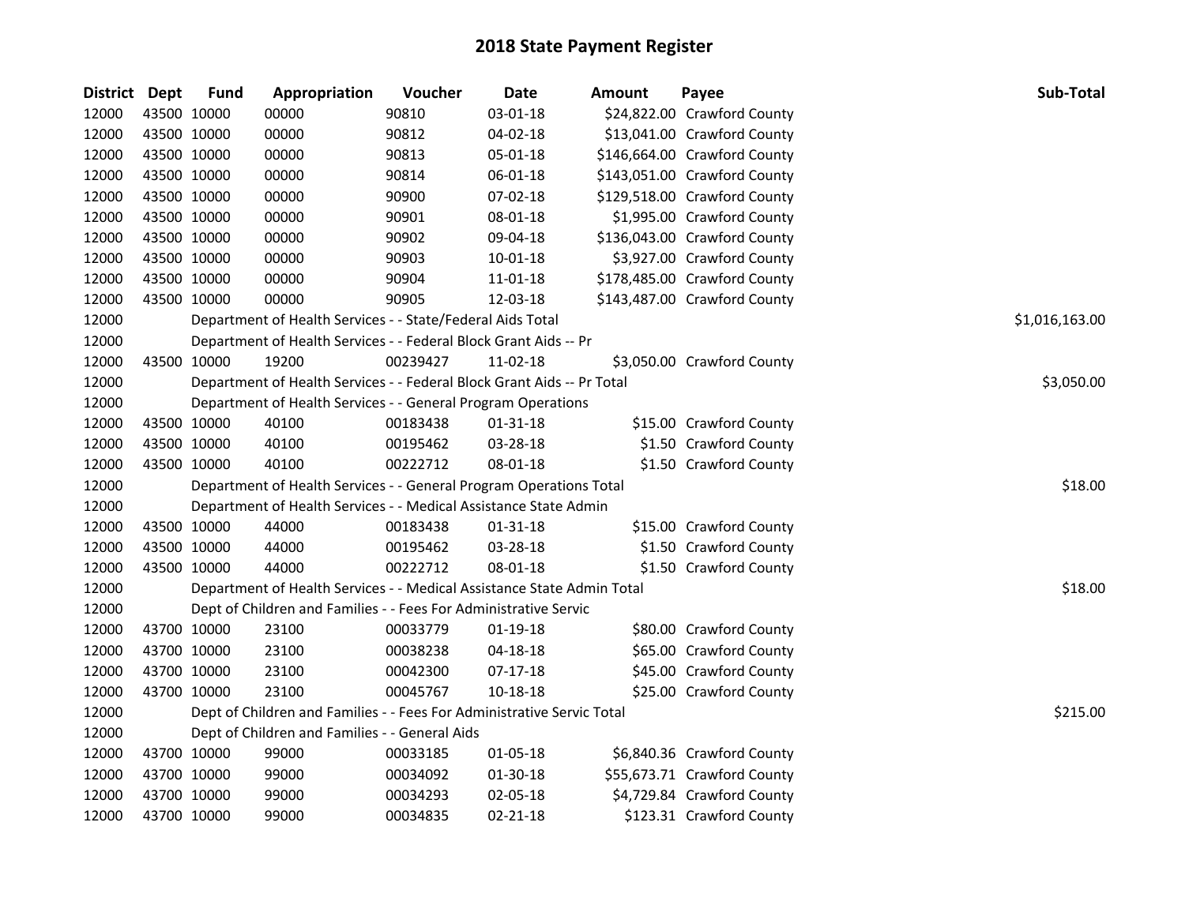# 2018 State Payment Register

| District | Dept | Fund | Appropriation | Voucher | Date | Amount | Payee | Sub-Total |
|---|---|---|---|---|---|---|---|---|
| 12000 | 43500 | 10000 | 00000 | 90810 | 03-01-18 | $24,822.00 | Crawford County | |
| 12000 | 43500 | 10000 | 00000 | 90812 | 04-02-18 | $13,041.00 | Crawford County | |
| 12000 | 43500 | 10000 | 00000 | 90813 | 05-01-18 | $146,664.00 | Crawford County | |
| 12000 | 43500 | 10000 | 00000 | 90814 | 06-01-18 | $143,051.00 | Crawford County | |
| 12000 | 43500 | 10000 | 00000 | 90900 | 07-02-18 | $129,518.00 | Crawford County | |
| 12000 | 43500 | 10000 | 00000 | 90901 | 08-01-18 | $1,995.00 | Crawford County | |
| 12000 | 43500 | 10000 | 00000 | 90902 | 09-04-18 | $136,043.00 | Crawford County | |
| 12000 | 43500 | 10000 | 00000 | 90903 | 10-01-18 | $3,927.00 | Crawford County | |
| 12000 | 43500 | 10000 | 00000 | 90904 | 11-01-18 | $178,485.00 | Crawford County | |
| 12000 | 43500 | 10000 | 00000 | 90905 | 12-03-18 | $143,487.00 | Crawford County | |
| 12000 | | Department of Health Services - - State/Federal Aids Total | | | | | | $1,016,163.00 |
| 12000 | | Department of Health Services - - Federal Block Grant Aids -- Pr | | | | | | |
| 12000 | 43500 | 10000 | 19200 | 00239427 | 11-02-18 | $3,050.00 | Crawford County | |
| 12000 | | Department of Health Services - - Federal Block Grant Aids -- Pr Total | | | | | | $3,050.00 |
| 12000 | | Department of Health Services - - General Program Operations | | | | | | |
| 12000 | 43500 | 10000 | 40100 | 00183438 | 01-31-18 | $15.00 | Crawford County | |
| 12000 | 43500 | 10000 | 40100 | 00195462 | 03-28-18 | $1.50 | Crawford County | |
| 12000 | 43500 | 10000 | 40100 | 00222712 | 08-01-18 | $1.50 | Crawford County | |
| 12000 | | Department of Health Services - - General Program Operations Total | | | | | | $18.00 |
| 12000 | | Department of Health Services - - Medical Assistance State Admin | | | | | | |
| 12000 | 43500 | 10000 | 44000 | 00183438 | 01-31-18 | $15.00 | Crawford County | |
| 12000 | 43500 | 10000 | 44000 | 00195462 | 03-28-18 | $1.50 | Crawford County | |
| 12000 | 43500 | 10000 | 44000 | 00222712 | 08-01-18 | $1.50 | Crawford County | |
| 12000 | | Department of Health Services - - Medical Assistance State Admin Total | | | | | | $18.00 |
| 12000 | | Dept of Children and Families - - Fees For Administrative Servic | | | | | | |
| 12000 | 43700 | 10000 | 23100 | 00033779 | 01-19-18 | $80.00 | Crawford County | |
| 12000 | 43700 | 10000 | 23100 | 00038238 | 04-18-18 | $65.00 | Crawford County | |
| 12000 | 43700 | 10000 | 23100 | 00042300 | 07-17-18 | $45.00 | Crawford County | |
| 12000 | 43700 | 10000 | 23100 | 00045767 | 10-18-18 | $25.00 | Crawford County | |
| 12000 | | Dept of Children and Families - - Fees For Administrative Servic Total | | | | | | $215.00 |
| 12000 | | Dept of Children and Families - - General Aids | | | | | | |
| 12000 | 43700 | 10000 | 99000 | 00033185 | 01-05-18 | $6,840.36 | Crawford County | |
| 12000 | 43700 | 10000 | 99000 | 00034092 | 01-30-18 | $55,673.71 | Crawford County | |
| 12000 | 43700 | 10000 | 99000 | 00034293 | 02-05-18 | $4,729.84 | Crawford County | |
| 12000 | 43700 | 10000 | 99000 | 00034835 | 02-21-18 | $123.31 | Crawford County | |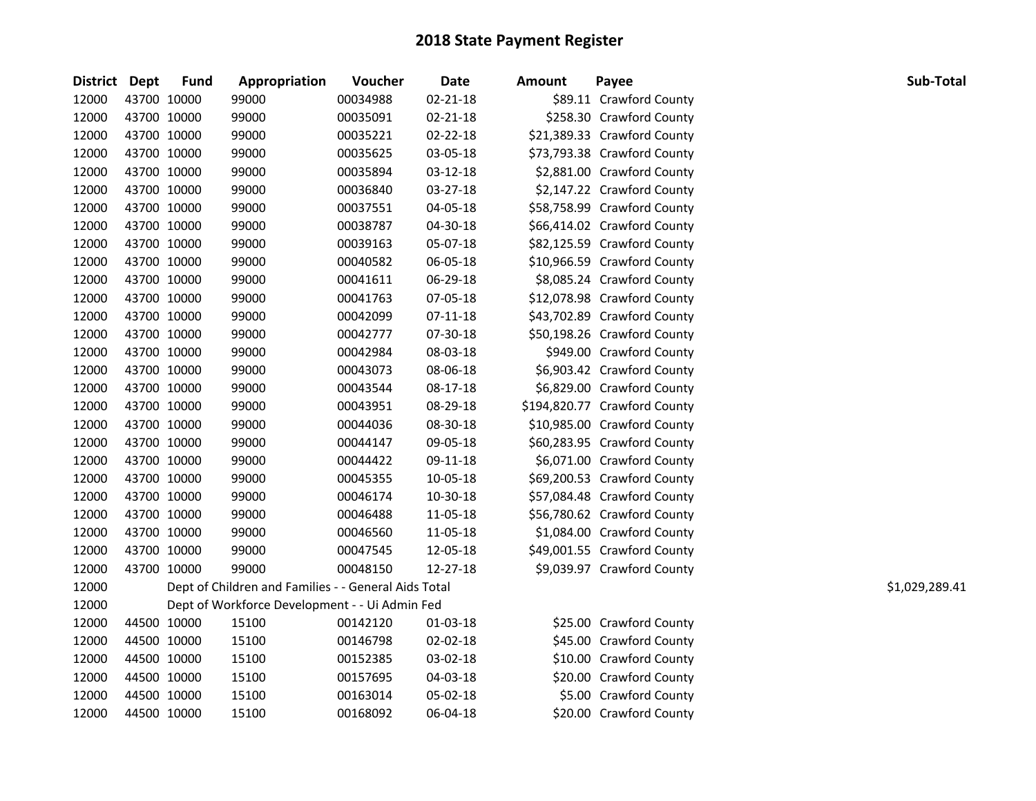# 2018 State Payment Register

| District | Dept | Fund | Appropriation | Voucher | Date | Amount | Payee | Sub-Total |
|---|---|---|---|---|---|---|---|---|
| 12000 | 43700 | 10000 | 99000 | 00034988 | 02-21-18 | $89.11 | Crawford County | |
| 12000 | 43700 | 10000 | 99000 | 00035091 | 02-21-18 | $258.30 | Crawford County | |
| 12000 | 43700 | 10000 | 99000 | 00035221 | 02-22-18 | $21,389.33 | Crawford County | |
| 12000 | 43700 | 10000 | 99000 | 00035625 | 03-05-18 | $73,793.38 | Crawford County | |
| 12000 | 43700 | 10000 | 99000 | 00035894 | 03-12-18 | $2,881.00 | Crawford County | |
| 12000 | 43700 | 10000 | 99000 | 00036840 | 03-27-18 | $2,147.22 | Crawford County | |
| 12000 | 43700 | 10000 | 99000 | 00037551 | 04-05-18 | $58,758.99 | Crawford County | |
| 12000 | 43700 | 10000 | 99000 | 00038787 | 04-30-18 | $66,414.02 | Crawford County | |
| 12000 | 43700 | 10000 | 99000 | 00039163 | 05-07-18 | $82,125.59 | Crawford County | |
| 12000 | 43700 | 10000 | 99000 | 00040582 | 06-05-18 | $10,966.59 | Crawford County | |
| 12000 | 43700 | 10000 | 99000 | 00041611 | 06-29-18 | $8,085.24 | Crawford County | |
| 12000 | 43700 | 10000 | 99000 | 00041763 | 07-05-18 | $12,078.98 | Crawford County | |
| 12000 | 43700 | 10000 | 99000 | 00042099 | 07-11-18 | $43,702.89 | Crawford County | |
| 12000 | 43700 | 10000 | 99000 | 00042777 | 07-30-18 | $50,198.26 | Crawford County | |
| 12000 | 43700 | 10000 | 99000 | 00042984 | 08-03-18 | $949.00 | Crawford County | |
| 12000 | 43700 | 10000 | 99000 | 00043073 | 08-06-18 | $6,903.42 | Crawford County | |
| 12000 | 43700 | 10000 | 99000 | 00043544 | 08-17-18 | $6,829.00 | Crawford County | |
| 12000 | 43700 | 10000 | 99000 | 00043951 | 08-29-18 | $194,820.77 | Crawford County | |
| 12000 | 43700 | 10000 | 99000 | 00044036 | 08-30-18 | $10,985.00 | Crawford County | |
| 12000 | 43700 | 10000 | 99000 | 00044147 | 09-05-18 | $60,283.95 | Crawford County | |
| 12000 | 43700 | 10000 | 99000 | 00044422 | 09-11-18 | $6,071.00 | Crawford County | |
| 12000 | 43700 | 10000 | 99000 | 00045355 | 10-05-18 | $69,200.53 | Crawford County | |
| 12000 | 43700 | 10000 | 99000 | 00046174 | 10-30-18 | $57,084.48 | Crawford County | |
| 12000 | 43700 | 10000 | 99000 | 00046488 | 11-05-18 | $56,780.62 | Crawford County | |
| 12000 | 43700 | 10000 | 99000 | 00046560 | 11-05-18 | $1,084.00 | Crawford County | |
| 12000 | 43700 | 10000 | 99000 | 00047545 | 12-05-18 | $49,001.55 | Crawford County | |
| 12000 | 43700 | 10000 | 99000 | 00048150 | 12-27-18 | $9,039.97 | Crawford County | |
| 12000 | | Dept of Children and Families - - General Aids Total | | | | | | $1,029,289.41 |
| 12000 | | Dept of Workforce Development - - Ui Admin Fed | | | | | | |
| 12000 | 44500 | 10000 | 15100 | 00142120 | 01-03-18 | $25.00 | Crawford County | |
| 12000 | 44500 | 10000 | 15100 | 00146798 | 02-02-18 | $45.00 | Crawford County | |
| 12000 | 44500 | 10000 | 15100 | 00152385 | 03-02-18 | $10.00 | Crawford County | |
| 12000 | 44500 | 10000 | 15100 | 00157695 | 04-03-18 | $20.00 | Crawford County | |
| 12000 | 44500 | 10000 | 15100 | 00163014 | 05-02-18 | $5.00 | Crawford County | |
| 12000 | 44500 | 10000 | 15100 | 00168092 | 06-04-18 | $20.00 | Crawford County | |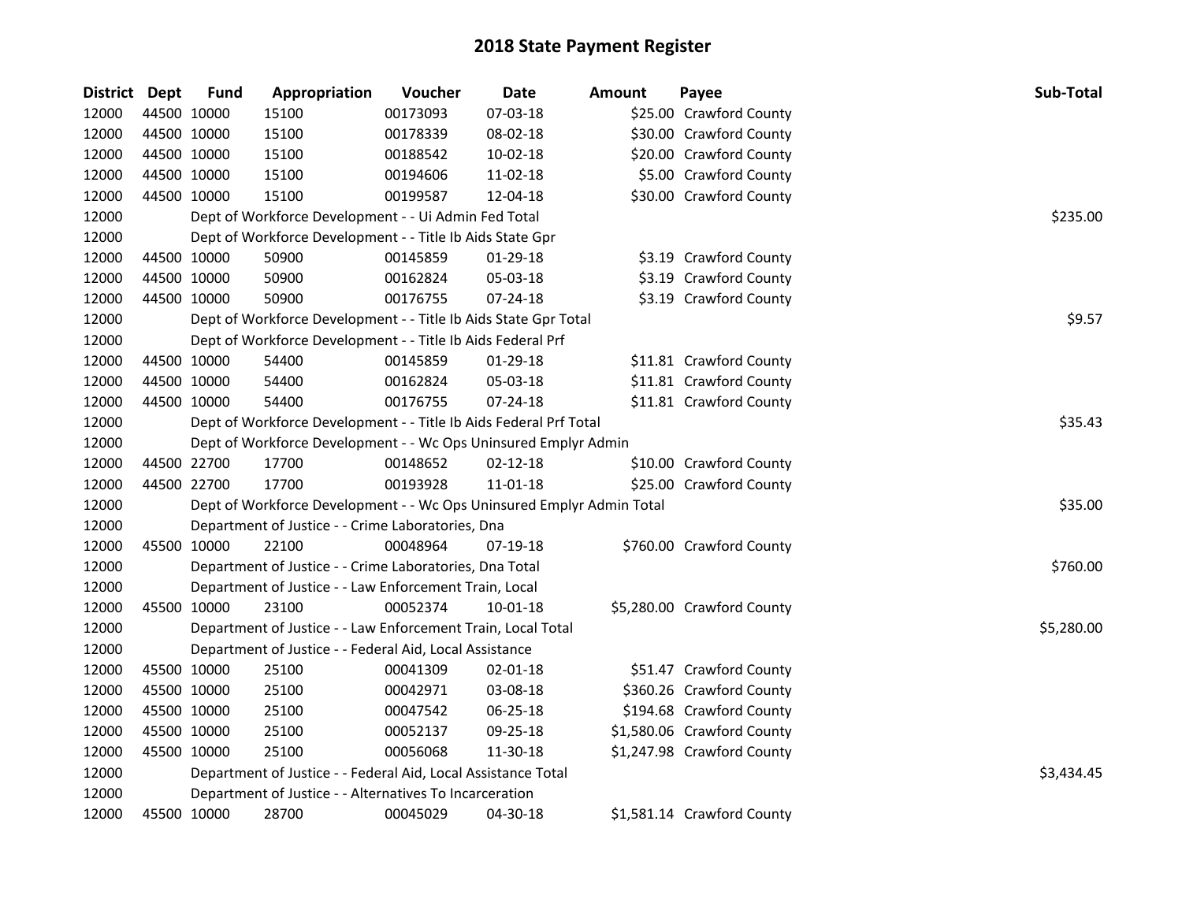# 2018 State Payment Register

| District | Dept | Fund | Appropriation | Voucher | Date | Amount | Payee | Sub-Total |
|---|---|---|---|---|---|---|---|---|
| 12000 | 44500 | 10000 | 15100 | 00173093 | 07-03-18 | $25.00 | Crawford County | |
| 12000 | 44500 | 10000 | 15100 | 00178339 | 08-02-18 | $30.00 | Crawford County | |
| 12000 | 44500 | 10000 | 15100 | 00188542 | 10-02-18 | $20.00 | Crawford County | |
| 12000 | 44500 | 10000 | 15100 | 00194606 | 11-02-18 | $5.00 | Crawford County | |
| 12000 | 44500 | 10000 | 15100 | 00199587 | 12-04-18 | $30.00 | Crawford County | |
| 12000 | | | Dept of Workforce Development - - Ui Admin Fed Total | | | | | $235.00 |
| 12000 | | | Dept of Workforce Development - - Title Ib Aids State Gpr | | | | | |
| 12000 | 44500 | 10000 | 50900 | 00145859 | 01-29-18 | $3.19 | Crawford County | |
| 12000 | 44500 | 10000 | 50900 | 00162824 | 05-03-18 | $3.19 | Crawford County | |
| 12000 | 44500 | 10000 | 50900 | 00176755 | 07-24-18 | $3.19 | Crawford County | |
| 12000 | | | Dept of Workforce Development - - Title Ib Aids State Gpr Total | | | | | $9.57 |
| 12000 | | | Dept of Workforce Development - - Title Ib Aids Federal Prf | | | | | |
| 12000 | 44500 | 10000 | 54400 | 00145859 | 01-29-18 | $11.81 | Crawford County | |
| 12000 | 44500 | 10000 | 54400 | 00162824 | 05-03-18 | $11.81 | Crawford County | |
| 12000 | 44500 | 10000 | 54400 | 00176755 | 07-24-18 | $11.81 | Crawford County | |
| 12000 | | | Dept of Workforce Development - - Title Ib Aids Federal Prf Total | | | | | $35.43 |
| 12000 | | | Dept of Workforce Development - - Wc Ops Uninsured Emplyr Admin | | | | | |
| 12000 | 44500 | 22700 | 17700 | 00148652 | 02-12-18 | $10.00 | Crawford County | |
| 12000 | 44500 | 22700 | 17700 | 00193928 | 11-01-18 | $25.00 | Crawford County | |
| 12000 | | | Dept of Workforce Development - - Wc Ops Uninsured Emplyr Admin Total | | | | | $35.00 |
| 12000 | | | Department of Justice - - Crime Laboratories, Dna | | | | | |
| 12000 | 45500 | 10000 | 22100 | 00048964 | 07-19-18 | $760.00 | Crawford County | |
| 12000 | | | Department of Justice - - Crime Laboratories, Dna Total | | | | | $760.00 |
| 12000 | | | Department of Justice - - Law Enforcement Train, Local | | | | | |
| 12000 | 45500 | 10000 | 23100 | 00052374 | 10-01-18 | $5,280.00 | Crawford County | |
| 12000 | | | Department of Justice - - Law Enforcement Train, Local Total | | | | | $5,280.00 |
| 12000 | | | Department of Justice - - Federal Aid, Local Assistance | | | | | |
| 12000 | 45500 | 10000 | 25100 | 00041309 | 02-01-18 | $51.47 | Crawford County | |
| 12000 | 45500 | 10000 | 25100 | 00042971 | 03-08-18 | $360.26 | Crawford County | |
| 12000 | 45500 | 10000 | 25100 | 00047542 | 06-25-18 | $194.68 | Crawford County | |
| 12000 | 45500 | 10000 | 25100 | 00052137 | 09-25-18 | $1,580.06 | Crawford County | |
| 12000 | 45500 | 10000 | 25100 | 00056068 | 11-30-18 | $1,247.98 | Crawford County | |
| 12000 | | | Department of Justice - - Federal Aid, Local Assistance Total | | | | | $3,434.45 |
| 12000 | | | Department of Justice - - Alternatives To Incarceration | | | | | |
| 12000 | 45500 | 10000 | 28700 | 00045029 | 04-30-18 | $1,581.14 | Crawford County | |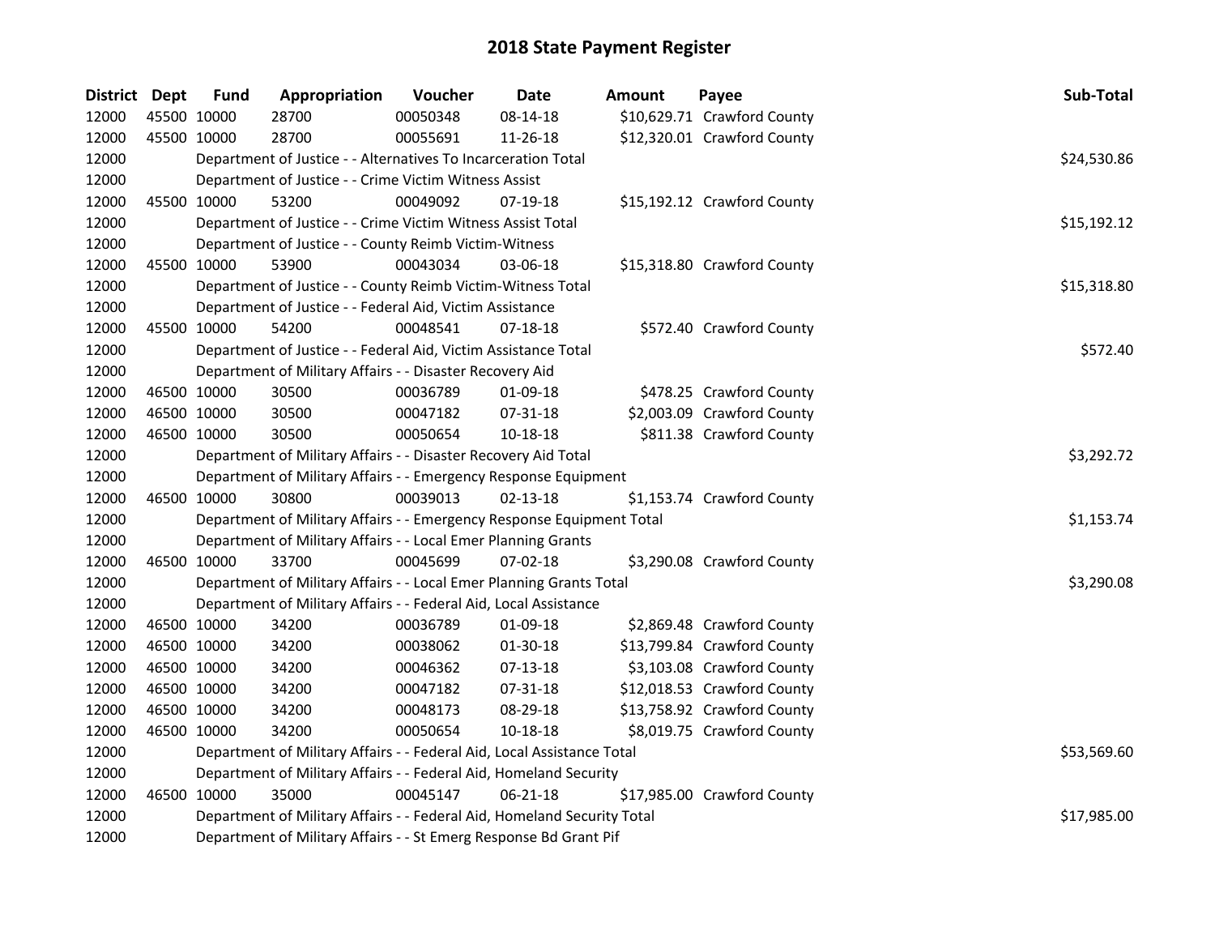# 2018 State Payment Register

| District | Dept | Fund | Appropriation | Voucher | Date | Amount | Payee | Sub-Total |
|---|---|---|---|---|---|---|---|---|
| 12000 | 45500 | 10000 | 28700 | 00050348 | 08-14-18 | $10,629.71 | Crawford County | |
| 12000 | 45500 | 10000 | 28700 | 00055691 | 11-26-18 | $12,320.01 | Crawford County | |
| 12000 | | Department of Justice - - Alternatives To Incarceration Total | | | | | | $24,530.86 |
| 12000 | | Department of Justice - - Crime Victim Witness Assist | | | | | | |
| 12000 | 45500 | 10000 | 53200 | 00049092 | 07-19-18 | $15,192.12 | Crawford County | |
| 12000 | | Department of Justice - - Crime Victim Witness Assist Total | | | | | | $15,192.12 |
| 12000 | | Department of Justice - - County Reimb Victim-Witness | | | | | | |
| 12000 | 45500 | 10000 | 53900 | 00043034 | 03-06-18 | $15,318.80 | Crawford County | |
| 12000 | | Department of Justice - - County Reimb Victim-Witness Total | | | | | | $15,318.80 |
| 12000 | | Department of Justice - - Federal Aid, Victim Assistance | | | | | | |
| 12000 | 45500 | 10000 | 54200 | 00048541 | 07-18-18 | $572.40 | Crawford County | |
| 12000 | | Department of Justice - - Federal Aid, Victim Assistance Total | | | | | | $572.40 |
| 12000 | | Department of Military Affairs - - Disaster Recovery Aid | | | | | | |
| 12000 | 46500 | 10000 | 30500 | 00036789 | 01-09-18 | $478.25 | Crawford County | |
| 12000 | 46500 | 10000 | 30500 | 00047182 | 07-31-18 | $2,003.09 | Crawford County | |
| 12000 | 46500 | 10000 | 30500 | 00050654 | 10-18-18 | $811.38 | Crawford County | |
| 12000 | | Department of Military Affairs - - Disaster Recovery Aid Total | | | | | | $3,292.72 |
| 12000 | | Department of Military Affairs - - Emergency Response Equipment | | | | | | |
| 12000 | 46500 | 10000 | 30800 | 00039013 | 02-13-18 | $1,153.74 | Crawford County | |
| 12000 | | Department of Military Affairs - - Emergency Response Equipment Total | | | | | | $1,153.74 |
| 12000 | | Department of Military Affairs - - Local Emer Planning Grants | | | | | | |
| 12000 | 46500 | 10000 | 33700 | 00045699 | 07-02-18 | $3,290.08 | Crawford County | |
| 12000 | | Department of Military Affairs - - Local Emer Planning Grants Total | | | | | | $3,290.08 |
| 12000 | | Department of Military Affairs - - Federal Aid, Local Assistance | | | | | | |
| 12000 | 46500 | 10000 | 34200 | 00036789 | 01-09-18 | $2,869.48 | Crawford County | |
| 12000 | 46500 | 10000 | 34200 | 00038062 | 01-30-18 | $13,799.84 | Crawford County | |
| 12000 | 46500 | 10000 | 34200 | 00046362 | 07-13-18 | $3,103.08 | Crawford County | |
| 12000 | 46500 | 10000 | 34200 | 00047182 | 07-31-18 | $12,018.53 | Crawford County | |
| 12000 | 46500 | 10000 | 34200 | 00048173 | 08-29-18 | $13,758.92 | Crawford County | |
| 12000 | 46500 | 10000 | 34200 | 00050654 | 10-18-18 | $8,019.75 | Crawford County | |
| 12000 | | Department of Military Affairs - - Federal Aid, Local Assistance Total | | | | | | $53,569.60 |
| 12000 | | Department of Military Affairs - - Federal Aid, Homeland Security | | | | | | |
| 12000 | 46500 | 10000 | 35000 | 00045147 | 06-21-18 | $17,985.00 | Crawford County | |
| 12000 | | Department of Military Affairs - - Federal Aid, Homeland Security Total | | | | | | $17,985.00 |
| 12000 | | Department of Military Affairs - - St Emerg Response Bd Grant Pif | | | | | | |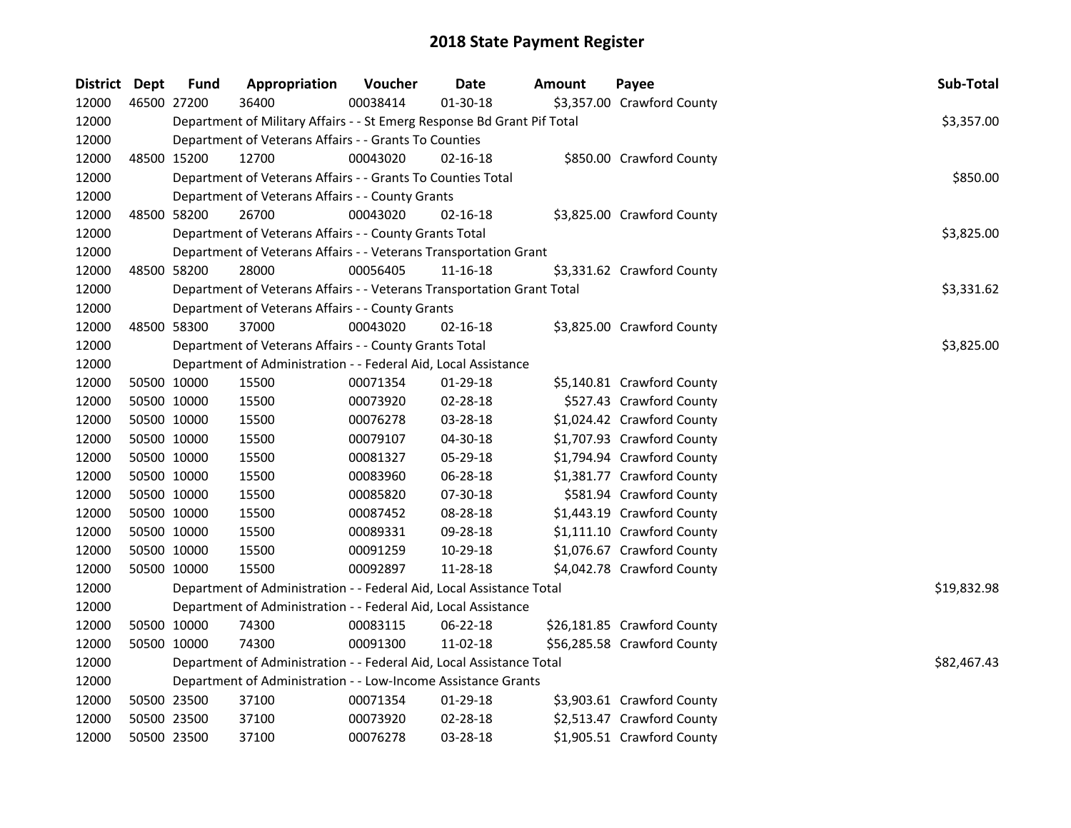# 2018 State Payment Register

| District | Dept | Fund | Appropriation | Voucher | Date | Amount | Payee | Sub-Total |
|---|---|---|---|---|---|---|---|---|
| 12000 | 46500 | 27200 | 36400 | 00038414 | 01-30-18 | $3,357.00 | Crawford County | |
| 12000 | | Department of Military Affairs - - St Emerg Response Bd Grant Pif Total | | | | | | $3,357.00 |
| 12000 | | Department of Veterans Affairs - - Grants To Counties | | | | | | |
| 12000 | 48500 | 15200 | 12700 | 00043020 | 02-16-18 | $850.00 | Crawford County | |
| 12000 | | Department of Veterans Affairs - - Grants To Counties Total | | | | | | $850.00 |
| 12000 | | Department of Veterans Affairs - - County Grants | | | | | | |
| 12000 | 48500 | 58200 | 26700 | 00043020 | 02-16-18 | $3,825.00 | Crawford County | |
| 12000 | | Department of Veterans Affairs - - County Grants Total | | | | | | $3,825.00 |
| 12000 | | Department of Veterans Affairs - - Veterans Transportation Grant | | | | | | |
| 12000 | 48500 | 58200 | 28000 | 00056405 | 11-16-18 | $3,331.62 | Crawford County | |
| 12000 | | Department of Veterans Affairs - - Veterans Transportation Grant Total | | | | | | $3,331.62 |
| 12000 | | Department of Veterans Affairs - - County Grants | | | | | | |
| 12000 | 48500 | 58300 | 37000 | 00043020 | 02-16-18 | $3,825.00 | Crawford County | |
| 12000 | | Department of Veterans Affairs - - County Grants Total | | | | | | $3,825.00 |
| 12000 | | Department of Administration - - Federal Aid, Local Assistance | | | | | | |
| 12000 | 50500 | 10000 | 15500 | 00071354 | 01-29-18 | $5,140.81 | Crawford County | |
| 12000 | 50500 | 10000 | 15500 | 00073920 | 02-28-18 | $527.43 | Crawford County | |
| 12000 | 50500 | 10000 | 15500 | 00076278 | 03-28-18 | $1,024.42 | Crawford County | |
| 12000 | 50500 | 10000 | 15500 | 00079107 | 04-30-18 | $1,707.93 | Crawford County | |
| 12000 | 50500 | 10000 | 15500 | 00081327 | 05-29-18 | $1,794.94 | Crawford County | |
| 12000 | 50500 | 10000 | 15500 | 00083960 | 06-28-18 | $1,381.77 | Crawford County | |
| 12000 | 50500 | 10000 | 15500 | 00085820 | 07-30-18 | $581.94 | Crawford County | |
| 12000 | 50500 | 10000 | 15500 | 00087452 | 08-28-18 | $1,443.19 | Crawford County | |
| 12000 | 50500 | 10000 | 15500 | 00089331 | 09-28-18 | $1,111.10 | Crawford County | |
| 12000 | 50500 | 10000 | 15500 | 00091259 | 10-29-18 | $1,076.67 | Crawford County | |
| 12000 | 50500 | 10000 | 15500 | 00092897 | 11-28-18 | $4,042.78 | Crawford County | |
| 12000 | | Department of Administration - - Federal Aid, Local Assistance Total | | | | | | $19,832.98 |
| 12000 | | Department of Administration - - Federal Aid, Local Assistance | | | | | | |
| 12000 | 50500 | 10000 | 74300 | 00083115 | 06-22-18 | $26,181.85 | Crawford County | |
| 12000 | 50500 | 10000 | 74300 | 00091300 | 11-02-18 | $56,285.58 | Crawford County | |
| 12000 | | Department of Administration - - Federal Aid, Local Assistance Total | | | | | | $82,467.43 |
| 12000 | | Department of Administration - - Low-Income Assistance Grants | | | | | | |
| 12000 | 50500 | 23500 | 37100 | 00071354 | 01-29-18 | $3,903.61 | Crawford County | |
| 12000 | 50500 | 23500 | 37100 | 00073920 | 02-28-18 | $2,513.47 | Crawford County | |
| 12000 | 50500 | 23500 | 37100 | 00076278 | 03-28-18 | $1,905.51 | Crawford County | |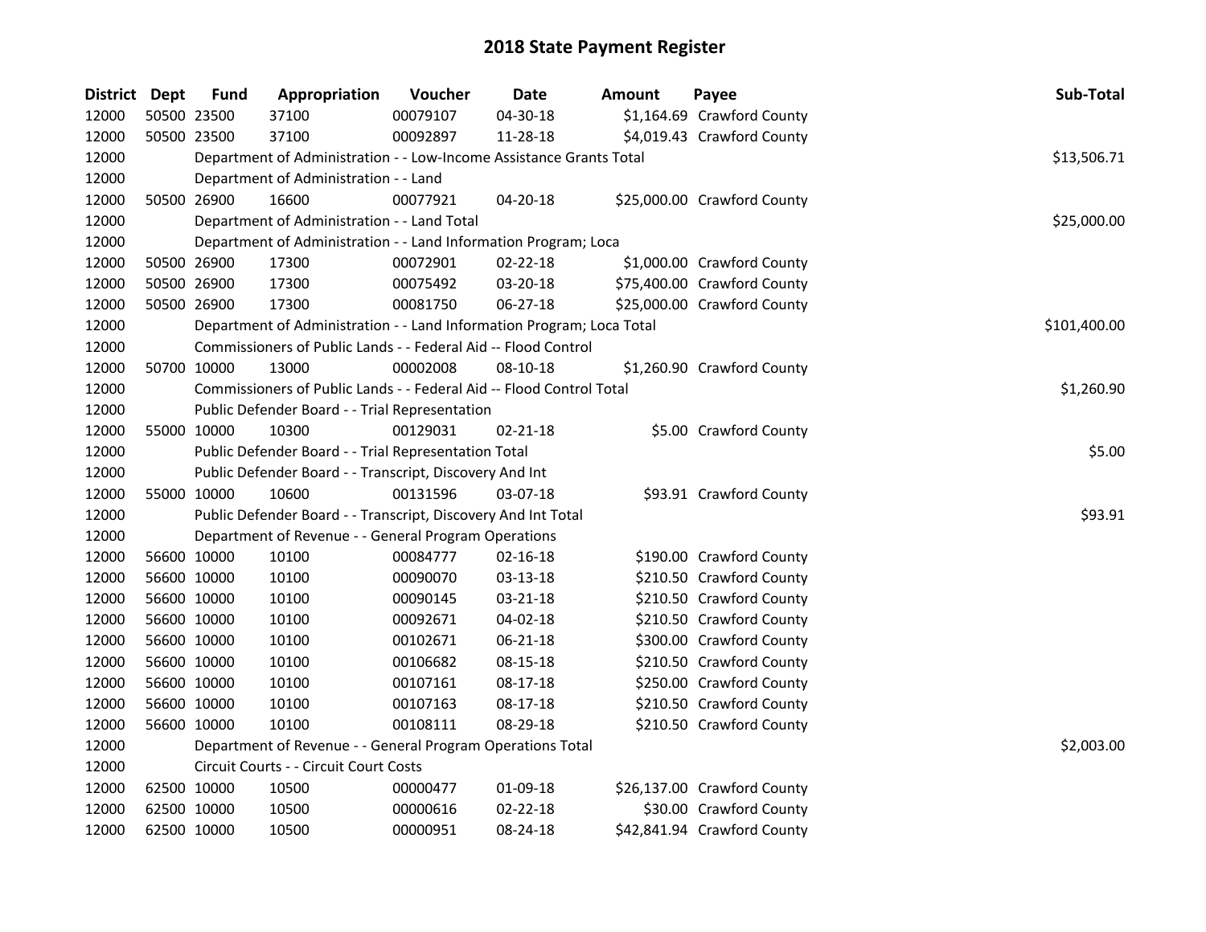# 2018 State Payment Register

| District | Dept | Fund | Appropriation | Voucher | Date | Amount | Payee | Sub-Total |
|---|---|---|---|---|---|---|---|---|
| 12000 | 50500 | 23500 | 37100 | 00079107 | 04-30-18 | $1,164.69 | Crawford County | |
| 12000 | 50500 | 23500 | 37100 | 00092897 | 11-28-18 | $4,019.43 | Crawford County | |
| 12000 | | Department of Administration - - Low-Income Assistance Grants Total | | | | | | $13,506.71 |
| 12000 | | Department of Administration - - Land | | | | | | |
| 12000 | 50500 | 26900 | 16600 | 00077921 | 04-20-18 | $25,000.00 | Crawford County | |
| 12000 | | Department of Administration - - Land Total | | | | | | $25,000.00 |
| 12000 | | Department of Administration - - Land Information Program; Loca | | | | | | |
| 12000 | 50500 | 26900 | 17300 | 00072901 | 02-22-18 | $1,000.00 | Crawford County | |
| 12000 | 50500 | 26900 | 17300 | 00075492 | 03-20-18 | $75,400.00 | Crawford County | |
| 12000 | 50500 | 26900 | 17300 | 00081750 | 06-27-18 | $25,000.00 | Crawford County | |
| 12000 | | Department of Administration - - Land Information Program; Loca Total | | | | | | $101,400.00 |
| 12000 | | Commissioners of Public Lands - - Federal Aid -- Flood Control | | | | | | |
| 12000 | 50700 | 10000 | 13000 | 00002008 | 08-10-18 | $1,260.90 | Crawford County | |
| 12000 | | Commissioners of Public Lands - - Federal Aid -- Flood Control Total | | | | | | $1,260.90 |
| 12000 | | Public Defender Board - - Trial Representation | | | | | | |
| 12000 | 55000 | 10000 | 10300 | 00129031 | 02-21-18 | $5.00 | Crawford County | |
| 12000 | | Public Defender Board - - Trial Representation Total | | | | | | $5.00 |
| 12000 | | Public Defender Board - - Transcript, Discovery And Int | | | | | | |
| 12000 | 55000 | 10000 | 10600 | 00131596 | 03-07-18 | $93.91 | Crawford County | |
| 12000 | | Public Defender Board - - Transcript, Discovery And Int Total | | | | | | $93.91 |
| 12000 | | Department of Revenue - - General Program Operations | | | | | | |
| 12000 | 56600 | 10000 | 10100 | 00084777 | 02-16-18 | $190.00 | Crawford County | |
| 12000 | 56600 | 10000 | 10100 | 00090070 | 03-13-18 | $210.50 | Crawford County | |
| 12000 | 56600 | 10000 | 10100 | 00090145 | 03-21-18 | $210.50 | Crawford County | |
| 12000 | 56600 | 10000 | 10100 | 00092671 | 04-02-18 | $210.50 | Crawford County | |
| 12000 | 56600 | 10000 | 10100 | 00102671 | 06-21-18 | $300.00 | Crawford County | |
| 12000 | 56600 | 10000 | 10100 | 00106682 | 08-15-18 | $210.50 | Crawford County | |
| 12000 | 56600 | 10000 | 10100 | 00107161 | 08-17-18 | $250.00 | Crawford County | |
| 12000 | 56600 | 10000 | 10100 | 00107163 | 08-17-18 | $210.50 | Crawford County | |
| 12000 | 56600 | 10000 | 10100 | 00108111 | 08-29-18 | $210.50 | Crawford County | |
| 12000 | | Department of Revenue - - General Program Operations Total | | | | | | $2,003.00 |
| 12000 | | Circuit Courts - - Circuit Court Costs | | | | | | |
| 12000 | 62500 | 10000 | 10500 | 00000477 | 01-09-18 | $26,137.00 | Crawford County | |
| 12000 | 62500 | 10000 | 10500 | 00000616 | 02-22-18 | $30.00 | Crawford County | |
| 12000 | 62500 | 10000 | 10500 | 00000951 | 08-24-18 | $42,841.94 | Crawford County | |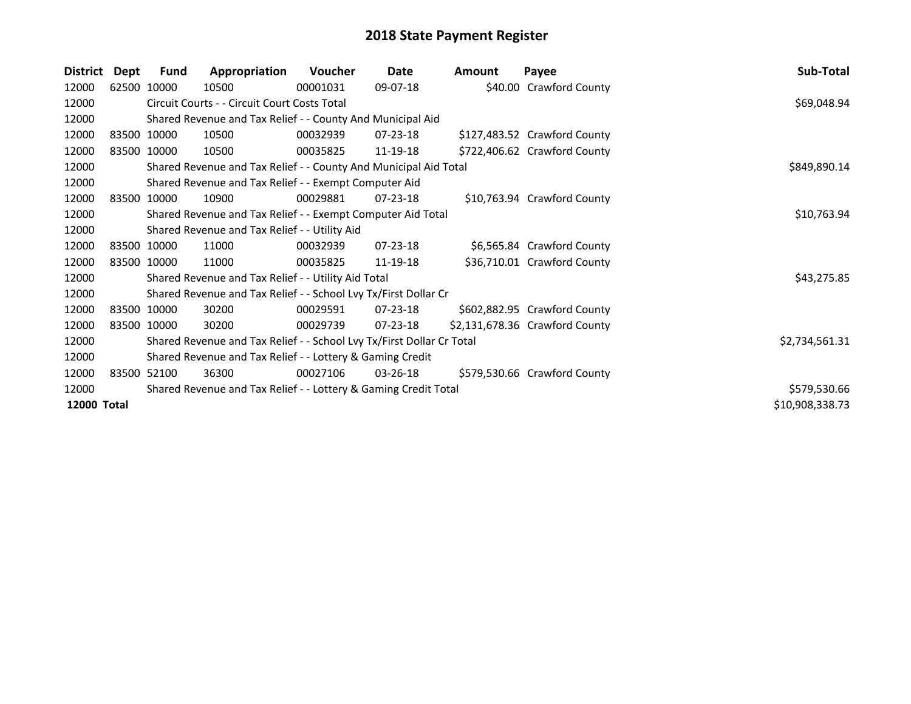## 2018 State Payment Register

| District | Dept | Fund | Appropriation | Voucher | Date | Amount | Payee | Sub-Total |
|---|---|---|---|---|---|---|---|---|
| 12000 | 62500 | 10000 | 10500 | 00001031 | 09-07-18 | $40.00 | Crawford County | |
| 12000 | | Circuit Courts - - Circuit Court Costs Total | | | | | | $69,048.94 |
| 12000 | | Shared Revenue and Tax Relief - - County And Municipal Aid | | | | | | |
| 12000 | 83500 | 10000 | 10500 | 00032939 | 07-23-18 | $127,483.52 | Crawford County | |
| 12000 | 83500 | 10000 | 10500 | 00035825 | 11-19-18 | $722,406.62 | Crawford County | |
| 12000 | | Shared Revenue and Tax Relief - - County And Municipal Aid Total | | | | | | $849,890.14 |
| 12000 | | Shared Revenue and Tax Relief - - Exempt Computer Aid | | | | | | |
| 12000 | 83500 | 10000 | 10900 | 00029881 | 07-23-18 | $10,763.94 | Crawford County | |
| 12000 | | Shared Revenue and Tax Relief - - Exempt Computer Aid Total | | | | | | $10,763.94 |
| 12000 | | Shared Revenue and Tax Relief - - Utility Aid | | | | | | |
| 12000 | 83500 | 10000 | 11000 | 00032939 | 07-23-18 | $6,565.84 | Crawford County | |
| 12000 | 83500 | 10000 | 11000 | 00035825 | 11-19-18 | $36,710.01 | Crawford County | |
| 12000 | | Shared Revenue and Tax Relief - - Utility Aid Total | | | | | | $43,275.85 |
| 12000 | | Shared Revenue and Tax Relief - - School Lvy Tx/First Dollar Cr | | | | | | |
| 12000 | 83500 | 10000 | 30200 | 00029591 | 07-23-18 | $602,882.95 | Crawford County | |
| 12000 | 83500 | 10000 | 30200 | 00029739 | 07-23-18 | $2,131,678.36 | Crawford County | |
| 12000 | | Shared Revenue and Tax Relief - - School Lvy Tx/First Dollar Cr Total | | | | | | $2,734,561.31 |
| 12000 | | Shared Revenue and Tax Relief - - Lottery & Gaming Credit | | | | | | |
| 12000 | 83500 | 52100 | 36300 | 00027106 | 03-26-18 | $579,530.66 | Crawford County | |
| 12000 | | Shared Revenue and Tax Relief - - Lottery & Gaming Credit Total | | | | | | $579,530.66 |
| **12000 Total** | | | | | | | | $10,908,338.73 |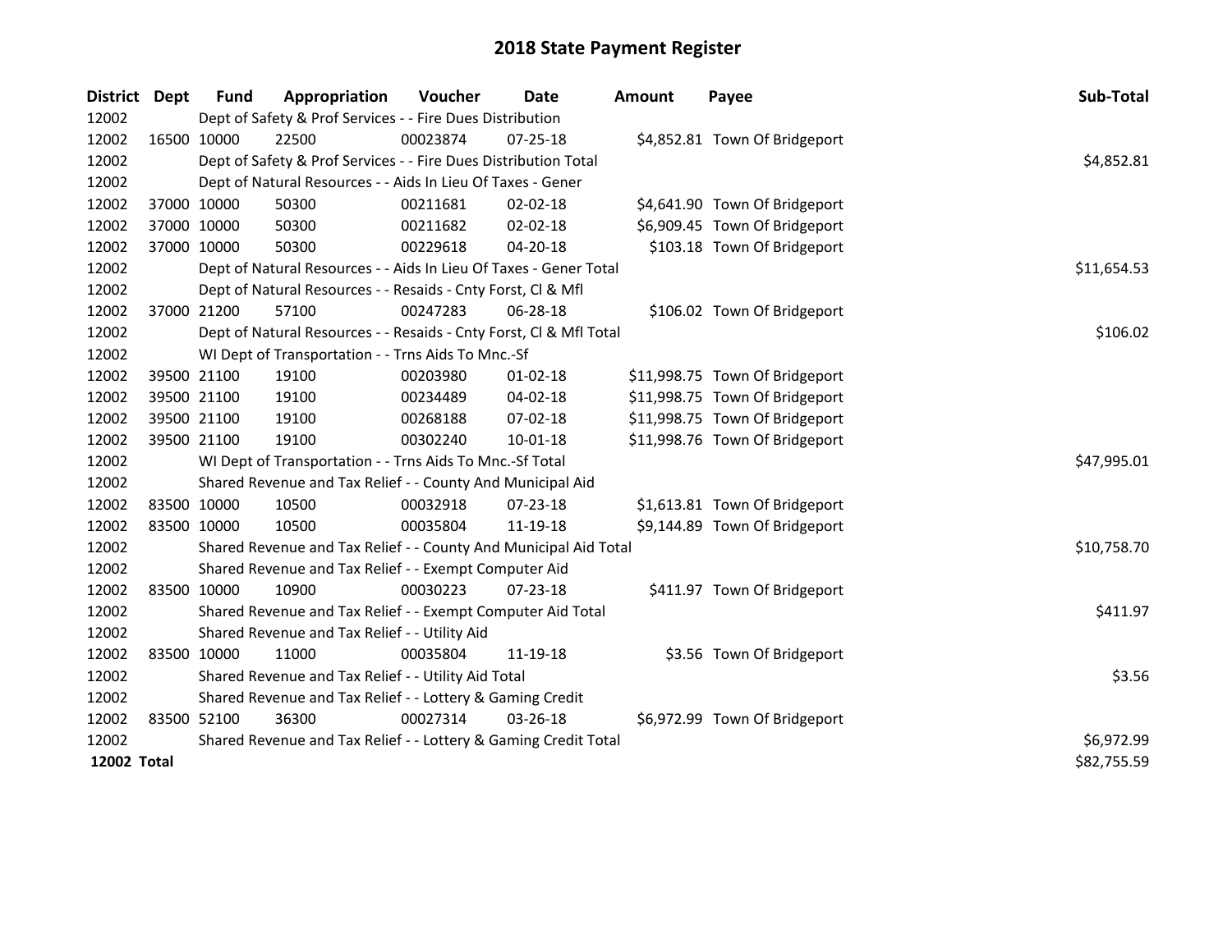# 2018 State Payment Register

| District | Dept | Fund | Appropriation | Voucher | Date | Amount | Payee | Sub-Total |
|---|---|---|---|---|---|---|---|---|
| 12002 | | Dept of Safety & Prof Services - - Fire Dues Distribution | | | | | | |
| 12002 | 16500 | 10000 | 22500 | 00023874 | 07-25-18 | $4,852.81 | Town Of Bridgeport | |
| 12002 | | Dept of Safety & Prof Services - - Fire Dues Distribution Total | | | | | | $4,852.81 |
| 12002 | | Dept of Natural Resources - - Aids In Lieu Of Taxes - Gener | | | | | | |
| 12002 | 37000 | 10000 | 50300 | 00211681 | 02-02-18 | $4,641.90 | Town Of Bridgeport | |
| 12002 | 37000 | 10000 | 50300 | 00211682 | 02-02-18 | $6,909.45 | Town Of Bridgeport | |
| 12002 | 37000 | 10000 | 50300 | 00229618 | 04-20-18 | $103.18 | Town Of Bridgeport | |
| 12002 | | Dept of Natural Resources - - Aids In Lieu Of Taxes - Gener Total | | | | | | $11,654.53 |
| 12002 | | Dept of Natural Resources - - Resaids - Cnty Forst, Cl & Mfl | | | | | | |
| 12002 | 37000 | 21200 | 57100 | 00247283 | 06-28-18 | $106.02 | Town Of Bridgeport | |
| 12002 | | Dept of Natural Resources - - Resaids - Cnty Forst, Cl & Mfl Total | | | | | | $106.02 |
| 12002 | | WI Dept of Transportation - - Trns Aids To Mnc.-Sf | | | | | | |
| 12002 | 39500 | 21100 | 19100 | 00203980 | 01-02-18 | $11,998.75 | Town Of Bridgeport | |
| 12002 | 39500 | 21100 | 19100 | 00234489 | 04-02-18 | $11,998.75 | Town Of Bridgeport | |
| 12002 | 39500 | 21100 | 19100 | 00268188 | 07-02-18 | $11,998.75 | Town Of Bridgeport | |
| 12002 | 39500 | 21100 | 19100 | 00302240 | 10-01-18 | $11,998.76 | Town Of Bridgeport | |
| 12002 | | WI Dept of Transportation - - Trns Aids To Mnc.-Sf Total | | | | | | $47,995.01 |
| 12002 | | Shared Revenue and Tax Relief - - County And Municipal Aid | | | | | | |
| 12002 | 83500 | 10000 | 10500 | 00032918 | 07-23-18 | $1,613.81 | Town Of Bridgeport | |
| 12002 | 83500 | 10000 | 10500 | 00035804 | 11-19-18 | $9,144.89 | Town Of Bridgeport | |
| 12002 | | Shared Revenue and Tax Relief - - County And Municipal Aid Total | | | | | | $10,758.70 |
| 12002 | | Shared Revenue and Tax Relief - - Exempt Computer Aid | | | | | | |
| 12002 | 83500 | 10000 | 10900 | 00030223 | 07-23-18 | $411.97 | Town Of Bridgeport | |
| 12002 | | Shared Revenue and Tax Relief - - Exempt Computer Aid Total | | | | | | $411.97 |
| 12002 | | Shared Revenue and Tax Relief - - Utility Aid | | | | | | |
| 12002 | 83500 | 10000 | 11000 | 00035804 | 11-19-18 | $3.56 | Town Of Bridgeport | |
| 12002 | | Shared Revenue and Tax Relief - - Utility Aid Total | | | | | | $3.56 |
| 12002 | | Shared Revenue and Tax Relief - - Lottery & Gaming Credit | | | | | | |
| 12002 | 83500 | 52100 | 36300 | 00027314 | 03-26-18 | $6,972.99 | Town Of Bridgeport | |
| 12002 | | Shared Revenue and Tax Relief - - Lottery & Gaming Credit Total | | | | | | $6,972.99 |
| **12002** | **Total** | | | | | | | $82,755.59 |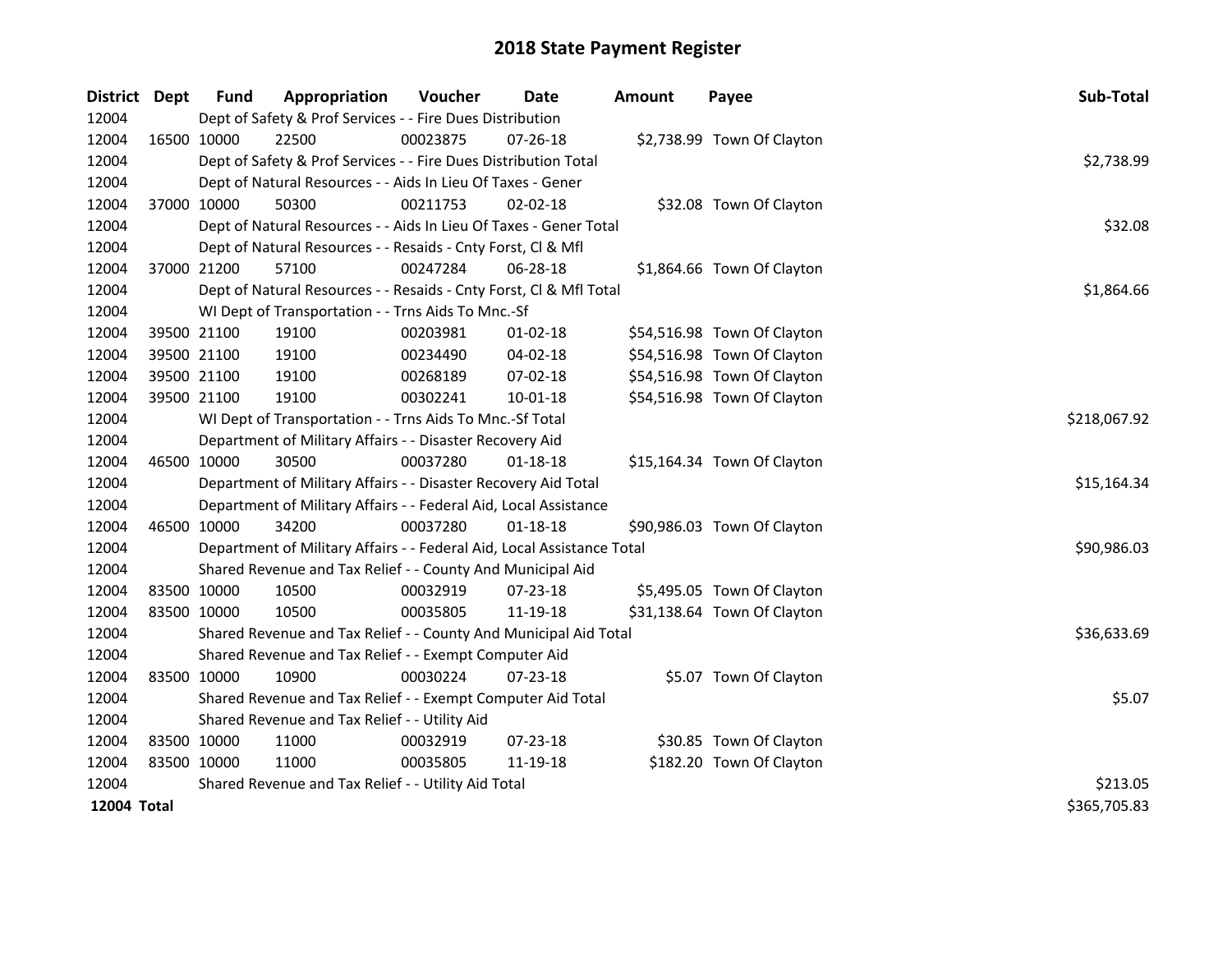# 2018 State Payment Register

| District | Dept | Fund | Appropriation | Voucher | Date | Amount | Payee | Sub-Total |
|---|---|---|---|---|---|---|---|---|
| 12004 | | Dept of Safety & Prof Services - - Fire Dues Distribution | | | | | | |
| 12004 | 16500 | 10000 | 22500 | 00023875 | 07-26-18 | $2,738.99 | Town Of Clayton | |
| 12004 | | Dept of Safety & Prof Services - - Fire Dues Distribution Total | | | | | | $2,738.99 |
| 12004 | | Dept of Natural Resources - - Aids In Lieu Of Taxes - Gener | | | | | | |
| 12004 | 37000 | 10000 | 50300 | 00211753 | 02-02-18 | $32.08 | Town Of Clayton | |
| 12004 | | Dept of Natural Resources - - Aids In Lieu Of Taxes - Gener Total | | | | | | $32.08 |
| 12004 | | Dept of Natural Resources - - Resaids - Cnty Forst, Cl & Mfl | | | | | | |
| 12004 | 37000 | 21200 | 57100 | 00247284 | 06-28-18 | $1,864.66 | Town Of Clayton | |
| 12004 | | Dept of Natural Resources - - Resaids - Cnty Forst, Cl & Mfl Total | | | | | | $1,864.66 |
| 12004 | | WI Dept of Transportation - - Trns Aids To Mnc.-Sf | | | | | | |
| 12004 | 39500 | 21100 | 19100 | 00203981 | 01-02-18 | $54,516.98 | Town Of Clayton | |
| 12004 | 39500 | 21100 | 19100 | 00234490 | 04-02-18 | $54,516.98 | Town Of Clayton | |
| 12004 | 39500 | 21100 | 19100 | 00268189 | 07-02-18 | $54,516.98 | Town Of Clayton | |
| 12004 | 39500 | 21100 | 19100 | 00302241 | 10-01-18 | $54,516.98 | Town Of Clayton | |
| 12004 | | WI Dept of Transportation - - Trns Aids To Mnc.-Sf Total | | | | | | $218,067.92 |
| 12004 | | Department of Military Affairs - - Disaster Recovery Aid | | | | | | |
| 12004 | 46500 | 10000 | 30500 | 00037280 | 01-18-18 | $15,164.34 | Town Of Clayton | |
| 12004 | | Department of Military Affairs - - Disaster Recovery Aid Total | | | | | | $15,164.34 |
| 12004 | | Department of Military Affairs - - Federal Aid, Local Assistance | | | | | | |
| 12004 | 46500 | 10000 | 34200 | 00037280 | 01-18-18 | $90,986.03 | Town Of Clayton | |
| 12004 | | Department of Military Affairs - - Federal Aid, Local Assistance Total | | | | | | $90,986.03 |
| 12004 | | Shared Revenue and Tax Relief - - County And Municipal Aid | | | | | | |
| 12004 | 83500 | 10000 | 10500 | 00032919 | 07-23-18 | $5,495.05 | Town Of Clayton | |
| 12004 | 83500 | 10000 | 10500 | 00035805 | 11-19-18 | $31,138.64 | Town Of Clayton | |
| 12004 | | Shared Revenue and Tax Relief - - County And Municipal Aid Total | | | | | | $36,633.69 |
| 12004 | | Shared Revenue and Tax Relief - - Exempt Computer Aid | | | | | | |
| 12004 | 83500 | 10000 | 10900 | 00030224 | 07-23-18 | $5.07 | Town Of Clayton | |
| 12004 | | Shared Revenue and Tax Relief - - Exempt Computer Aid Total | | | | | | $5.07 |
| 12004 | | Shared Revenue and Tax Relief - - Utility Aid | | | | | | |
| 12004 | 83500 | 10000 | 11000 | 00032919 | 07-23-18 | $30.85 | Town Of Clayton | |
| 12004 | 83500 | 10000 | 11000 | 00035805 | 11-19-18 | $182.20 | Town Of Clayton | |
| 12004 | | Shared Revenue and Tax Relief - - Utility Aid Total | | | | | | $213.05 |
| **12004 Total** | | | | | | | | $365,705.83 |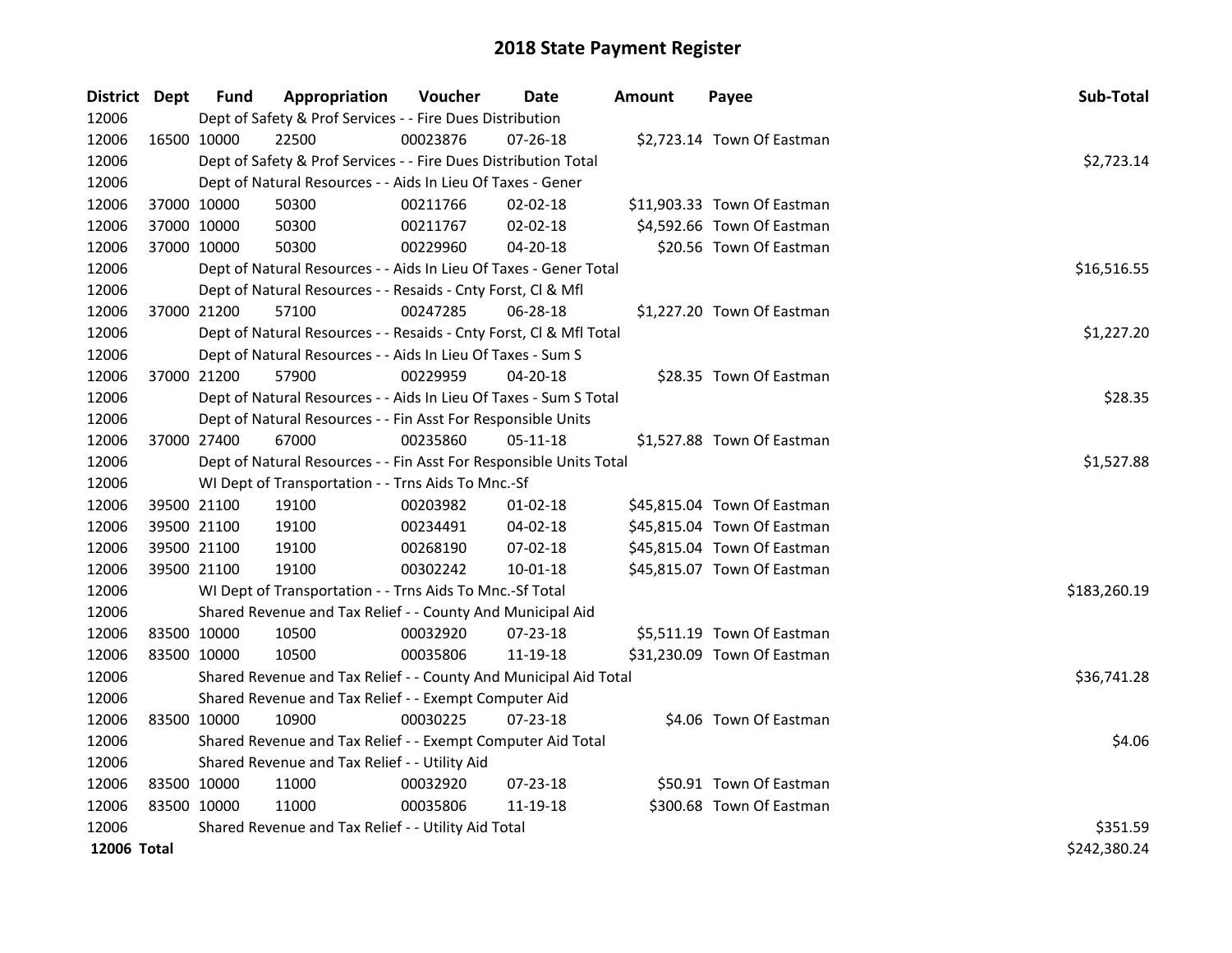# 2018 State Payment Register

| District | Dept | Fund | Appropriation | Voucher | Date | Amount | Payee | Sub-Total |
|---|---|---|---|---|---|---|---|---|
| 12006 | | Dept of Safety & Prof Services - - Fire Dues Distribution | | | | | | |
| 12006 | 16500 | 10000 | 22500 | 00023876 | 07-26-18 | $2,723.14 | Town Of Eastman | |
| 12006 | | Dept of Safety & Prof Services - - Fire Dues Distribution Total | | | | | | $2,723.14 |
| 12006 | | Dept of Natural Resources - - Aids In Lieu Of Taxes - Gener | | | | | | |
| 12006 | 37000 | 10000 | 50300 | 00211766 | 02-02-18 | $11,903.33 | Town Of Eastman | |
| 12006 | 37000 | 10000 | 50300 | 00211767 | 02-02-18 | $4,592.66 | Town Of Eastman | |
| 12006 | 37000 | 10000 | 50300 | 00229960 | 04-20-18 | $20.56 | Town Of Eastman | |
| 12006 | | Dept of Natural Resources - - Aids In Lieu Of Taxes - Gener Total | | | | | | $16,516.55 |
| 12006 | | Dept of Natural Resources - - Resaids - Cnty Forst, Cl & Mfl | | | | | | |
| 12006 | 37000 | 21200 | 57100 | 00247285 | 06-28-18 | $1,227.20 | Town Of Eastman | |
| 12006 | | Dept of Natural Resources - - Resaids - Cnty Forst, Cl & Mfl Total | | | | | | $1,227.20 |
| 12006 | | Dept of Natural Resources - - Aids In Lieu Of Taxes - Sum S | | | | | | |
| 12006 | 37000 | 21200 | 57900 | 00229959 | 04-20-18 | $28.35 | Town Of Eastman | |
| 12006 | | Dept of Natural Resources - - Aids In Lieu Of Taxes - Sum S Total | | | | | | $28.35 |
| 12006 | | Dept of Natural Resources - - Fin Asst For Responsible Units | | | | | | |
| 12006 | 37000 | 27400 | 67000 | 00235860 | 05-11-18 | $1,527.88 | Town Of Eastman | |
| 12006 | | Dept of Natural Resources - - Fin Asst For Responsible Units Total | | | | | | $1,527.88 |
| 12006 | | WI Dept of Transportation - - Trns Aids To Mnc.-Sf | | | | | | |
| 12006 | 39500 | 21100 | 19100 | 00203982 | 01-02-18 | $45,815.04 | Town Of Eastman | |
| 12006 | 39500 | 21100 | 19100 | 00234491 | 04-02-18 | $45,815.04 | Town Of Eastman | |
| 12006 | 39500 | 21100 | 19100 | 00268190 | 07-02-18 | $45,815.04 | Town Of Eastman | |
| 12006 | 39500 | 21100 | 19100 | 00302242 | 10-01-18 | $45,815.07 | Town Of Eastman | |
| 12006 | | WI Dept of Transportation - - Trns Aids To Mnc.-Sf Total | | | | | | $183,260.19 |
| 12006 | | Shared Revenue and Tax Relief - - County And Municipal Aid | | | | | | |
| 12006 | 83500 | 10000 | 10500 | 00032920 | 07-23-18 | $5,511.19 | Town Of Eastman | |
| 12006 | 83500 | 10000 | 10500 | 00035806 | 11-19-18 | $31,230.09 | Town Of Eastman | |
| 12006 | | Shared Revenue and Tax Relief - - County And Municipal Aid Total | | | | | | $36,741.28 |
| 12006 | | Shared Revenue and Tax Relief - - Exempt Computer Aid | | | | | | |
| 12006 | 83500 | 10000 | 10900 | 00030225 | 07-23-18 | $4.06 | Town Of Eastman | |
| 12006 | | Shared Revenue and Tax Relief - - Exempt Computer Aid Total | | | | | | $4.06 |
| 12006 | | Shared Revenue and Tax Relief - - Utility Aid | | | | | | |
| 12006 | 83500 | 10000 | 11000 | 00032920 | 07-23-18 | $50.91 | Town Of Eastman | |
| 12006 | 83500 | 10000 | 11000 | 00035806 | 11-19-18 | $300.68 | Town Of Eastman | |
| 12006 | | Shared Revenue and Tax Relief - - Utility Aid Total | | | | | | $351.59 |
| **12006 Total** | | | | | | | | $242,380.24 |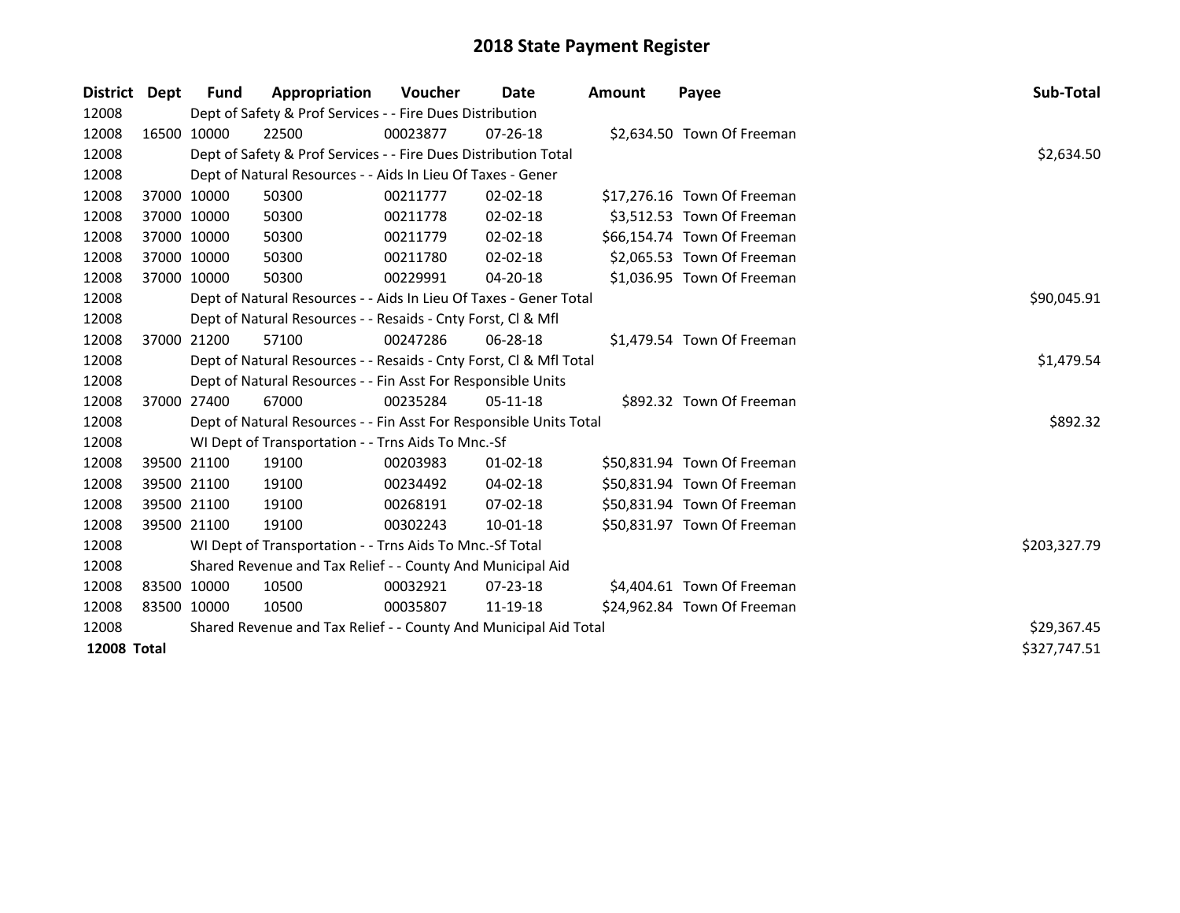# 2018 State Payment Register

| District | Dept | Fund | Appropriation | Voucher | Date | Amount | Payee | Sub-Total |
|---|---|---|---|---|---|---|---|---|
| 12008 | | Dept of Safety & Prof Services - - Fire Dues Distribution | | | | | | |
| 12008 | 16500 | 10000 | 22500 | 00023877 | 07-26-18 | $2,634.50 | Town Of Freeman | |
| 12008 | | Dept of Safety & Prof Services - - Fire Dues Distribution Total | | | | | | $2,634.50 |
| 12008 | | Dept of Natural Resources - - Aids In Lieu Of Taxes - Gener | | | | | | |
| 12008 | 37000 | 10000 | 50300 | 00211777 | 02-02-18 | $17,276.16 | Town Of Freeman | |
| 12008 | 37000 | 10000 | 50300 | 00211778 | 02-02-18 | $3,512.53 | Town Of Freeman | |
| 12008 | 37000 | 10000 | 50300 | 00211779 | 02-02-18 | $66,154.74 | Town Of Freeman | |
| 12008 | 37000 | 10000 | 50300 | 00211780 | 02-02-18 | $2,065.53 | Town Of Freeman | |
| 12008 | 37000 | 10000 | 50300 | 00229991 | 04-20-18 | $1,036.95 | Town Of Freeman | |
| 12008 | | Dept of Natural Resources - - Aids In Lieu Of Taxes - Gener Total | | | | | | $90,045.91 |
| 12008 | | Dept of Natural Resources - - Resaids - Cnty Forst, Cl & Mfl | | | | | | |
| 12008 | 37000 | 21200 | 57100 | 00247286 | 06-28-18 | $1,479.54 | Town Of Freeman | |
| 12008 | | Dept of Natural Resources - - Resaids - Cnty Forst, Cl & Mfl Total | | | | | | $1,479.54 |
| 12008 | | Dept of Natural Resources - - Fin Asst For Responsible Units | | | | | | |
| 12008 | 37000 | 27400 | 67000 | 00235284 | 05-11-18 | $892.32 | Town Of Freeman | |
| 12008 | | Dept of Natural Resources - - Fin Asst For Responsible Units Total | | | | | | $892.32 |
| 12008 | | WI Dept of Transportation - - Trns Aids To Mnc.-Sf | | | | | | |
| 12008 | 39500 | 21100 | 19100 | 00203983 | 01-02-18 | $50,831.94 | Town Of Freeman | |
| 12008 | 39500 | 21100 | 19100 | 00234492 | 04-02-18 | $50,831.94 | Town Of Freeman | |
| 12008 | 39500 | 21100 | 19100 | 00268191 | 07-02-18 | $50,831.94 | Town Of Freeman | |
| 12008 | 39500 | 21100 | 19100 | 00302243 | 10-01-18 | $50,831.97 | Town Of Freeman | |
| 12008 | | WI Dept of Transportation - - Trns Aids To Mnc.-Sf Total | | | | | | $203,327.79 |
| 12008 | | Shared Revenue and Tax Relief - - County And Municipal Aid | | | | | | |
| 12008 | 83500 | 10000 | 10500 | 00032921 | 07-23-18 | $4,404.61 | Town Of Freeman | |
| 12008 | 83500 | 10000 | 10500 | 00035807 | 11-19-18 | $24,962.84 | Town Of Freeman | |
| 12008 | | Shared Revenue and Tax Relief - - County And Municipal Aid Total | | | | | | $29,367.45 |
| **12008 Total** | | | | | | | | $327,747.51 |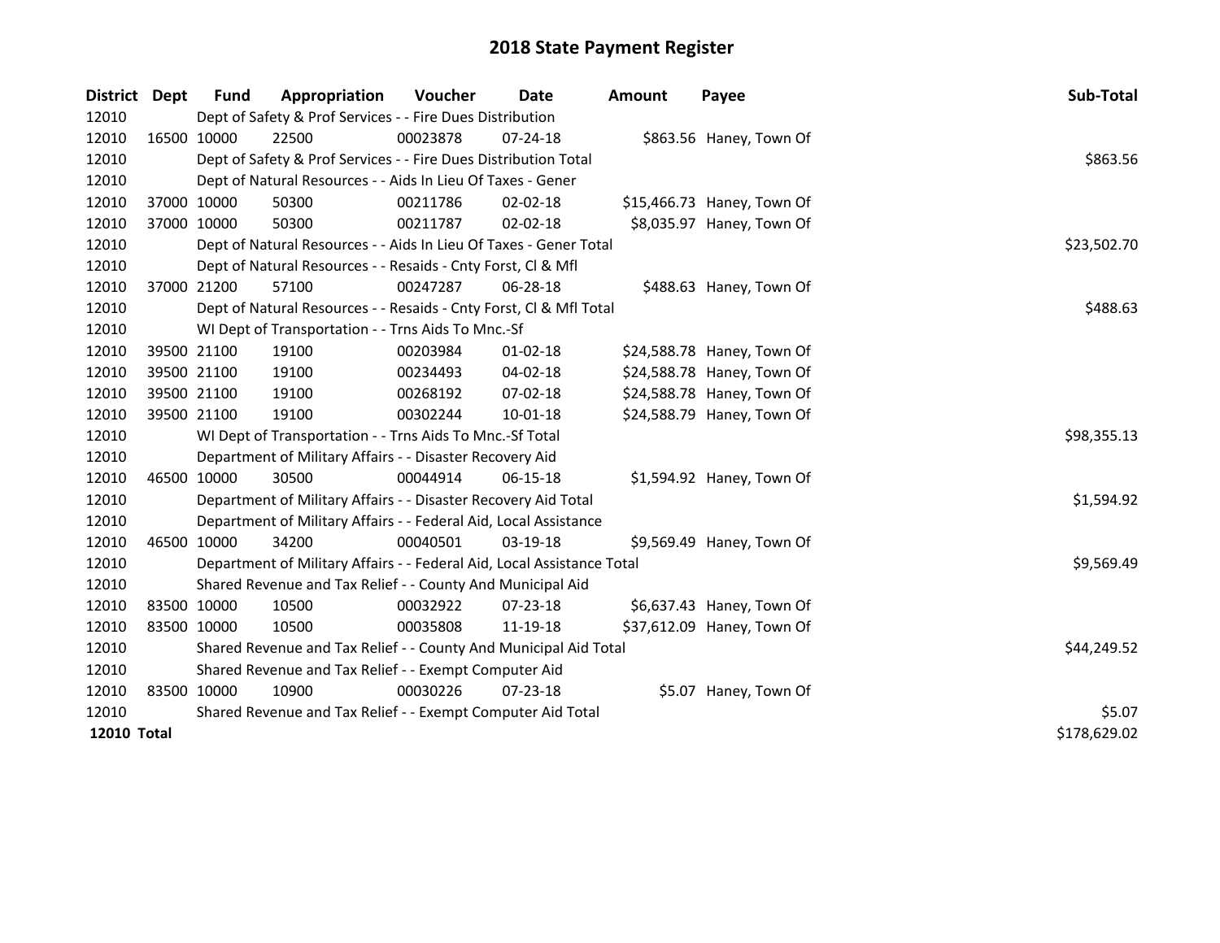# 2018 State Payment Register

| District | Dept | Fund | Appropriation | Voucher | Date | Amount | Payee | Sub-Total |
|---|---|---|---|---|---|---|---|---|
| 12010 | | Dept of Safety & Prof Services - - Fire Dues Distribution | | | | | | |
| 12010 | 16500 | 10000 | 22500 | 00023878 | 07-24-18 | $863.56 | Haney, Town Of | |
| 12010 | | Dept of Safety & Prof Services - - Fire Dues Distribution Total | | | | | | $863.56 |
| 12010 | | Dept of Natural Resources - - Aids In Lieu Of Taxes - Gener | | | | | | |
| 12010 | 37000 | 10000 | 50300 | 00211786 | 02-02-18 | $15,466.73 | Haney, Town Of | |
| 12010 | 37000 | 10000 | 50300 | 00211787 | 02-02-18 | $8,035.97 | Haney, Town Of | |
| 12010 | | Dept of Natural Resources - - Aids In Lieu Of Taxes - Gener Total | | | | | | $23,502.70 |
| 12010 | | Dept of Natural Resources - - Resaids - Cnty Forst, Cl & Mfl | | | | | | |
| 12010 | 37000 | 21200 | 57100 | 00247287 | 06-28-18 | $488.63 | Haney, Town Of | |
| 12010 | | Dept of Natural Resources - - Resaids - Cnty Forst, Cl & Mfl Total | | | | | | $488.63 |
| 12010 | | WI Dept of Transportation - - Trns Aids To Mnc.-Sf | | | | | | |
| 12010 | 39500 | 21100 | 19100 | 00203984 | 01-02-18 | $24,588.78 | Haney, Town Of | |
| 12010 | 39500 | 21100 | 19100 | 00234493 | 04-02-18 | $24,588.78 | Haney, Town Of | |
| 12010 | 39500 | 21100 | 19100 | 00268192 | 07-02-18 | $24,588.78 | Haney, Town Of | |
| 12010 | 39500 | 21100 | 19100 | 00302244 | 10-01-18 | $24,588.79 | Haney, Town Of | |
| 12010 | | WI Dept of Transportation - - Trns Aids To Mnc.-Sf Total | | | | | | $98,355.13 |
| 12010 | | Department of Military Affairs - - Disaster Recovery Aid | | | | | | |
| 12010 | 46500 | 10000 | 30500 | 00044914 | 06-15-18 | $1,594.92 | Haney, Town Of | |
| 12010 | | Department of Military Affairs - - Disaster Recovery Aid Total | | | | | | $1,594.92 |
| 12010 | | Department of Military Affairs - - Federal Aid, Local Assistance | | | | | | |
| 12010 | 46500 | 10000 | 34200 | 00040501 | 03-19-18 | $9,569.49 | Haney, Town Of | |
| 12010 | | Department of Military Affairs - - Federal Aid, Local Assistance Total | | | | | | $9,569.49 |
| 12010 | | Shared Revenue and Tax Relief - - County And Municipal Aid | | | | | | |
| 12010 | 83500 | 10000 | 10500 | 00032922 | 07-23-18 | $6,637.43 | Haney, Town Of | |
| 12010 | 83500 | 10000 | 10500 | 00035808 | 11-19-18 | $37,612.09 | Haney, Town Of | |
| 12010 | | Shared Revenue and Tax Relief - - County And Municipal Aid Total | | | | | | $44,249.52 |
| 12010 | | Shared Revenue and Tax Relief - - Exempt Computer Aid | | | | | | |
| 12010 | 83500 | 10000 | 10900 | 00030226 | 07-23-18 | $5.07 | Haney, Town Of | |
| 12010 | | Shared Revenue and Tax Relief - - Exempt Computer Aid Total | | | | | | $5.07 |
| **12010 Total** | | | | | | | | $178,629.02 |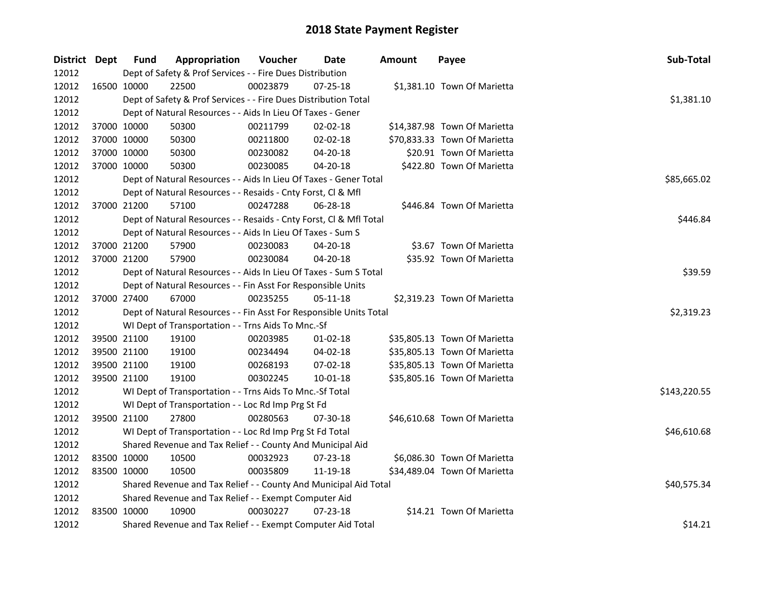# 2018 State Payment Register

| District | Dept | Fund | Appropriation | Voucher | Date | Amount | Payee | Sub-Total |
|---|---|---|---|---|---|---|---|---|
| 12012 | | Dept of Safety & Prof Services - - Fire Dues Distribution | | | | | | |
| 12012 | 16500 | 10000 | 22500 | 00023879 | 07-25-18 | $1,381.10 | Town Of Marietta | |
| 12012 | | Dept of Safety & Prof Services - - Fire Dues Distribution Total | | | | | | $1,381.10 |
| 12012 | | Dept of Natural Resources - - Aids In Lieu Of Taxes - Gener | | | | | | |
| 12012 | 37000 | 10000 | 50300 | 00211799 | 02-02-18 | $14,387.98 | Town Of Marietta | |
| 12012 | 37000 | 10000 | 50300 | 00211800 | 02-02-18 | $70,833.33 | Town Of Marietta | |
| 12012 | 37000 | 10000 | 50300 | 00230082 | 04-20-18 | $20.91 | Town Of Marietta | |
| 12012 | 37000 | 10000 | 50300 | 00230085 | 04-20-18 | $422.80 | Town Of Marietta | |
| 12012 | | Dept of Natural Resources - - Aids In Lieu Of Taxes - Gener Total | | | | | | $85,665.02 |
| 12012 | | Dept of Natural Resources - - Resaids - Cnty Forst, Cl & Mfl | | | | | | |
| 12012 | 37000 | 21200 | 57100 | 00247288 | 06-28-18 | $446.84 | Town Of Marietta | |
| 12012 | | Dept of Natural Resources - - Resaids - Cnty Forst, Cl & Mfl Total | | | | | | $446.84 |
| 12012 | | Dept of Natural Resources - - Aids In Lieu Of Taxes - Sum S | | | | | | |
| 12012 | 37000 | 21200 | 57900 | 00230083 | 04-20-18 | $3.67 | Town Of Marietta | |
| 12012 | 37000 | 21200 | 57900 | 00230084 | 04-20-18 | $35.92 | Town Of Marietta | |
| 12012 | | Dept of Natural Resources - - Aids In Lieu Of Taxes - Sum S Total | | | | | | $39.59 |
| 12012 | | Dept of Natural Resources - - Fin Asst For Responsible Units | | | | | | |
| 12012 | 37000 | 27400 | 67000 | 00235255 | 05-11-18 | $2,319.23 | Town Of Marietta | |
| 12012 | | Dept of Natural Resources - - Fin Asst For Responsible Units Total | | | | | | $2,319.23 |
| 12012 | | WI Dept of Transportation - - Trns Aids To Mnc.-Sf | | | | | | |
| 12012 | 39500 | 21100 | 19100 | 00203985 | 01-02-18 | $35,805.13 | Town Of Marietta | |
| 12012 | 39500 | 21100 | 19100 | 00234494 | 04-02-18 | $35,805.13 | Town Of Marietta | |
| 12012 | 39500 | 21100 | 19100 | 00268193 | 07-02-18 | $35,805.13 | Town Of Marietta | |
| 12012 | 39500 | 21100 | 19100 | 00302245 | 10-01-18 | $35,805.16 | Town Of Marietta | |
| 12012 | | WI Dept of Transportation - - Trns Aids To Mnc.-Sf Total | | | | | | $143,220.55 |
| 12012 | | WI Dept of Transportation - - Loc Rd Imp Prg St Fd | | | | | | |
| 12012 | 39500 | 21100 | 27800 | 00280563 | 07-30-18 | $46,610.68 | Town Of Marietta | |
| 12012 | | WI Dept of Transportation - - Loc Rd Imp Prg St Fd Total | | | | | | $46,610.68 |
| 12012 | | Shared Revenue and Tax Relief - - County And Municipal Aid | | | | | | |
| 12012 | 83500 | 10000 | 10500 | 00032923 | 07-23-18 | $6,086.30 | Town Of Marietta | |
| 12012 | 83500 | 10000 | 10500 | 00035809 | 11-19-18 | $34,489.04 | Town Of Marietta | |
| 12012 | | Shared Revenue and Tax Relief - - County And Municipal Aid Total | | | | | | $40,575.34 |
| 12012 | | Shared Revenue and Tax Relief - - Exempt Computer Aid | | | | | | |
| 12012 | 83500 | 10000 | 10900 | 00030227 | 07-23-18 | $14.21 | Town Of Marietta | |
| 12012 | | Shared Revenue and Tax Relief - - Exempt Computer Aid Total | | | | | | $14.21 |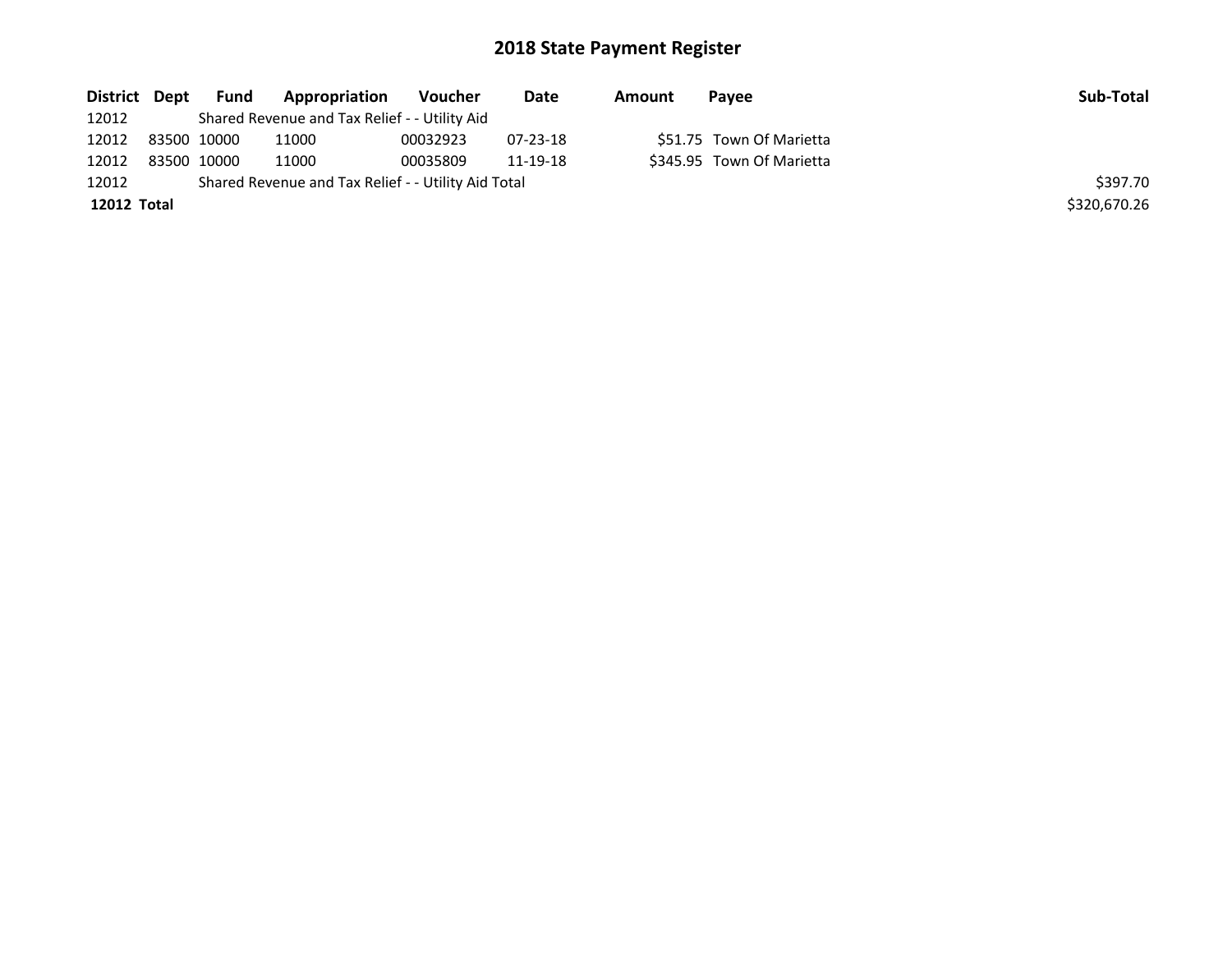# 2018 State Payment Register

| District | Dept | Fund | Appropriation | Voucher | Date | Amount | Payee | Sub-Total |
|---|---|---|---|---|---|---|---|---|
| 12012 | | Shared Revenue and Tax Relief - - Utility Aid | | | | | | |
| 12012 | 83500 | 10000 | 11000 | 00032923 | 07-23-18 | $51.75 | Town Of Marietta | |
| 12012 | 83500 | 10000 | 11000 | 00035809 | 11-19-18 | $345.95 | Town Of Marietta | |
| 12012 | | Shared Revenue and Tax Relief - - Utility Aid Total | | | | | | $397.70 |
| **12012** | **Total** | | | | | | | $320,670.26 |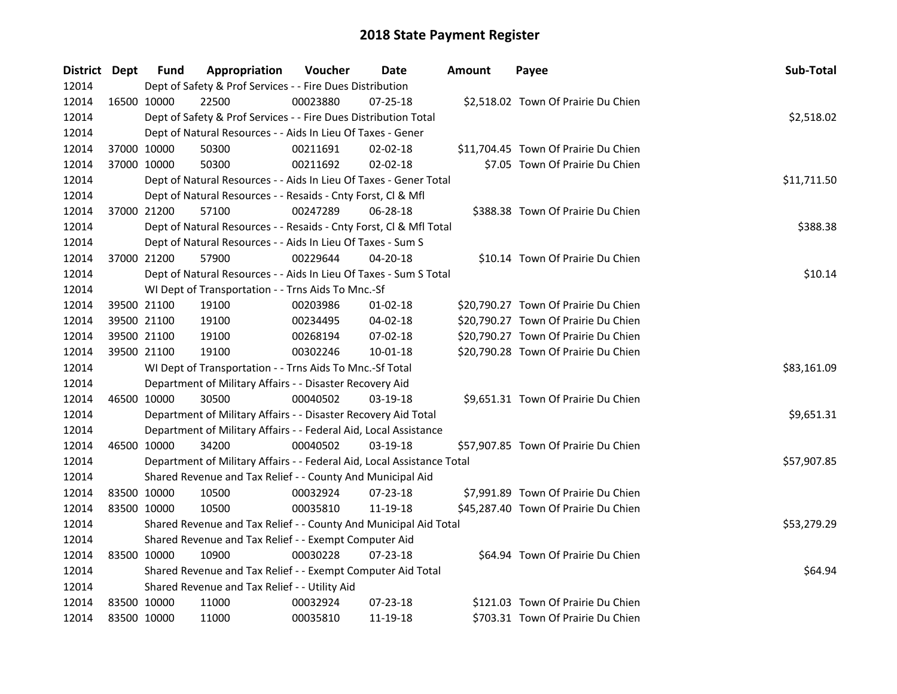# 2018 State Payment Register

| District | Dept | Fund | Appropriation | Voucher | Date | Amount | Payee | Sub-Total |
|---|---|---|---|---|---|---|---|---|
| 12014 | | Dept of Safety & Prof Services - - Fire Dues Distribution | | | | | | |
| 12014 | 16500 | 10000 | 22500 | 00023880 | 07-25-18 | $2,518.02 | Town Of Prairie Du Chien | |
| 12014 | | Dept of Safety & Prof Services - - Fire Dues Distribution Total | | | | | | $2,518.02 |
| 12014 | | Dept of Natural Resources - - Aids In Lieu Of Taxes - Gener | | | | | | |
| 12014 | 37000 | 10000 | 50300 | 00211691 | 02-02-18 | $11,704.45 | Town Of Prairie Du Chien | |
| 12014 | 37000 | 10000 | 50300 | 00211692 | 02-02-18 | $7.05 | Town Of Prairie Du Chien | |
| 12014 | | Dept of Natural Resources - - Aids In Lieu Of Taxes - Gener Total | | | | | | $11,711.50 |
| 12014 | | Dept of Natural Resources - - Resaids - Cnty Forst, Cl & Mfl | | | | | | |
| 12014 | 37000 | 21200 | 57100 | 00247289 | 06-28-18 | $388.38 | Town Of Prairie Du Chien | |
| 12014 | | Dept of Natural Resources - - Resaids - Cnty Forst, Cl & Mfl Total | | | | | | $388.38 |
| 12014 | | Dept of Natural Resources - - Aids In Lieu Of Taxes - Sum S | | | | | | |
| 12014 | 37000 | 21200 | 57900 | 00229644 | 04-20-18 | $10.14 | Town Of Prairie Du Chien | |
| 12014 | | Dept of Natural Resources - - Aids In Lieu Of Taxes - Sum S Total | | | | | | $10.14 |
| 12014 | | WI Dept of Transportation - - Trns Aids To Mnc.-Sf | | | | | | |
| 12014 | 39500 | 21100 | 19100 | 00203986 | 01-02-18 | $20,790.27 | Town Of Prairie Du Chien | |
| 12014 | 39500 | 21100 | 19100 | 00234495 | 04-02-18 | $20,790.27 | Town Of Prairie Du Chien | |
| 12014 | 39500 | 21100 | 19100 | 00268194 | 07-02-18 | $20,790.27 | Town Of Prairie Du Chien | |
| 12014 | 39500 | 21100 | 19100 | 00302246 | 10-01-18 | $20,790.28 | Town Of Prairie Du Chien | |
| 12014 | | WI Dept of Transportation - - Trns Aids To Mnc.-Sf Total | | | | | | $83,161.09 |
| 12014 | | Department of Military Affairs - - Disaster Recovery Aid | | | | | | |
| 12014 | 46500 | 10000 | 30500 | 00040502 | 03-19-18 | $9,651.31 | Town Of Prairie Du Chien | |
| 12014 | | Department of Military Affairs - - Disaster Recovery Aid Total | | | | | | $9,651.31 |
| 12014 | | Department of Military Affairs - - Federal Aid, Local Assistance | | | | | | |
| 12014 | 46500 | 10000 | 34200 | 00040502 | 03-19-18 | $57,907.85 | Town Of Prairie Du Chien | |
| 12014 | | Department of Military Affairs - - Federal Aid, Local Assistance Total | | | | | | $57,907.85 |
| 12014 | | Shared Revenue and Tax Relief - - County And Municipal Aid | | | | | | |
| 12014 | 83500 | 10000 | 10500 | 00032924 | 07-23-18 | $7,991.89 | Town Of Prairie Du Chien | |
| 12014 | 83500 | 10000 | 10500 | 00035810 | 11-19-18 | $45,287.40 | Town Of Prairie Du Chien | |
| 12014 | | Shared Revenue and Tax Relief - - County And Municipal Aid Total | | | | | | $53,279.29 |
| 12014 | | Shared Revenue and Tax Relief - - Exempt Computer Aid | | | | | | |
| 12014 | 83500 | 10000 | 10900 | 00030228 | 07-23-18 | $64.94 | Town Of Prairie Du Chien | |
| 12014 | | Shared Revenue and Tax Relief - - Exempt Computer Aid Total | | | | | | $64.94 |
| 12014 | | Shared Revenue and Tax Relief - - Utility Aid | | | | | | |
| 12014 | 83500 | 10000 | 11000 | 00032924 | 07-23-18 | $121.03 | Town Of Prairie Du Chien | |
| 12014 | 83500 | 10000 | 11000 | 00035810 | 11-19-18 | $703.31 | Town Of Prairie Du Chien | |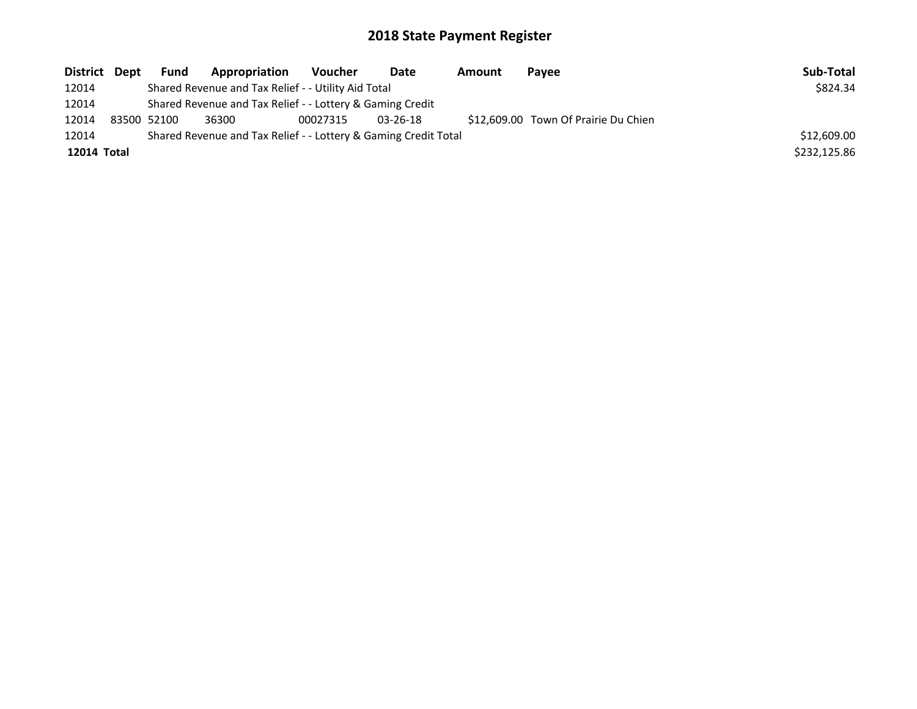# 2018 State Payment Register

| District | Dept | Fund | Appropriation | Voucher | Date | Amount | Payee | Sub-Total |
|---|---|---|---|---|---|---|---|---|
| 12014 | | Shared Revenue and Tax Relief - - Utility Aid Total | | | | | | $824.34 |
| 12014 | | Shared Revenue and Tax Relief - - Lottery & Gaming Credit | | | | | | |
| 12014 | 83500 | 52100 | 36300 | 00027315 | 03-26-18 | $12,609.00 | Town Of Prairie Du Chien | |
| 12014 | | Shared Revenue and Tax Relief - - Lottery & Gaming Credit Total | | | | | | $12,609.00 |
| **12014** | **Total** | | | | | | | $232,125.86 |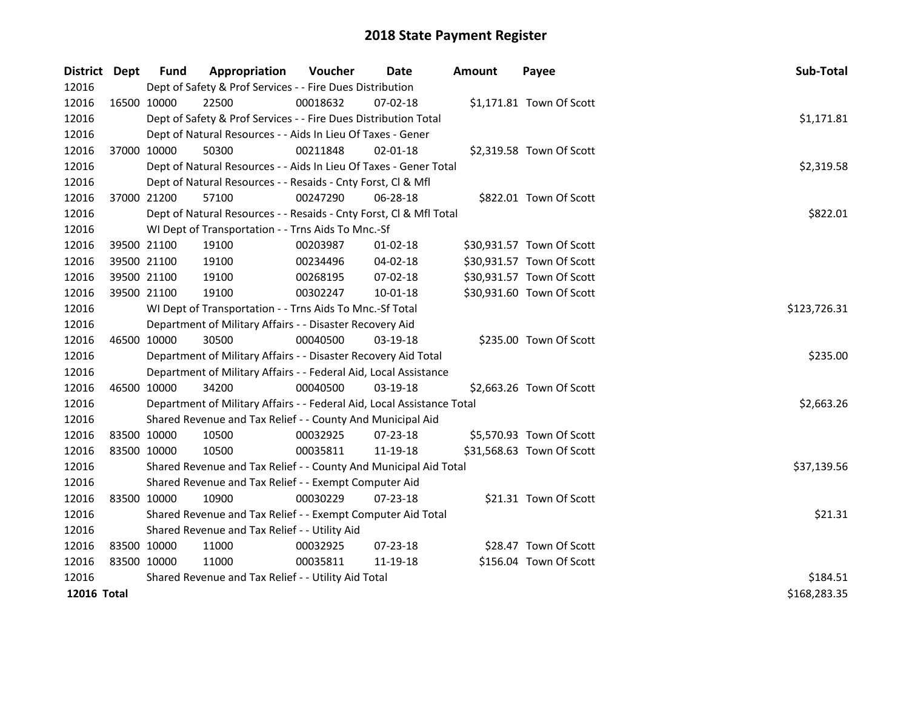# 2018 State Payment Register

| District | Dept | Fund | Appropriation | Voucher | Date | Amount | Payee | Sub-Total |
|---|---|---|---|---|---|---|---|---|
| 12016 | | Dept of Safety & Prof Services - - Fire Dues Distribution | | | | | | |
| 12016 | 16500 | 10000 | 22500 | 00018632 | 07-02-18 | $1,171.81 | Town Of Scott | |
| 12016 | | Dept of Safety & Prof Services - - Fire Dues Distribution Total | | | | | | $1,171.81 |
| 12016 | | Dept of Natural Resources - - Aids In Lieu Of Taxes - Gener | | | | | | |
| 12016 | 37000 | 10000 | 50300 | 00211848 | 02-01-18 | $2,319.58 | Town Of Scott | |
| 12016 | | Dept of Natural Resources - - Aids In Lieu Of Taxes - Gener Total | | | | | | $2,319.58 |
| 12016 | | Dept of Natural Resources - - Resaids - Cnty Forst, Cl & Mfl | | | | | | |
| 12016 | 37000 | 21200 | 57100 | 00247290 | 06-28-18 | $822.01 | Town Of Scott | |
| 12016 | | Dept of Natural Resources - - Resaids - Cnty Forst, Cl & Mfl Total | | | | | | $822.01 |
| 12016 | | WI Dept of Transportation - - Trns Aids To Mnc.-Sf | | | | | | |
| 12016 | 39500 | 21100 | 19100 | 00203987 | 01-02-18 | $30,931.57 | Town Of Scott | |
| 12016 | 39500 | 21100 | 19100 | 00234496 | 04-02-18 | $30,931.57 | Town Of Scott | |
| 12016 | 39500 | 21100 | 19100 | 00268195 | 07-02-18 | $30,931.57 | Town Of Scott | |
| 12016 | 39500 | 21100 | 19100 | 00302247 | 10-01-18 | $30,931.60 | Town Of Scott | |
| 12016 | | WI Dept of Transportation - - Trns Aids To Mnc.-Sf Total | | | | | | $123,726.31 |
| 12016 | | Department of Military Affairs - - Disaster Recovery Aid | | | | | | |
| 12016 | 46500 | 10000 | 30500 | 00040500 | 03-19-18 | $235.00 | Town Of Scott | |
| 12016 | | Department of Military Affairs - - Disaster Recovery Aid Total | | | | | | $235.00 |
| 12016 | | Department of Military Affairs - - Federal Aid, Local Assistance | | | | | | |
| 12016 | 46500 | 10000 | 34200 | 00040500 | 03-19-18 | $2,663.26 | Town Of Scott | |
| 12016 | | Department of Military Affairs - - Federal Aid, Local Assistance Total | | | | | | $2,663.26 |
| 12016 | | Shared Revenue and Tax Relief - - County And Municipal Aid | | | | | | |
| 12016 | 83500 | 10000 | 10500 | 00032925 | 07-23-18 | $5,570.93 | Town Of Scott | |
| 12016 | 83500 | 10000 | 10500 | 00035811 | 11-19-18 | $31,568.63 | Town Of Scott | |
| 12016 | | Shared Revenue and Tax Relief - - County And Municipal Aid Total | | | | | | $37,139.56 |
| 12016 | | Shared Revenue and Tax Relief - - Exempt Computer Aid | | | | | | |
| 12016 | 83500 | 10000 | 10900 | 00030229 | 07-23-18 | $21.31 | Town Of Scott | |
| 12016 | | Shared Revenue and Tax Relief - - Exempt Computer Aid Total | | | | | | $21.31 |
| 12016 | | Shared Revenue and Tax Relief - - Utility Aid | | | | | | |
| 12016 | 83500 | 10000 | 11000 | 00032925 | 07-23-18 | $28.47 | Town Of Scott | |
| 12016 | 83500 | 10000 | 11000 | 00035811 | 11-19-18 | $156.04 | Town Of Scott | |
| 12016 | | Shared Revenue and Tax Relief - - Utility Aid Total | | | | | | $184.51 |
| **12016 Total** | | | | | | | | $168,283.35 |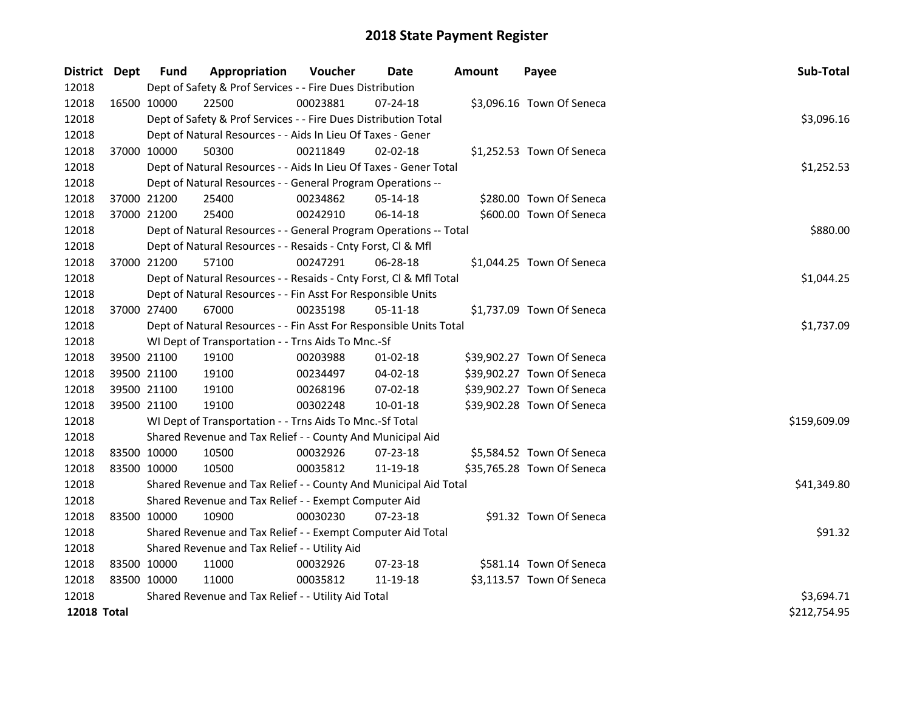# 2018 State Payment Register

| District | Dept | Fund | Appropriation | Voucher | Date | Amount | Payee | Sub-Total |
|---|---|---|---|---|---|---|---|---|
| 12018 | | Dept of Safety & Prof Services - - Fire Dues Distribution | | | | | | |
| 12018 | 16500 | 10000 | 22500 | 00023881 | 07-24-18 | $3,096.16 | Town Of Seneca | |
| 12018 | | Dept of Safety & Prof Services - - Fire Dues Distribution Total | | | | | | $3,096.16 |
| 12018 | | Dept of Natural Resources - - Aids In Lieu Of Taxes - Gener | | | | | | |
| 12018 | 37000 | 10000 | 50300 | 00211849 | 02-02-18 | $1,252.53 | Town Of Seneca | |
| 12018 | | Dept of Natural Resources - - Aids In Lieu Of Taxes - Gener Total | | | | | | $1,252.53 |
| 12018 | | Dept of Natural Resources - - General Program Operations -- | | | | | | |
| 12018 | 37000 | 21200 | 25400 | 00234862 | 05-14-18 | $280.00 | Town Of Seneca | |
| 12018 | 37000 | 21200 | 25400 | 00242910 | 06-14-18 | $600.00 | Town Of Seneca | |
| 12018 | | Dept of Natural Resources - - General Program Operations -- Total | | | | | | $880.00 |
| 12018 | | Dept of Natural Resources - - Resaids - Cnty Forst, Cl & Mfl | | | | | | |
| 12018 | 37000 | 21200 | 57100 | 00247291 | 06-28-18 | $1,044.25 | Town Of Seneca | |
| 12018 | | Dept of Natural Resources - - Resaids - Cnty Forst, Cl & Mfl Total | | | | | | $1,044.25 |
| 12018 | | Dept of Natural Resources - - Fin Asst For Responsible Units | | | | | | |
| 12018 | 37000 | 27400 | 67000 | 00235198 | 05-11-18 | $1,737.09 | Town Of Seneca | |
| 12018 | | Dept of Natural Resources - - Fin Asst For Responsible Units Total | | | | | | $1,737.09 |
| 12018 | | WI Dept of Transportation - - Trns Aids To Mnc.-Sf | | | | | | |
| 12018 | 39500 | 21100 | 19100 | 00203988 | 01-02-18 | $39,902.27 | Town Of Seneca | |
| 12018 | 39500 | 21100 | 19100 | 00234497 | 04-02-18 | $39,902.27 | Town Of Seneca | |
| 12018 | 39500 | 21100 | 19100 | 00268196 | 07-02-18 | $39,902.27 | Town Of Seneca | |
| 12018 | 39500 | 21100 | 19100 | 00302248 | 10-01-18 | $39,902.28 | Town Of Seneca | |
| 12018 | | WI Dept of Transportation - - Trns Aids To Mnc.-Sf Total | | | | | | $159,609.09 |
| 12018 | | Shared Revenue and Tax Relief - - County And Municipal Aid | | | | | | |
| 12018 | 83500 | 10000 | 10500 | 00032926 | 07-23-18 | $5,584.52 | Town Of Seneca | |
| 12018 | 83500 | 10000 | 10500 | 00035812 | 11-19-18 | $35,765.28 | Town Of Seneca | |
| 12018 | | Shared Revenue and Tax Relief - - County And Municipal Aid Total | | | | | | $41,349.80 |
| 12018 | | Shared Revenue and Tax Relief - - Exempt Computer Aid | | | | | | |
| 12018 | 83500 | 10000 | 10900 | 00030230 | 07-23-18 | $91.32 | Town Of Seneca | |
| 12018 | | Shared Revenue and Tax Relief - - Exempt Computer Aid Total | | | | | | $91.32 |
| 12018 | | Shared Revenue and Tax Relief - - Utility Aid | | | | | | |
| 12018 | 83500 | 10000 | 11000 | 00032926 | 07-23-18 | $581.14 | Town Of Seneca | |
| 12018 | 83500 | 10000 | 11000 | 00035812 | 11-19-18 | $3,113.57 | Town Of Seneca | |
| 12018 | | Shared Revenue and Tax Relief - - Utility Aid Total | | | | | | $3,694.71 |
| **12018 Total** | | | | | | | | $212,754.95 |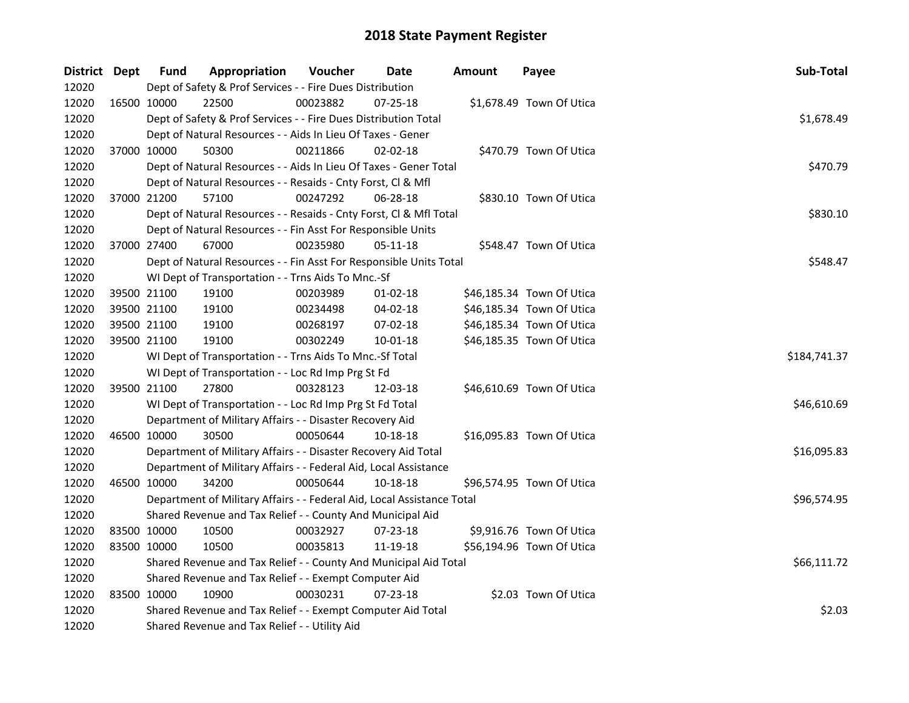# 2018 State Payment Register

| District | Dept | Fund | Appropriation | Voucher | Date | Amount | Payee | Sub-Total |
|---|---|---|---|---|---|---|---|---|
| 12020 | | Dept of Safety & Prof Services - - Fire Dues Distribution | | | | | | |
| 12020 | 16500 | 10000 | 22500 | 00023882 | 07-25-18 | $1,678.49 | Town Of Utica | |
| 12020 | | Dept of Safety & Prof Services - - Fire Dues Distribution Total | | | | | | $1,678.49 |
| 12020 | | Dept of Natural Resources - - Aids In Lieu Of Taxes - Gener | | | | | | |
| 12020 | 37000 | 10000 | 50300 | 00211866 | 02-02-18 | $470.79 | Town Of Utica | |
| 12020 | | Dept of Natural Resources - - Aids In Lieu Of Taxes - Gener Total | | | | | | $470.79 |
| 12020 | | Dept of Natural Resources - - Resaids - Cnty Forst, Cl & Mfl | | | | | | |
| 12020 | 37000 | 21200 | 57100 | 00247292 | 06-28-18 | $830.10 | Town Of Utica | |
| 12020 | | Dept of Natural Resources - - Resaids - Cnty Forst, Cl & Mfl Total | | | | | | $830.10 |
| 12020 | | Dept of Natural Resources - - Fin Asst For Responsible Units | | | | | | |
| 12020 | 37000 | 27400 | 67000 | 00235980 | 05-11-18 | $548.47 | Town Of Utica | |
| 12020 | | Dept of Natural Resources - - Fin Asst For Responsible Units Total | | | | | | $548.47 |
| 12020 | | WI Dept of Transportation - - Trns Aids To Mnc.-Sf | | | | | | |
| 12020 | 39500 | 21100 | 19100 | 00203989 | 01-02-18 | $46,185.34 | Town Of Utica | |
| 12020 | 39500 | 21100 | 19100 | 00234498 | 04-02-18 | $46,185.34 | Town Of Utica | |
| 12020 | 39500 | 21100 | 19100 | 00268197 | 07-02-18 | $46,185.34 | Town Of Utica | |
| 12020 | 39500 | 21100 | 19100 | 00302249 | 10-01-18 | $46,185.35 | Town Of Utica | |
| 12020 | | WI Dept of Transportation - - Trns Aids To Mnc.-Sf Total | | | | | | $184,741.37 |
| 12020 | | WI Dept of Transportation - - Loc Rd Imp Prg St Fd | | | | | | |
| 12020 | 39500 | 21100 | 27800 | 00328123 | 12-03-18 | $46,610.69 | Town Of Utica | |
| 12020 | | WI Dept of Transportation - - Loc Rd Imp Prg St Fd Total | | | | | | $46,610.69 |
| 12020 | | Department of Military Affairs - - Disaster Recovery Aid | | | | | | |
| 12020 | 46500 | 10000 | 30500 | 00050644 | 10-18-18 | $16,095.83 | Town Of Utica | |
| 12020 | | Department of Military Affairs - - Disaster Recovery Aid Total | | | | | | $16,095.83 |
| 12020 | | Department of Military Affairs - - Federal Aid, Local Assistance | | | | | | |
| 12020 | 46500 | 10000 | 34200 | 00050644 | 10-18-18 | $96,574.95 | Town Of Utica | |
| 12020 | | Department of Military Affairs - - Federal Aid, Local Assistance Total | | | | | | $96,574.95 |
| 12020 | | Shared Revenue and Tax Relief - - County And Municipal Aid | | | | | | |
| 12020 | 83500 | 10000 | 10500 | 00032927 | 07-23-18 | $9,916.76 | Town Of Utica | |
| 12020 | 83500 | 10000 | 10500 | 00035813 | 11-19-18 | $56,194.96 | Town Of Utica | |
| 12020 | | Shared Revenue and Tax Relief - - County And Municipal Aid Total | | | | | | $66,111.72 |
| 12020 | | Shared Revenue and Tax Relief - - Exempt Computer Aid | | | | | | |
| 12020 | 83500 | 10000 | 10900 | 00030231 | 07-23-18 | $2.03 | Town Of Utica | |
| 12020 | | Shared Revenue and Tax Relief - - Exempt Computer Aid Total | | | | | | $2.03 |
| 12020 | | Shared Revenue and Tax Relief - - Utility Aid | | | | | | |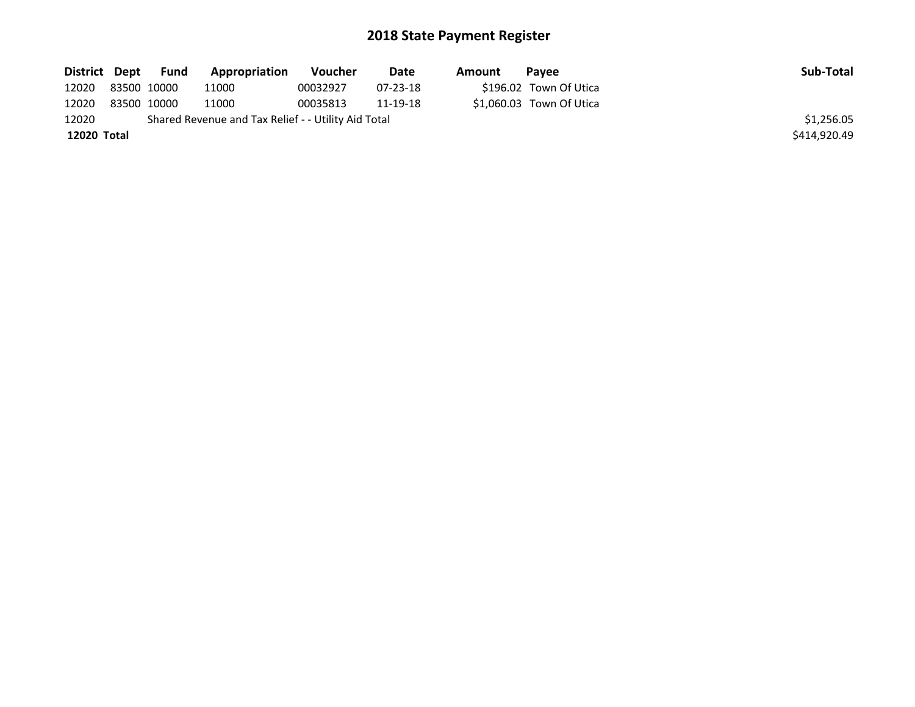# 2018 State Payment Register

| District | Dept | Fund | Appropriation | Voucher | Date | Amount | Payee | Sub-Total |
|---|---|---|---|---|---|---|---|---|
| 12020 | 83500 | 10000 | 11000 | 00032927 | 07-23-18 | $196.02 | Town Of Utica | |
| 12020 | 83500 | 10000 | 11000 | 00035813 | 11-19-18 | $1,060.03 | Town Of Utica | |
| 12020 | Shared Revenue and Tax Relief - - Utility Aid Total | | | | | | | $1,256.05 |
| **12020** | **Total** | | | | | | | $414,920.49 |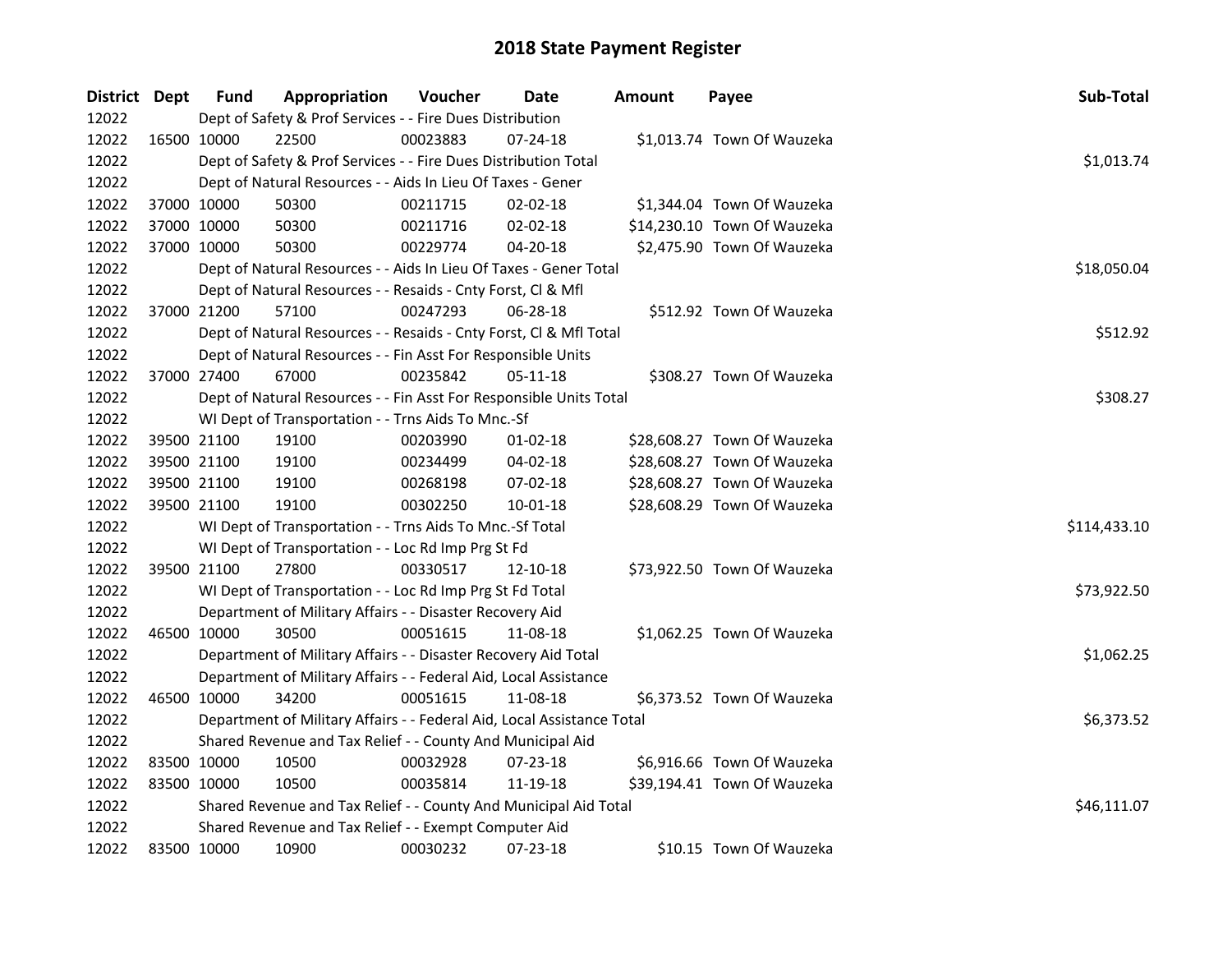# 2018 State Payment Register

| District | Dept | Fund | Appropriation | Voucher | Date | Amount | Payee | Sub-Total |
|---|---|---|---|---|---|---|---|---|
| 12022 | | Dept of Safety & Prof Services - - Fire Dues Distribution | | | | | | |
| 12022 | 16500 | 10000 | 22500 | 00023883 | 07-24-18 | $1,013.74 | Town Of Wauzeka | |
| 12022 | | Dept of Safety & Prof Services - - Fire Dues Distribution Total | | | | | | $1,013.74 |
| 12022 | | Dept of Natural Resources - - Aids In Lieu Of Taxes - Gener | | | | | | |
| 12022 | 37000 | 10000 | 50300 | 00211715 | 02-02-18 | $1,344.04 | Town Of Wauzeka | |
| 12022 | 37000 | 10000 | 50300 | 00211716 | 02-02-18 | $14,230.10 | Town Of Wauzeka | |
| 12022 | 37000 | 10000 | 50300 | 00229774 | 04-20-18 | $2,475.90 | Town Of Wauzeka | |
| 12022 | | Dept of Natural Resources - - Aids In Lieu Of Taxes - Gener Total | | | | | | $18,050.04 |
| 12022 | | Dept of Natural Resources - - Resaids - Cnty Forst, Cl & Mfl | | | | | | |
| 12022 | 37000 | 21200 | 57100 | 00247293 | 06-28-18 | $512.92 | Town Of Wauzeka | |
| 12022 | | Dept of Natural Resources - - Resaids - Cnty Forst, Cl & Mfl Total | | | | | | $512.92 |
| 12022 | | Dept of Natural Resources - - Fin Asst For Responsible Units | | | | | | |
| 12022 | 37000 | 27400 | 67000 | 00235842 | 05-11-18 | $308.27 | Town Of Wauzeka | |
| 12022 | | Dept of Natural Resources - - Fin Asst For Responsible Units Total | | | | | | $308.27 |
| 12022 | | WI Dept of Transportation - - Trns Aids To Mnc.-Sf | | | | | | |
| 12022 | 39500 | 21100 | 19100 | 00203990 | 01-02-18 | $28,608.27 | Town Of Wauzeka | |
| 12022 | 39500 | 21100 | 19100 | 00234499 | 04-02-18 | $28,608.27 | Town Of Wauzeka | |
| 12022 | 39500 | 21100 | 19100 | 00268198 | 07-02-18 | $28,608.27 | Town Of Wauzeka | |
| 12022 | 39500 | 21100 | 19100 | 00302250 | 10-01-18 | $28,608.29 | Town Of Wauzeka | |
| 12022 | | WI Dept of Transportation - - Trns Aids To Mnc.-Sf Total | | | | | | $114,433.10 |
| 12022 | | WI Dept of Transportation - - Loc Rd Imp Prg St Fd | | | | | | |
| 12022 | 39500 | 21100 | 27800 | 00330517 | 12-10-18 | $73,922.50 | Town Of Wauzeka | |
| 12022 | | WI Dept of Transportation - - Loc Rd Imp Prg St Fd Total | | | | | | $73,922.50 |
| 12022 | | Department of Military Affairs - - Disaster Recovery Aid | | | | | | |
| 12022 | 46500 | 10000 | 30500 | 00051615 | 11-08-18 | $1,062.25 | Town Of Wauzeka | |
| 12022 | | Department of Military Affairs - - Disaster Recovery Aid Total | | | | | | $1,062.25 |
| 12022 | | Department of Military Affairs - - Federal Aid, Local Assistance | | | | | | |
| 12022 | 46500 | 10000 | 34200 | 00051615 | 11-08-18 | $6,373.52 | Town Of Wauzeka | |
| 12022 | | Department of Military Affairs - - Federal Aid, Local Assistance Total | | | | | | $6,373.52 |
| 12022 | | Shared Revenue and Tax Relief - - County And Municipal Aid | | | | | | |
| 12022 | 83500 | 10000 | 10500 | 00032928 | 07-23-18 | $6,916.66 | Town Of Wauzeka | |
| 12022 | 83500 | 10000 | 10500 | 00035814 | 11-19-18 | $39,194.41 | Town Of Wauzeka | |
| 12022 | | Shared Revenue and Tax Relief - - County And Municipal Aid Total | | | | | | $46,111.07 |
| 12022 | | Shared Revenue and Tax Relief - - Exempt Computer Aid | | | | | | |
| 12022 | 83500 | 10000 | 10900 | 00030232 | 07-23-18 | $10.15 | Town Of Wauzeka | |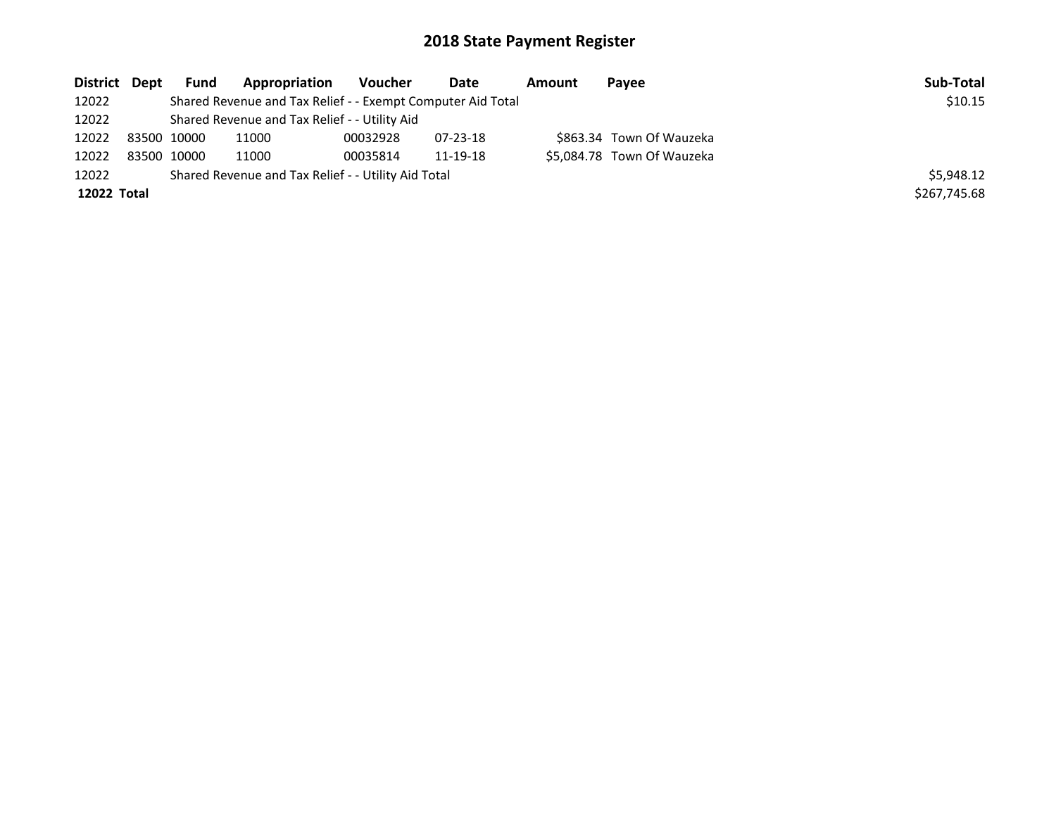## 2018 State Payment Register

| District | Dept | Fund | Appropriation | Voucher | Date | Amount | Payee | Sub-Total |
|---|---|---|---|---|---|---|---|---|
| 12022 | | Shared Revenue and Tax Relief - - Exempt Computer Aid Total | | | | | | $10.15 |
| 12022 | | Shared Revenue and Tax Relief - - Utility Aid | | | | | | |
| 12022 | 83500 | 10000 | 11000 | 00032928 | 07-23-18 | $863.34 | Town Of Wauzeka | |
| 12022 | 83500 | 10000 | 11000 | 00035814 | 11-19-18 | $5,084.78 | Town Of Wauzeka | |
| 12022 | | Shared Revenue and Tax Relief - - Utility Aid Total | | | | | | $5,948.12 |
| **12022 Total** | | | | | | | | $267,745.68 |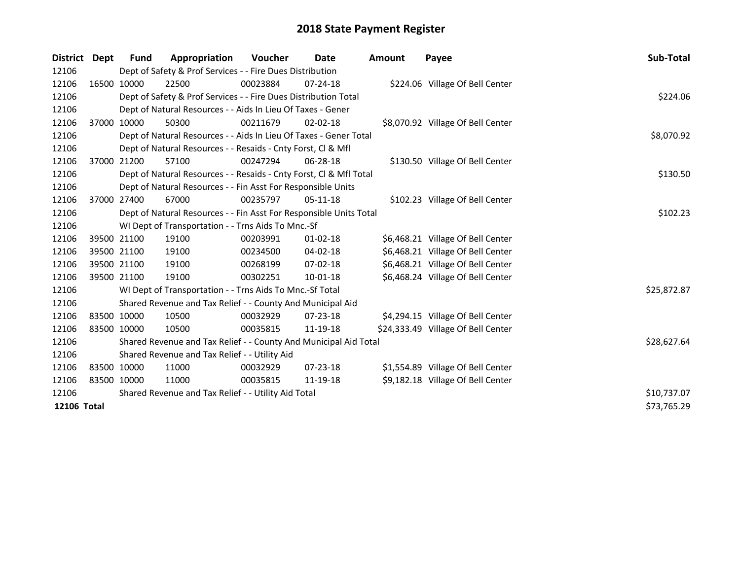# 2018 State Payment Register

| District | Dept | Fund | Appropriation | Voucher | Date | Amount | Payee | Sub-Total |
|---|---|---|---|---|---|---|---|---|
| 12106 | | Dept of Safety & Prof Services - - Fire Dues Distribution | | | | | | |
| 12106 | 16500 | 10000 | 22500 | 00023884 | 07-24-18 | $224.06 | Village Of Bell Center | |
| 12106 | | Dept of Safety & Prof Services - - Fire Dues Distribution Total | | | | | | $224.06 |
| 12106 | | Dept of Natural Resources - - Aids In Lieu Of Taxes - Gener | | | | | | |
| 12106 | 37000 | 10000 | 50300 | 00211679 | 02-02-18 | $8,070.92 | Village Of Bell Center | |
| 12106 | | Dept of Natural Resources - - Aids In Lieu Of Taxes - Gener Total | | | | | | $8,070.92 |
| 12106 | | Dept of Natural Resources - - Resaids - Cnty Forst, Cl & Mfl | | | | | | |
| 12106 | 37000 | 21200 | 57100 | 00247294 | 06-28-18 | $130.50 | Village Of Bell Center | |
| 12106 | | Dept of Natural Resources - - Resaids - Cnty Forst, Cl & Mfl Total | | | | | | $130.50 |
| 12106 | | Dept of Natural Resources - - Fin Asst For Responsible Units | | | | | | |
| 12106 | 37000 | 27400 | 67000 | 00235797 | 05-11-18 | $102.23 | Village Of Bell Center | |
| 12106 | | Dept of Natural Resources - - Fin Asst For Responsible Units Total | | | | | | $102.23 |
| 12106 | | WI Dept of Transportation - - Trns Aids To Mnc.-Sf | | | | | | |
| 12106 | 39500 | 21100 | 19100 | 00203991 | 01-02-18 | $6,468.21 | Village Of Bell Center | |
| 12106 | 39500 | 21100 | 19100 | 00234500 | 04-02-18 | $6,468.21 | Village Of Bell Center | |
| 12106 | 39500 | 21100 | 19100 | 00268199 | 07-02-18 | $6,468.21 | Village Of Bell Center | |
| 12106 | 39500 | 21100 | 19100 | 00302251 | 10-01-18 | $6,468.24 | Village Of Bell Center | |
| 12106 | | WI Dept of Transportation - - Trns Aids To Mnc.-Sf Total | | | | | | $25,872.87 |
| 12106 | | Shared Revenue and Tax Relief - - County And Municipal Aid | | | | | | |
| 12106 | 83500 | 10000 | 10500 | 00032929 | 07-23-18 | $4,294.15 | Village Of Bell Center | |
| 12106 | 83500 | 10000 | 10500 | 00035815 | 11-19-18 | $24,333.49 | Village Of Bell Center | |
| 12106 | | Shared Revenue and Tax Relief - - County And Municipal Aid Total | | | | | | $28,627.64 |
| 12106 | | Shared Revenue and Tax Relief - - Utility Aid | | | | | | |
| 12106 | 83500 | 10000 | 11000 | 00032929 | 07-23-18 | $1,554.89 | Village Of Bell Center | |
| 12106 | 83500 | 10000 | 11000 | 00035815 | 11-19-18 | $9,182.18 | Village Of Bell Center | |
| 12106 | | Shared Revenue and Tax Relief - - Utility Aid Total | | | | | | $10,737.07 |
| **12106 Total** | | | | | | | | $73,765.29 |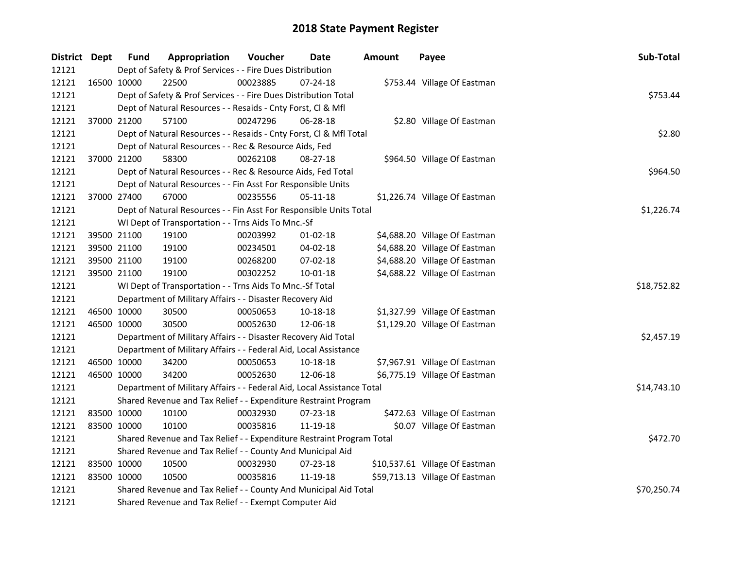# 2018 State Payment Register

| District | Dept | Fund | Appropriation | Voucher | Date | Amount | Payee | Sub-Total |
|---|---|---|---|---|---|---|---|---|
| 12121 | | Dept of Safety & Prof Services - - Fire Dues Distribution | | | | | | |
| 12121 | 16500 | 10000 | 22500 | 00023885 | 07-24-18 | $753.44 | Village Of Eastman | |
| 12121 | | Dept of Safety & Prof Services - - Fire Dues Distribution Total | | | | | | $753.44 |
| 12121 | | Dept of Natural Resources - - Resaids - Cnty Forst, Cl & Mfl | | | | | | |
| 12121 | 37000 | 21200 | 57100 | 00247296 | 06-28-18 | $2.80 | Village Of Eastman | |
| 12121 | | Dept of Natural Resources - - Resaids - Cnty Forst, Cl & Mfl Total | | | | | | $2.80 |
| 12121 | | Dept of Natural Resources - - Rec & Resource Aids, Fed | | | | | | |
| 12121 | 37000 | 21200 | 58300 | 00262108 | 08-27-18 | $964.50 | Village Of Eastman | |
| 12121 | | Dept of Natural Resources - - Rec & Resource Aids, Fed Total | | | | | | $964.50 |
| 12121 | | Dept of Natural Resources - - Fin Asst For Responsible Units | | | | | | |
| 12121 | 37000 | 27400 | 67000 | 00235556 | 05-11-18 | $1,226.74 | Village Of Eastman | |
| 12121 | | Dept of Natural Resources - - Fin Asst For Responsible Units Total | | | | | | $1,226.74 |
| 12121 | | WI Dept of Transportation - - Trns Aids To Mnc.-Sf | | | | | | |
| 12121 | 39500 | 21100 | 19100 | 00203992 | 01-02-18 | $4,688.20 | Village Of Eastman | |
| 12121 | 39500 | 21100 | 19100 | 00234501 | 04-02-18 | $4,688.20 | Village Of Eastman | |
| 12121 | 39500 | 21100 | 19100 | 00268200 | 07-02-18 | $4,688.20 | Village Of Eastman | |
| 12121 | 39500 | 21100 | 19100 | 00302252 | 10-01-18 | $4,688.22 | Village Of Eastman | |
| 12121 | | WI Dept of Transportation - - Trns Aids To Mnc.-Sf Total | | | | | | $18,752.82 |
| 12121 | | Department of Military Affairs - - Disaster Recovery Aid | | | | | | |
| 12121 | 46500 | 10000 | 30500 | 00050653 | 10-18-18 | $1,327.99 | Village Of Eastman | |
| 12121 | 46500 | 10000 | 30500 | 00052630 | 12-06-18 | $1,129.20 | Village Of Eastman | |
| 12121 | | Department of Military Affairs - - Disaster Recovery Aid Total | | | | | | $2,457.19 |
| 12121 | | Department of Military Affairs - - Federal Aid, Local Assistance | | | | | | |
| 12121 | 46500 | 10000 | 34200 | 00050653 | 10-18-18 | $7,967.91 | Village Of Eastman | |
| 12121 | 46500 | 10000 | 34200 | 00052630 | 12-06-18 | $6,775.19 | Village Of Eastman | |
| 12121 | | Department of Military Affairs - - Federal Aid, Local Assistance Total | | | | | | $14,743.10 |
| 12121 | | Shared Revenue and Tax Relief - - Expenditure Restraint Program | | | | | | |
| 12121 | 83500 | 10000 | 10100 | 00032930 | 07-23-18 | $472.63 | Village Of Eastman | |
| 12121 | 83500 | 10000 | 10100 | 00035816 | 11-19-18 | $0.07 | Village Of Eastman | |
| 12121 | | Shared Revenue and Tax Relief - - Expenditure Restraint Program Total | | | | | | $472.70 |
| 12121 | | Shared Revenue and Tax Relief - - County And Municipal Aid | | | | | | |
| 12121 | 83500 | 10000 | 10500 | 00032930 | 07-23-18 | $10,537.61 | Village Of Eastman | |
| 12121 | 83500 | 10000 | 10500 | 00035816 | 11-19-18 | $59,713.13 | Village Of Eastman | |
| 12121 | | Shared Revenue and Tax Relief - - County And Municipal Aid Total | | | | | | $70,250.74 |
| 12121 | | Shared Revenue and Tax Relief - - Exempt Computer Aid | | | | | | |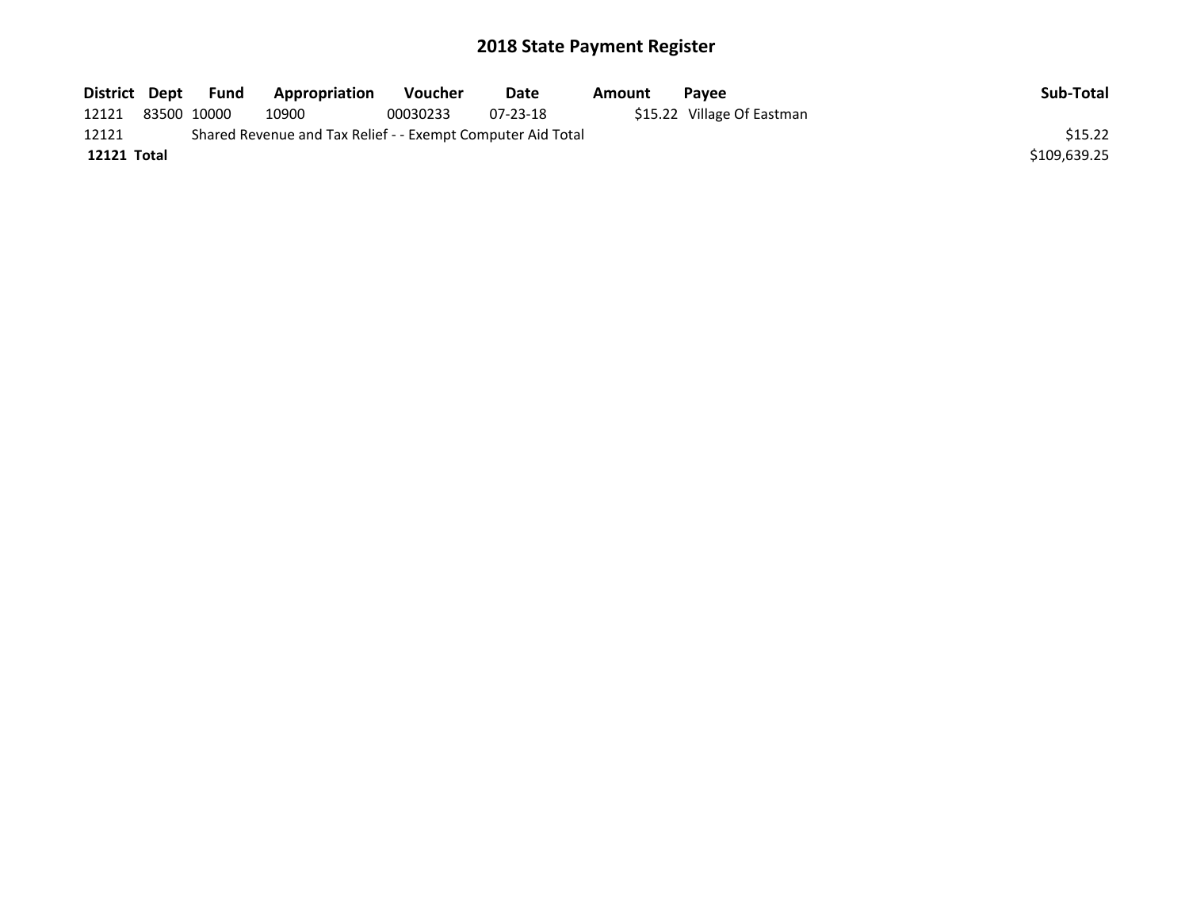# 2018 State Payment Register

| District | Dept | Fund | Appropriation | Voucher | Date | Amount | Payee | Sub-Total |
|---|---|---|---|---|---|---|---|---|
| 12121 | 83500 | 10000 | 10900 | 00030233 | 07-23-18 | $15.22 | Village Of Eastman | |
| 12121 | | Shared Revenue and Tax Relief - - Exempt Computer Aid Total | | | | | | $15.22 |
| **12121 Total** | | | | | | | | $109,639.25 |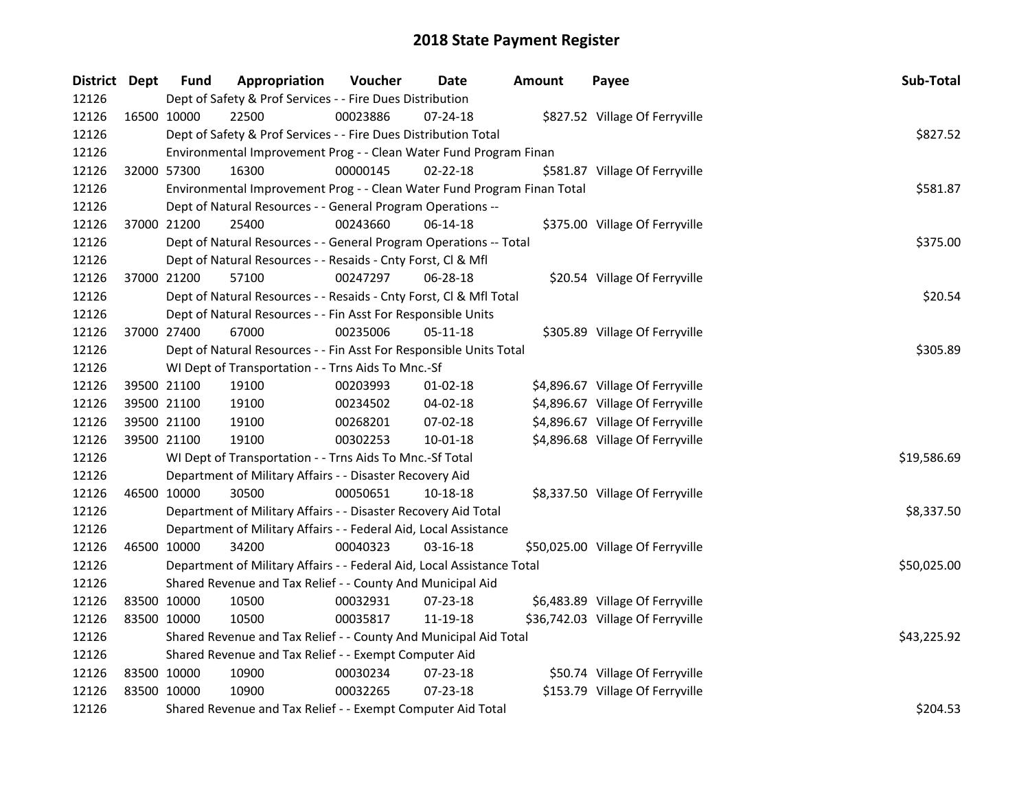# 2018 State Payment Register

| District | Dept | Fund | Appropriation | Voucher | Date | Amount | Payee | Sub-Total |
|---|---|---|---|---|---|---|---|---|
| 12126 | Dept of Safety & Prof Services - - Fire Dues Distribution | | | | | | | |
| 12126 | 16500 | 10000 | 22500 | 00023886 | 07-24-18 | $827.52 | Village Of Ferryville | |
| 12126 | Dept of Safety & Prof Services - - Fire Dues Distribution Total | | | | | | | $827.52 |
| 12126 | Environmental Improvement Prog - - Clean Water Fund Program Finan | | | | | | | |
| 12126 | 32000 | 57300 | 16300 | 00000145 | 02-22-18 | $581.87 | Village Of Ferryville | |
| 12126 | Environmental Improvement Prog - - Clean Water Fund Program Finan Total | | | | | | | $581.87 |
| 12126 | Dept of Natural Resources - - General Program Operations -- | | | | | | | |
| 12126 | 37000 | 21200 | 25400 | 00243660 | 06-14-18 | $375.00 | Village Of Ferryville | |
| 12126 | Dept of Natural Resources - - General Program Operations -- Total | | | | | | | $375.00 |
| 12126 | Dept of Natural Resources - - Resaids - Cnty Forst, Cl & Mfl | | | | | | | |
| 12126 | 37000 | 21200 | 57100 | 00247297 | 06-28-18 | $20.54 | Village Of Ferryville | |
| 12126 | Dept of Natural Resources - - Resaids - Cnty Forst, Cl & Mfl Total | | | | | | | $20.54 |
| 12126 | Dept of Natural Resources - - Fin Asst For Responsible Units | | | | | | | |
| 12126 | 37000 | 27400 | 67000 | 00235006 | 05-11-18 | $305.89 | Village Of Ferryville | |
| 12126 | Dept of Natural Resources - - Fin Asst For Responsible Units Total | | | | | | | $305.89 |
| 12126 | WI Dept of Transportation - - Trns Aids To Mnc.-Sf | | | | | | | |
| 12126 | 39500 | 21100 | 19100 | 00203993 | 01-02-18 | $4,896.67 | Village Of Ferryville | |
| 12126 | 39500 | 21100 | 19100 | 00234502 | 04-02-18 | $4,896.67 | Village Of Ferryville | |
| 12126 | 39500 | 21100 | 19100 | 00268201 | 07-02-18 | $4,896.67 | Village Of Ferryville | |
| 12126 | 39500 | 21100 | 19100 | 00302253 | 10-01-18 | $4,896.68 | Village Of Ferryville | |
| 12126 | WI Dept of Transportation - - Trns Aids To Mnc.-Sf Total | | | | | | | $19,586.69 |
| 12126 | Department of Military Affairs - - Disaster Recovery Aid | | | | | | | |
| 12126 | 46500 | 10000 | 30500 | 00050651 | 10-18-18 | $8,337.50 | Village Of Ferryville | |
| 12126 | Department of Military Affairs - - Disaster Recovery Aid Total | | | | | | | $8,337.50 |
| 12126 | Department of Military Affairs - - Federal Aid, Local Assistance | | | | | | | |
| 12126 | 46500 | 10000 | 34200 | 00040323 | 03-16-18 | $50,025.00 | Village Of Ferryville | |
| 12126 | Department of Military Affairs - - Federal Aid, Local Assistance Total | | | | | | | $50,025.00 |
| 12126 | Shared Revenue and Tax Relief - - County And Municipal Aid | | | | | | | |
| 12126 | 83500 | 10000 | 10500 | 00032931 | 07-23-18 | $6,483.89 | Village Of Ferryville | |
| 12126 | 83500 | 10000 | 10500 | 00035817 | 11-19-18 | $36,742.03 | Village Of Ferryville | |
| 12126 | Shared Revenue and Tax Relief - - County And Municipal Aid Total | | | | | | | $43,225.92 |
| 12126 | Shared Revenue and Tax Relief - - Exempt Computer Aid | | | | | | | |
| 12126 | 83500 | 10000 | 10900 | 00030234 | 07-23-18 | $50.74 | Village Of Ferryville | |
| 12126 | 83500 | 10000 | 10900 | 00032265 | 07-23-18 | $153.79 | Village Of Ferryville | |
| 12126 | Shared Revenue and Tax Relief - - Exempt Computer Aid Total | | | | | | | $204.53 |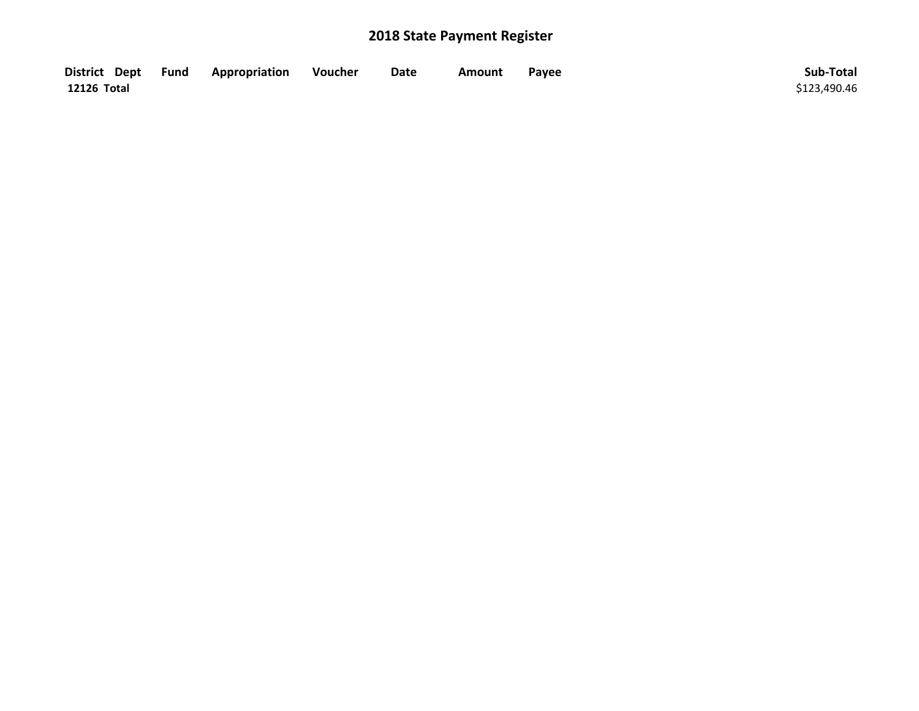# 2018 State Payment Register

| District | Dept | Fund | Appropriation | Voucher | Date | Amount | Payee | Sub-Total |
|---|---|---|---|---|---|---|---|---|
| **12126 Total** | | | | | | | | $123,490.46 |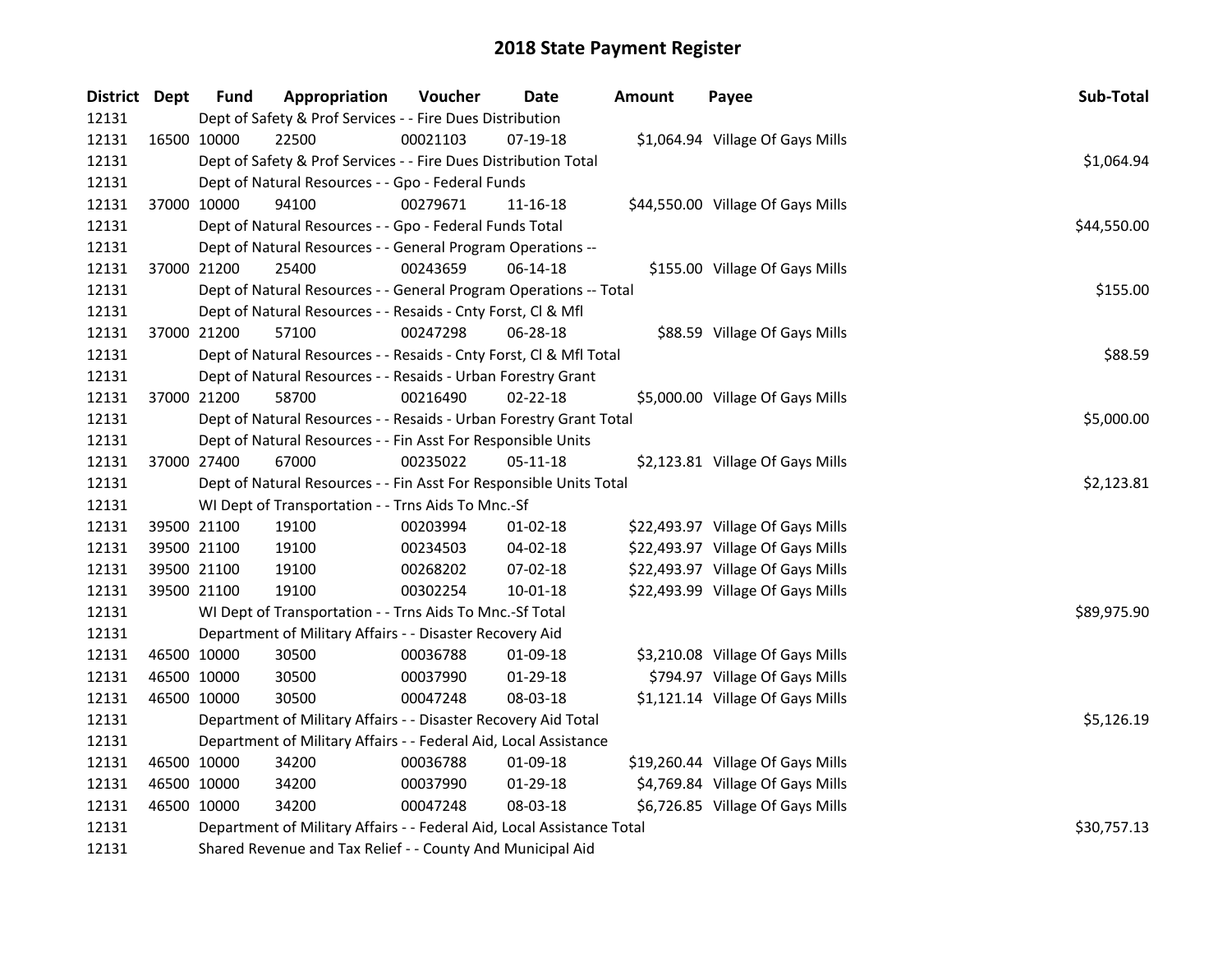# 2018 State Payment Register

| District | Dept | Fund | Appropriation | Voucher | Date | Amount | Payee | Sub-Total |
|---|---|---|---|---|---|---|---|---|
| 12131 | | Dept of Safety & Prof Services - - Fire Dues Distribution | | | | | | |
| 12131 | 16500 | 10000 | 22500 | 00021103 | 07-19-18 | $1,064.94 | Village Of Gays Mills | |
| 12131 | | Dept of Safety & Prof Services - - Fire Dues Distribution Total | | | | | | $1,064.94 |
| 12131 | | Dept of Natural Resources - - Gpo - Federal Funds | | | | | | |
| 12131 | 37000 | 10000 | 94100 | 00279671 | 11-16-18 | $44,550.00 | Village Of Gays Mills | |
| 12131 | | Dept of Natural Resources - - Gpo - Federal Funds Total | | | | | | $44,550.00 |
| 12131 | | Dept of Natural Resources - - General Program Operations -- | | | | | | |
| 12131 | 37000 | 21200 | 25400 | 00243659 | 06-14-18 | $155.00 | Village Of Gays Mills | |
| 12131 | | Dept of Natural Resources - - General Program Operations -- Total | | | | | | $155.00 |
| 12131 | | Dept of Natural Resources - - Resaids - Cnty Forst, Cl & Mfl | | | | | | |
| 12131 | 37000 | 21200 | 57100 | 00247298 | 06-28-18 | $88.59 | Village Of Gays Mills | |
| 12131 | | Dept of Natural Resources - - Resaids - Cnty Forst, Cl & Mfl Total | | | | | | $88.59 |
| 12131 | | Dept of Natural Resources - - Resaids - Urban Forestry Grant | | | | | | |
| 12131 | 37000 | 21200 | 58700 | 00216490 | 02-22-18 | $5,000.00 | Village Of Gays Mills | |
| 12131 | | Dept of Natural Resources - - Resaids - Urban Forestry Grant Total | | | | | | $5,000.00 |
| 12131 | | Dept of Natural Resources - - Fin Asst For Responsible Units | | | | | | |
| 12131 | 37000 | 27400 | 67000 | 00235022 | 05-11-18 | $2,123.81 | Village Of Gays Mills | |
| 12131 | | Dept of Natural Resources - - Fin Asst For Responsible Units Total | | | | | | $2,123.81 |
| 12131 | | WI Dept of Transportation - - Trns Aids To Mnc.-Sf | | | | | | |
| 12131 | 39500 | 21100 | 19100 | 00203994 | 01-02-18 | $22,493.97 | Village Of Gays Mills | |
| 12131 | 39500 | 21100 | 19100 | 00234503 | 04-02-18 | $22,493.97 | Village Of Gays Mills | |
| 12131 | 39500 | 21100 | 19100 | 00268202 | 07-02-18 | $22,493.97 | Village Of Gays Mills | |
| 12131 | 39500 | 21100 | 19100 | 00302254 | 10-01-18 | $22,493.99 | Village Of Gays Mills | |
| 12131 | | WI Dept of Transportation - - Trns Aids To Mnc.-Sf Total | | | | | | $89,975.90 |
| 12131 | | Department of Military Affairs - - Disaster Recovery Aid | | | | | | |
| 12131 | 46500 | 10000 | 30500 | 00036788 | 01-09-18 | $3,210.08 | Village Of Gays Mills | |
| 12131 | 46500 | 10000 | 30500 | 00037990 | 01-29-18 | $794.97 | Village Of Gays Mills | |
| 12131 | 46500 | 10000 | 30500 | 00047248 | 08-03-18 | $1,121.14 | Village Of Gays Mills | |
| 12131 | | Department of Military Affairs - - Disaster Recovery Aid Total | | | | | | $5,126.19 |
| 12131 | | Department of Military Affairs - - Federal Aid, Local Assistance | | | | | | |
| 12131 | 46500 | 10000 | 34200 | 00036788 | 01-09-18 | $19,260.44 | Village Of Gays Mills | |
| 12131 | 46500 | 10000 | 34200 | 00037990 | 01-29-18 | $4,769.84 | Village Of Gays Mills | |
| 12131 | 46500 | 10000 | 34200 | 00047248 | 08-03-18 | $6,726.85 | Village Of Gays Mills | |
| 12131 | | Department of Military Affairs - - Federal Aid, Local Assistance Total | | | | | | $30,757.13 |
| 12131 | | Shared Revenue and Tax Relief - - County And Municipal Aid | | | | | | |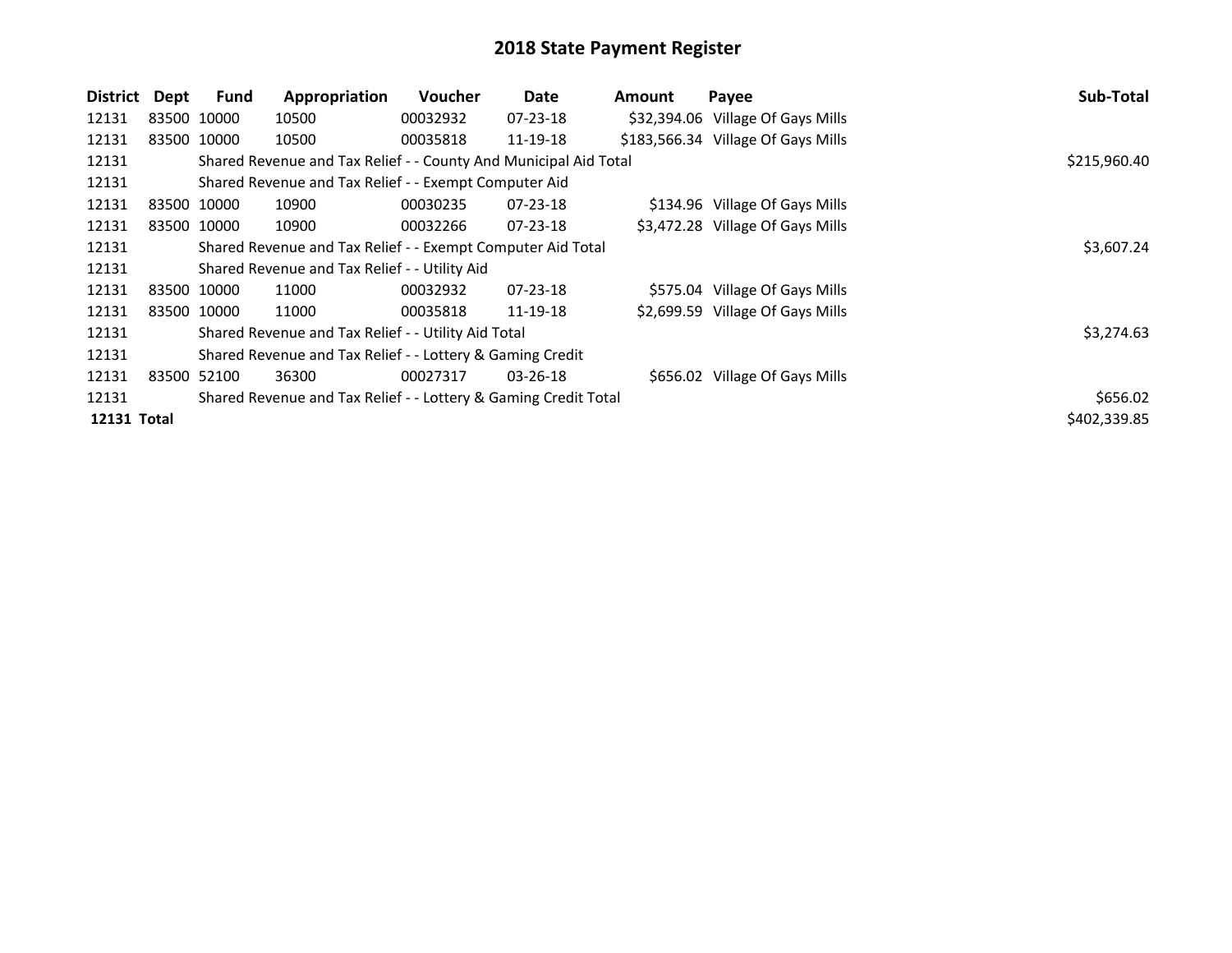# 2018 State Payment Register

| District | Dept | Fund | Appropriation | Voucher | Date | Amount | Payee | Sub-Total |
|---|---|---|---|---|---|---|---|---|
| 12131 | 83500 | 10000 | 10500 | 00032932 | 07-23-18 | $32,394.06 | Village Of Gays Mills | |
| 12131 | 83500 | 10000 | 10500 | 00035818 | 11-19-18 | $183,566.34 | Village Of Gays Mills | |
| 12131 | | Shared Revenue and Tax Relief - - County And Municipal Aid Total | | | | | | $215,960.40 |
| 12131 | | Shared Revenue and Tax Relief - - Exempt Computer Aid | | | | | | |
| 12131 | 83500 | 10000 | 10900 | 00030235 | 07-23-18 | $134.96 | Village Of Gays Mills | |
| 12131 | 83500 | 10000 | 10900 | 00032266 | 07-23-18 | $3,472.28 | Village Of Gays Mills | |
| 12131 | | Shared Revenue and Tax Relief - - Exempt Computer Aid Total | | | | | | $3,607.24 |
| 12131 | | Shared Revenue and Tax Relief - - Utility Aid | | | | | | |
| 12131 | 83500 | 10000 | 11000 | 00032932 | 07-23-18 | $575.04 | Village Of Gays Mills | |
| 12131 | 83500 | 10000 | 11000 | 00035818 | 11-19-18 | $2,699.59 | Village Of Gays Mills | |
| 12131 | | Shared Revenue and Tax Relief - - Utility Aid Total | | | | | | $3,274.63 |
| 12131 | | Shared Revenue and Tax Relief - - Lottery & Gaming Credit | | | | | | |
| 12131 | 83500 | 52100 | 36300 | 00027317 | 03-26-18 | $656.02 | Village Of Gays Mills | |
| 12131 | | Shared Revenue and Tax Relief - - Lottery & Gaming Credit Total | | | | | | $656.02 |
| **12131 Total** | | | | | | | | $402,339.85 |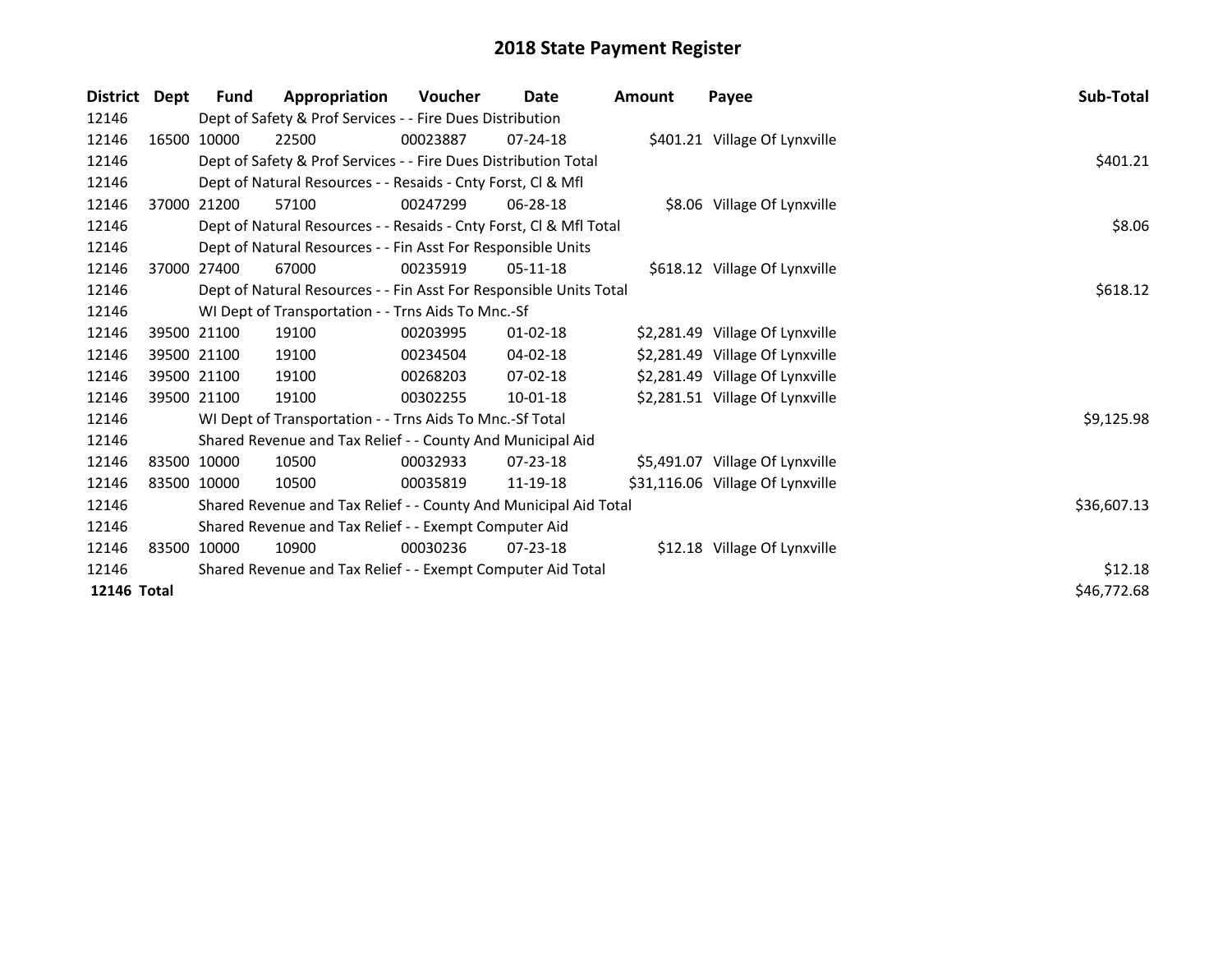# 2018 State Payment Register

| District | Dept | Fund | Appropriation | Voucher | Date | Amount | Payee | Sub-Total |
|---|---|---|---|---|---|---|---|---|
| 12146 | | Dept of Safety & Prof Services - - Fire Dues Distribution | | | | | | |
| 12146 | 16500 | 10000 | 22500 | 00023887 | 07-24-18 | $401.21 | Village Of Lynxville | |
| 12146 | | Dept of Safety & Prof Services - - Fire Dues Distribution Total | | | | | | $401.21 |
| 12146 | | Dept of Natural Resources - - Resaids - Cnty Forst, Cl & Mfl | | | | | | |
| 12146 | 37000 | 21200 | 57100 | 00247299 | 06-28-18 | $8.06 | Village Of Lynxville | |
| 12146 | | Dept of Natural Resources - - Resaids - Cnty Forst, Cl & Mfl Total | | | | | | $8.06 |
| 12146 | | Dept of Natural Resources - - Fin Asst For Responsible Units | | | | | | |
| 12146 | 37000 | 27400 | 67000 | 00235919 | 05-11-18 | $618.12 | Village Of Lynxville | |
| 12146 | | Dept of Natural Resources - - Fin Asst For Responsible Units Total | | | | | | $618.12 |
| 12146 | | WI Dept of Transportation - - Trns Aids To Mnc.-Sf | | | | | | |
| 12146 | 39500 | 21100 | 19100 | 00203995 | 01-02-18 | $2,281.49 | Village Of Lynxville | |
| 12146 | 39500 | 21100 | 19100 | 00234504 | 04-02-18 | $2,281.49 | Village Of Lynxville | |
| 12146 | 39500 | 21100 | 19100 | 00268203 | 07-02-18 | $2,281.49 | Village Of Lynxville | |
| 12146 | 39500 | 21100 | 19100 | 00302255 | 10-01-18 | $2,281.51 | Village Of Lynxville | |
| 12146 | | WI Dept of Transportation - - Trns Aids To Mnc.-Sf Total | | | | | | $9,125.98 |
| 12146 | | Shared Revenue and Tax Relief - - County And Municipal Aid | | | | | | |
| 12146 | 83500 | 10000 | 10500 | 00032933 | 07-23-18 | $5,491.07 | Village Of Lynxville | |
| 12146 | 83500 | 10000 | 10500 | 00035819 | 11-19-18 | $31,116.06 | Village Of Lynxville | |
| 12146 | | Shared Revenue and Tax Relief - - County And Municipal Aid Total | | | | | | $36,607.13 |
| 12146 | | Shared Revenue and Tax Relief - - Exempt Computer Aid | | | | | | |
| 12146 | 83500 | 10000 | 10900 | 00030236 | 07-23-18 | $12.18 | Village Of Lynxville | |
| 12146 | | Shared Revenue and Tax Relief - - Exempt Computer Aid Total | | | | | | $12.18 |
| **12146 Total** | | | | | | | | $46,772.68 |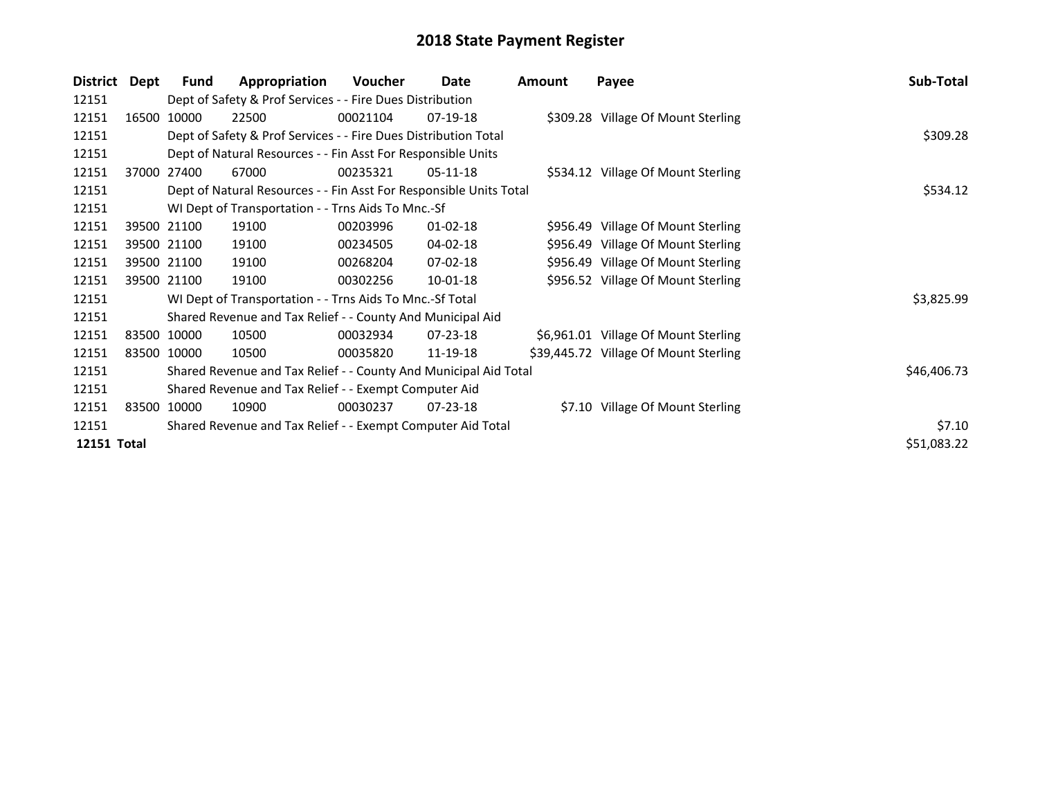# 2018 State Payment Register

| District | Dept | Fund | Appropriation | Voucher | Date | Amount | Payee | Sub-Total |
|---|---|---|---|---|---|---|---|---|
| 12151 | | Dept of Safety & Prof Services - - Fire Dues Distribution | | | | | | |
| 12151 | 16500 | 10000 | 22500 | 00021104 | 07-19-18 | $309.28 | Village Of Mount Sterling | |
| 12151 | | Dept of Safety & Prof Services - - Fire Dues Distribution Total | | | | | | $309.28 |
| 12151 | | Dept of Natural Resources - - Fin Asst For Responsible Units | | | | | | |
| 12151 | 37000 | 27400 | 67000 | 00235321 | 05-11-18 | $534.12 | Village Of Mount Sterling | |
| 12151 | | Dept of Natural Resources - - Fin Asst For Responsible Units Total | | | | | | $534.12 |
| 12151 | | WI Dept of Transportation - - Trns Aids To Mnc.-Sf | | | | | | |
| 12151 | 39500 | 21100 | 19100 | 00203996 | 01-02-18 | $956.49 | Village Of Mount Sterling | |
| 12151 | 39500 | 21100 | 19100 | 00234505 | 04-02-18 | $956.49 | Village Of Mount Sterling | |
| 12151 | 39500 | 21100 | 19100 | 00268204 | 07-02-18 | $956.49 | Village Of Mount Sterling | |
| 12151 | 39500 | 21100 | 19100 | 00302256 | 10-01-18 | $956.52 | Village Of Mount Sterling | |
| 12151 | | WI Dept of Transportation - - Trns Aids To Mnc.-Sf Total | | | | | | $3,825.99 |
| 12151 | | Shared Revenue and Tax Relief - - County And Municipal Aid | | | | | | |
| 12151 | 83500 | 10000 | 10500 | 00032934 | 07-23-18 | $6,961.01 | Village Of Mount Sterling | |
| 12151 | 83500 | 10000 | 10500 | 00035820 | 11-19-18 | $39,445.72 | Village Of Mount Sterling | |
| 12151 | | Shared Revenue and Tax Relief - - County And Municipal Aid Total | | | | | | $46,406.73 |
| 12151 | | Shared Revenue and Tax Relief - - Exempt Computer Aid | | | | | | |
| 12151 | 83500 | 10000 | 10900 | 00030237 | 07-23-18 | $7.10 | Village Of Mount Sterling | |
| 12151 | | Shared Revenue and Tax Relief - - Exempt Computer Aid Total | | | | | | $7.10 |
| **12151** | **Total** | | | | | | | $51,083.22 |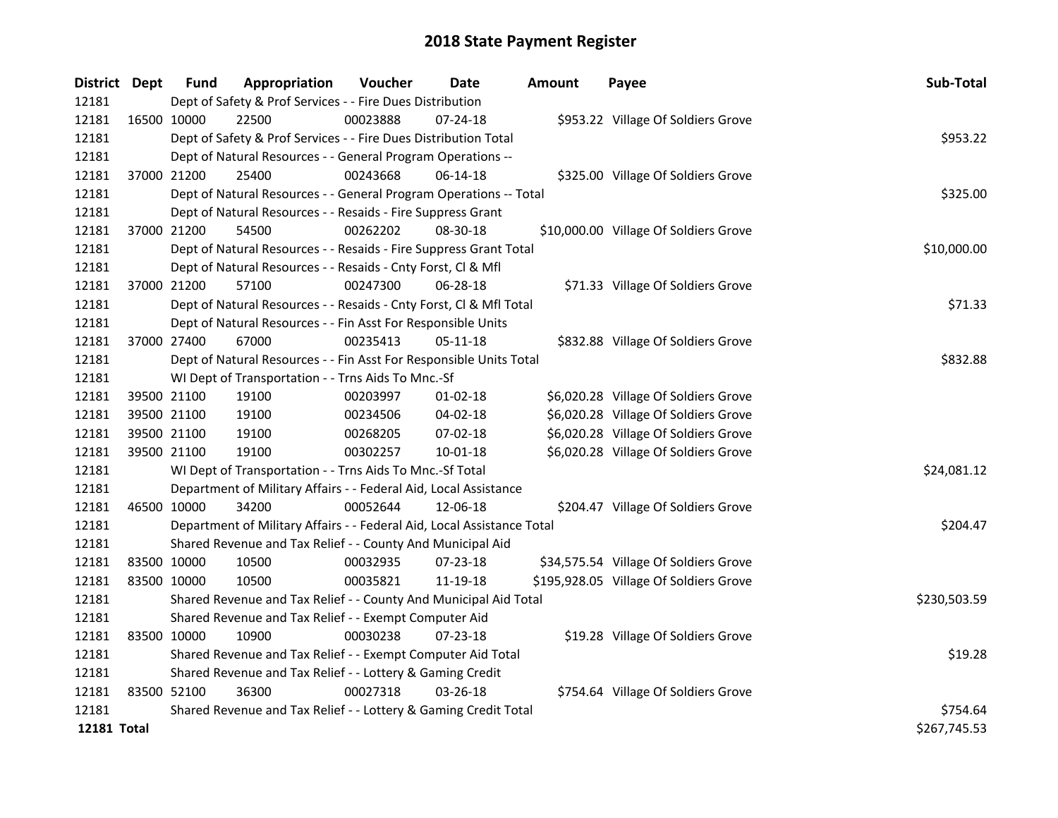# 2018 State Payment Register

| District | Dept | Fund | Appropriation | Voucher | Date | Amount | Payee | Sub-Total |
|---|---|---|---|---|---|---|---|---|
| 12181 | | Dept of Safety & Prof Services - - Fire Dues Distribution | | | | | | |
| 12181 | 16500 | 10000 | 22500 | 00023888 | 07-24-18 | $953.22 | Village Of Soldiers Grove | |
| 12181 | | Dept of Safety & Prof Services - - Fire Dues Distribution Total | | | | | | $953.22 |
| 12181 | | Dept of Natural Resources - - General Program Operations -- | | | | | | |
| 12181 | 37000 | 21200 | 25400 | 00243668 | 06-14-18 | $325.00 | Village Of Soldiers Grove | |
| 12181 | | Dept of Natural Resources - - General Program Operations -- Total | | | | | | $325.00 |
| 12181 | | Dept of Natural Resources - - Resaids - Fire Suppress Grant | | | | | | |
| 12181 | 37000 | 21200 | 54500 | 00262202 | 08-30-18 | $10,000.00 | Village Of Soldiers Grove | |
| 12181 | | Dept of Natural Resources - - Resaids - Fire Suppress Grant Total | | | | | | $10,000.00 |
| 12181 | | Dept of Natural Resources - - Resaids - Cnty Forst, Cl & Mfl | | | | | | |
| 12181 | 37000 | 21200 | 57100 | 00247300 | 06-28-18 | $71.33 | Village Of Soldiers Grove | |
| 12181 | | Dept of Natural Resources - - Resaids - Cnty Forst, Cl & Mfl Total | | | | | | $71.33 |
| 12181 | | Dept of Natural Resources - - Fin Asst For Responsible Units | | | | | | |
| 12181 | 37000 | 27400 | 67000 | 00235413 | 05-11-18 | $832.88 | Village Of Soldiers Grove | |
| 12181 | | Dept of Natural Resources - - Fin Asst For Responsible Units Total | | | | | | $832.88 |
| 12181 | | WI Dept of Transportation - - Trns Aids To Mnc.-Sf | | | | | | |
| 12181 | 39500 | 21100 | 19100 | 00203997 | 01-02-18 | $6,020.28 | Village Of Soldiers Grove | |
| 12181 | 39500 | 21100 | 19100 | 00234506 | 04-02-18 | $6,020.28 | Village Of Soldiers Grove | |
| 12181 | 39500 | 21100 | 19100 | 00268205 | 07-02-18 | $6,020.28 | Village Of Soldiers Grove | |
| 12181 | 39500 | 21100 | 19100 | 00302257 | 10-01-18 | $6,020.28 | Village Of Soldiers Grove | |
| 12181 | | WI Dept of Transportation - - Trns Aids To Mnc.-Sf Total | | | | | | $24,081.12 |
| 12181 | | Department of Military Affairs - - Federal Aid, Local Assistance | | | | | | |
| 12181 | 46500 | 10000 | 34200 | 00052644 | 12-06-18 | $204.47 | Village Of Soldiers Grove | |
| 12181 | | Department of Military Affairs - - Federal Aid, Local Assistance Total | | | | | | $204.47 |
| 12181 | | Shared Revenue and Tax Relief - - County And Municipal Aid | | | | | | |
| 12181 | 83500 | 10000 | 10500 | 00032935 | 07-23-18 | $34,575.54 | Village Of Soldiers Grove | |
| 12181 | 83500 | 10000 | 10500 | 00035821 | 11-19-18 | $195,928.05 | Village Of Soldiers Grove | |
| 12181 | | Shared Revenue and Tax Relief - - County And Municipal Aid Total | | | | | | $230,503.59 |
| 12181 | | Shared Revenue and Tax Relief - - Exempt Computer Aid | | | | | | |
| 12181 | 83500 | 10000 | 10900 | 00030238 | 07-23-18 | $19.28 | Village Of Soldiers Grove | |
| 12181 | | Shared Revenue and Tax Relief - - Exempt Computer Aid Total | | | | | | $19.28 |
| 12181 | | Shared Revenue and Tax Relief - - Lottery & Gaming Credit | | | | | | |
| 12181 | 83500 | 52100 | 36300 | 00027318 | 03-26-18 | $754.64 | Village Of Soldiers Grove | |
| 12181 | | Shared Revenue and Tax Relief - - Lottery & Gaming Credit Total | | | | | | $754.64 |
| **12181 Total** | | | | | | | | $267,745.53 |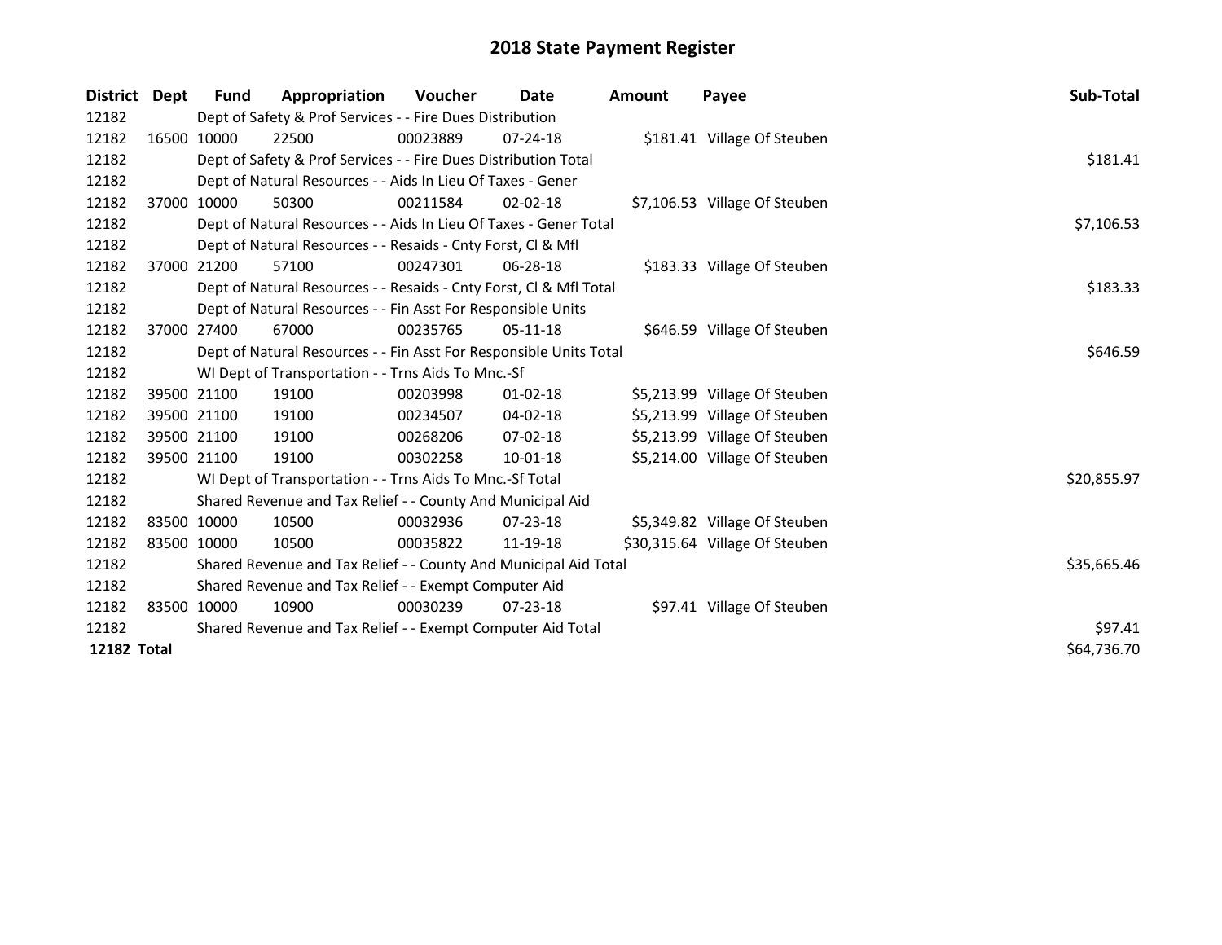# 2018 State Payment Register

| District | Dept | Fund | Appropriation | Voucher | Date | Amount | Payee | Sub-Total |
|---|---|---|---|---|---|---|---|---|
| 12182 | | Dept of Safety & Prof Services - - Fire Dues Distribution | | | | | | |
| 12182 | 16500 | 10000 | 22500 | 00023889 | 07-24-18 | $181.41 | Village Of Steuben | |
| 12182 | | Dept of Safety & Prof Services - - Fire Dues Distribution Total | | | | | | $181.41 |
| 12182 | | Dept of Natural Resources - - Aids In Lieu Of Taxes - Gener | | | | | | |
| 12182 | 37000 | 10000 | 50300 | 00211584 | 02-02-18 | $7,106.53 | Village Of Steuben | |
| 12182 | | Dept of Natural Resources - - Aids In Lieu Of Taxes - Gener Total | | | | | | $7,106.53 |
| 12182 | | Dept of Natural Resources - - Resaids - Cnty Forst, Cl & Mfl | | | | | | |
| 12182 | 37000 | 21200 | 57100 | 00247301 | 06-28-18 | $183.33 | Village Of Steuben | |
| 12182 | | Dept of Natural Resources - - Resaids - Cnty Forst, Cl & Mfl Total | | | | | | $183.33 |
| 12182 | | Dept of Natural Resources - - Fin Asst For Responsible Units | | | | | | |
| 12182 | 37000 | 27400 | 67000 | 00235765 | 05-11-18 | $646.59 | Village Of Steuben | |
| 12182 | | Dept of Natural Resources - - Fin Asst For Responsible Units Total | | | | | | $646.59 |
| 12182 | | WI Dept of Transportation - - Trns Aids To Mnc.-Sf | | | | | | |
| 12182 | 39500 | 21100 | 19100 | 00203998 | 01-02-18 | $5,213.99 | Village Of Steuben | |
| 12182 | 39500 | 21100 | 19100 | 00234507 | 04-02-18 | $5,213.99 | Village Of Steuben | |
| 12182 | 39500 | 21100 | 19100 | 00268206 | 07-02-18 | $5,213.99 | Village Of Steuben | |
| 12182 | 39500 | 21100 | 19100 | 00302258 | 10-01-18 | $5,214.00 | Village Of Steuben | |
| 12182 | | WI Dept of Transportation - - Trns Aids To Mnc.-Sf Total | | | | | | $20,855.97 |
| 12182 | | Shared Revenue and Tax Relief - - County And Municipal Aid | | | | | | |
| 12182 | 83500 | 10000 | 10500 | 00032936 | 07-23-18 | $5,349.82 | Village Of Steuben | |
| 12182 | 83500 | 10000 | 10500 | 00035822 | 11-19-18 | $30,315.64 | Village Of Steuben | |
| 12182 | | Shared Revenue and Tax Relief - - County And Municipal Aid Total | | | | | | $35,665.46 |
| 12182 | | Shared Revenue and Tax Relief - - Exempt Computer Aid | | | | | | |
| 12182 | 83500 | 10000 | 10900 | 00030239 | 07-23-18 | $97.41 | Village Of Steuben | |
| 12182 | | Shared Revenue and Tax Relief - - Exempt Computer Aid Total | | | | | | $97.41 |
| **12182 Total** | | | | | | | | $64,736.70 |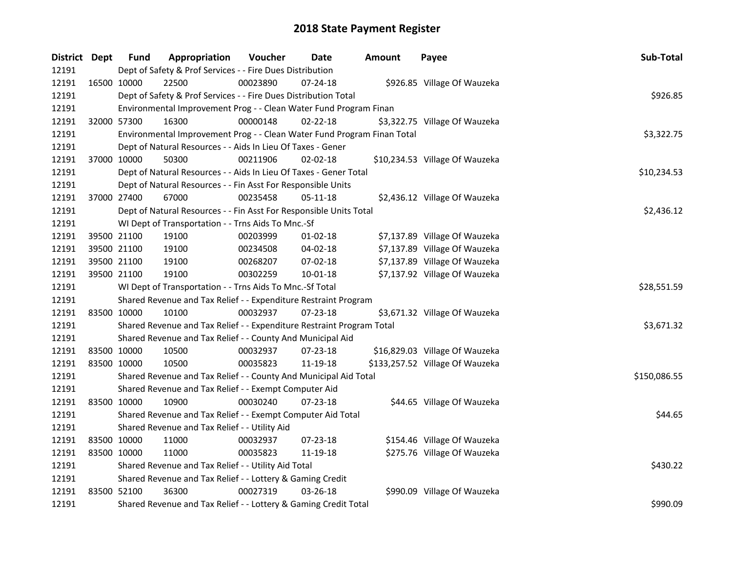# 2018 State Payment Register

| District | Dept | Fund | Appropriation | Voucher | Date | Amount | Payee | Sub-Total |
|---|---|---|---|---|---|---|---|---|
| 12191 | | Dept of Safety & Prof Services - - Fire Dues Distribution | | | | | | |
| 12191 | 16500 | 10000 | 22500 | 00023890 | 07-24-18 | $926.85 | Village Of Wauzeka | |
| 12191 | | Dept of Safety & Prof Services - - Fire Dues Distribution Total | | | | | | $926.85 |
| 12191 | | Environmental Improvement Prog - - Clean Water Fund Program Finan | | | | | | |
| 12191 | 32000 | 57300 | 16300 | 00000148 | 02-22-18 | $3,322.75 | Village Of Wauzeka | |
| 12191 | | Environmental Improvement Prog - - Clean Water Fund Program Finan Total | | | | | | $3,322.75 |
| 12191 | | Dept of Natural Resources - - Aids In Lieu Of Taxes - Gener | | | | | | |
| 12191 | 37000 | 10000 | 50300 | 00211906 | 02-02-18 | $10,234.53 | Village Of Wauzeka | |
| 12191 | | Dept of Natural Resources - - Aids In Lieu Of Taxes - Gener Total | | | | | | $10,234.53 |
| 12191 | | Dept of Natural Resources - - Fin Asst For Responsible Units | | | | | | |
| 12191 | 37000 | 27400 | 67000 | 00235458 | 05-11-18 | $2,436.12 | Village Of Wauzeka | |
| 12191 | | Dept of Natural Resources - - Fin Asst For Responsible Units Total | | | | | | $2,436.12 |
| 12191 | | WI Dept of Transportation - - Trns Aids To Mnc.-Sf | | | | | | |
| 12191 | 39500 | 21100 | 19100 | 00203999 | 01-02-18 | $7,137.89 | Village Of Wauzeka | |
| 12191 | 39500 | 21100 | 19100 | 00234508 | 04-02-18 | $7,137.89 | Village Of Wauzeka | |
| 12191 | 39500 | 21100 | 19100 | 00268207 | 07-02-18 | $7,137.89 | Village Of Wauzeka | |
| 12191 | 39500 | 21100 | 19100 | 00302259 | 10-01-18 | $7,137.92 | Village Of Wauzeka | |
| 12191 | | WI Dept of Transportation - - Trns Aids To Mnc.-Sf Total | | | | | | $28,551.59 |
| 12191 | | Shared Revenue and Tax Relief - - Expenditure Restraint Program | | | | | | |
| 12191 | 83500 | 10000 | 10100 | 00032937 | 07-23-18 | $3,671.32 | Village Of Wauzeka | |
| 12191 | | Shared Revenue and Tax Relief - - Expenditure Restraint Program Total | | | | | | $3,671.32 |
| 12191 | | Shared Revenue and Tax Relief - - County And Municipal Aid | | | | | | |
| 12191 | 83500 | 10000 | 10500 | 00032937 | 07-23-18 | $16,829.03 | Village Of Wauzeka | |
| 12191 | 83500 | 10000 | 10500 | 00035823 | 11-19-18 | $133,257.52 | Village Of Wauzeka | |
| 12191 | | Shared Revenue and Tax Relief - - County And Municipal Aid Total | | | | | | $150,086.55 |
| 12191 | | Shared Revenue and Tax Relief - - Exempt Computer Aid | | | | | | |
| 12191 | 83500 | 10000 | 10900 | 00030240 | 07-23-18 | $44.65 | Village Of Wauzeka | |
| 12191 | | Shared Revenue and Tax Relief - - Exempt Computer Aid Total | | | | | | $44.65 |
| 12191 | | Shared Revenue and Tax Relief - - Utility Aid | | | | | | |
| 12191 | 83500 | 10000 | 11000 | 00032937 | 07-23-18 | $154.46 | Village Of Wauzeka | |
| 12191 | 83500 | 10000 | 11000 | 00035823 | 11-19-18 | $275.76 | Village Of Wauzeka | |
| 12191 | | Shared Revenue and Tax Relief - - Utility Aid Total | | | | | | $430.22 |
| 12191 | | Shared Revenue and Tax Relief - - Lottery & Gaming Credit | | | | | | |
| 12191 | 83500 | 52100 | 36300 | 00027319 | 03-26-18 | $990.09 | Village Of Wauzeka | |
| 12191 | | Shared Revenue and Tax Relief - - Lottery & Gaming Credit Total | | | | | | $990.09 |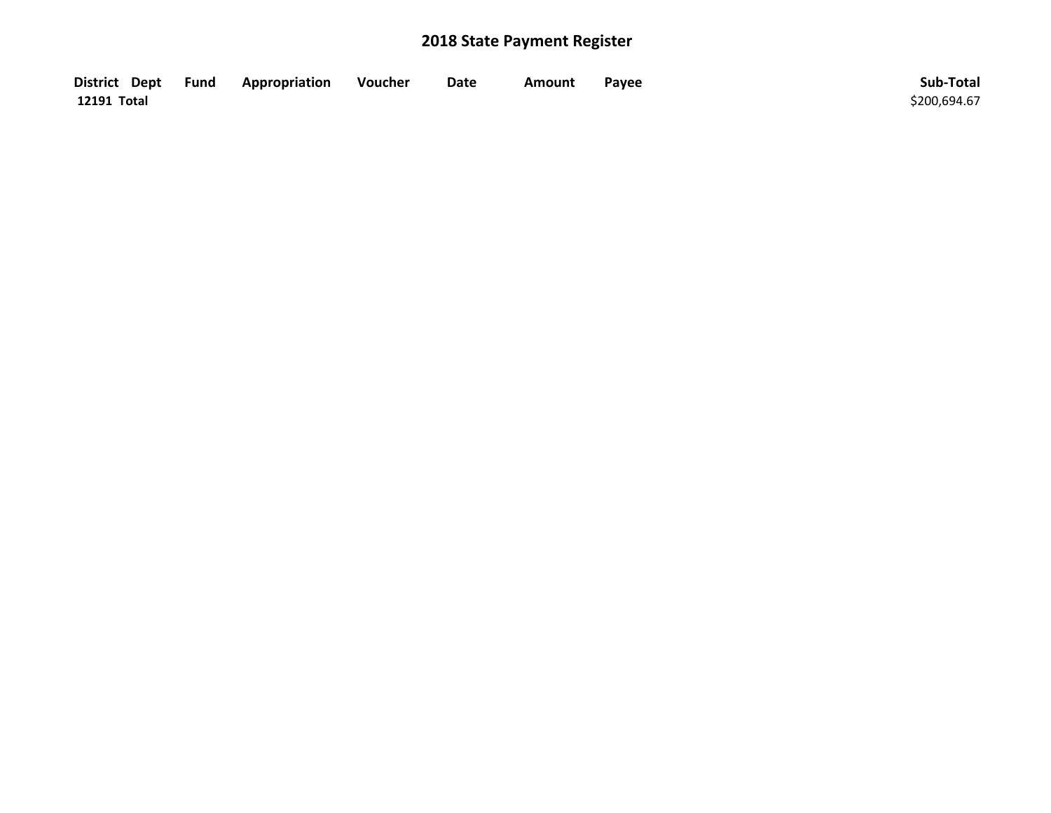## 2018 State Payment Register

| District | Dept | Fund | Appropriation | Voucher | Date | Amount | Payee | Sub-Total |
|---|---|---|---|---|---|---|---|---|
| 12191 Total | | | | | | | | $200,694.67 |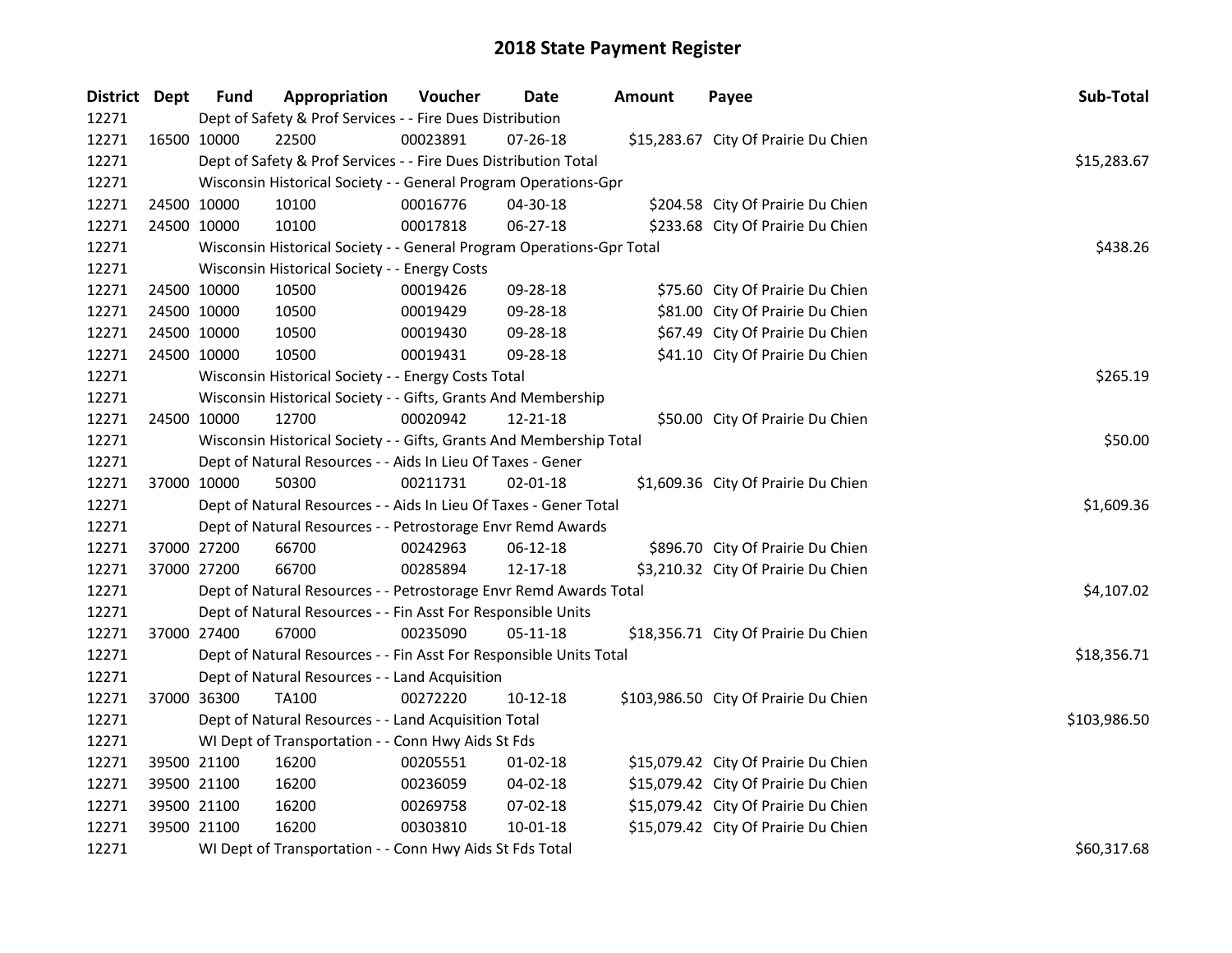# 2018 State Payment Register

| District | Dept | Fund | Appropriation | Voucher | Date | Amount | Payee | Sub-Total |
|---|---|---|---|---|---|---|---|---|
| 12271 | | Dept of Safety & Prof Services - - Fire Dues Distribution | | | | | | |
| 12271 | 16500 | 10000 | 22500 | 00023891 | 07-26-18 | $15,283.67 | City Of Prairie Du Chien | |
| 12271 | | Dept of Safety & Prof Services - - Fire Dues Distribution Total | | | | | | $15,283.67 |
| 12271 | | Wisconsin Historical Society - - General Program Operations-Gpr | | | | | | |
| 12271 | 24500 | 10000 | 10100 | 00016776 | 04-30-18 | $204.58 | City Of Prairie Du Chien | |
| 12271 | 24500 | 10000 | 10100 | 00017818 | 06-27-18 | $233.68 | City Of Prairie Du Chien | |
| 12271 | | Wisconsin Historical Society - - General Program Operations-Gpr Total | | | | | | $438.26 |
| 12271 | | Wisconsin Historical Society - - Energy Costs | | | | | | |
| 12271 | 24500 | 10000 | 10500 | 00019426 | 09-28-18 | $75.60 | City Of Prairie Du Chien | |
| 12271 | 24500 | 10000 | 10500 | 00019429 | 09-28-18 | $81.00 | City Of Prairie Du Chien | |
| 12271 | 24500 | 10000 | 10500 | 00019430 | 09-28-18 | $67.49 | City Of Prairie Du Chien | |
| 12271 | 24500 | 10000 | 10500 | 00019431 | 09-28-18 | $41.10 | City Of Prairie Du Chien | |
| 12271 | | Wisconsin Historical Society - - Energy Costs Total | | | | | | $265.19 |
| 12271 | | Wisconsin Historical Society - - Gifts, Grants And Membership | | | | | | |
| 12271 | 24500 | 10000 | 12700 | 00020942 | 12-21-18 | $50.00 | City Of Prairie Du Chien | |
| 12271 | | Wisconsin Historical Society - - Gifts, Grants And Membership Total | | | | | | $50.00 |
| 12271 | | Dept of Natural Resources - - Aids In Lieu Of Taxes - Gener | | | | | | |
| 12271 | 37000 | 10000 | 50300 | 00211731 | 02-01-18 | $1,609.36 | City Of Prairie Du Chien | |
| 12271 | | Dept of Natural Resources - - Aids In Lieu Of Taxes - Gener Total | | | | | | $1,609.36 |
| 12271 | | Dept of Natural Resources - - Petrostorage Envr Remd Awards | | | | | | |
| 12271 | 37000 | 27200 | 66700 | 00242963 | 06-12-18 | $896.70 | City Of Prairie Du Chien | |
| 12271 | 37000 | 27200 | 66700 | 00285894 | 12-17-18 | $3,210.32 | City Of Prairie Du Chien | |
| 12271 | | Dept of Natural Resources - - Petrostorage Envr Remd Awards Total | | | | | | $4,107.02 |
| 12271 | | Dept of Natural Resources - - Fin Asst For Responsible Units | | | | | | |
| 12271 | 37000 | 27400 | 67000 | 00235090 | 05-11-18 | $18,356.71 | City Of Prairie Du Chien | |
| 12271 | | Dept of Natural Resources - - Fin Asst For Responsible Units Total | | | | | | $18,356.71 |
| 12271 | | Dept of Natural Resources - - Land Acquisition | | | | | | |
| 12271 | 37000 | 36300 | TA100 | 00272220 | 10-12-18 | $103,986.50 | City Of Prairie Du Chien | |
| 12271 | | Dept of Natural Resources - - Land Acquisition Total | | | | | | $103,986.50 |
| 12271 | | WI Dept of Transportation - - Conn Hwy Aids St Fds | | | | | | |
| 12271 | 39500 | 21100 | 16200 | 00205551 | 01-02-18 | $15,079.42 | City Of Prairie Du Chien | |
| 12271 | 39500 | 21100 | 16200 | 00236059 | 04-02-18 | $15,079.42 | City Of Prairie Du Chien | |
| 12271 | 39500 | 21100 | 16200 | 00269758 | 07-02-18 | $15,079.42 | City Of Prairie Du Chien | |
| 12271 | 39500 | 21100 | 16200 | 00303810 | 10-01-18 | $15,079.42 | City Of Prairie Du Chien | |
| 12271 | | WI Dept of Transportation - - Conn Hwy Aids St Fds Total | | | | | | $60,317.68 |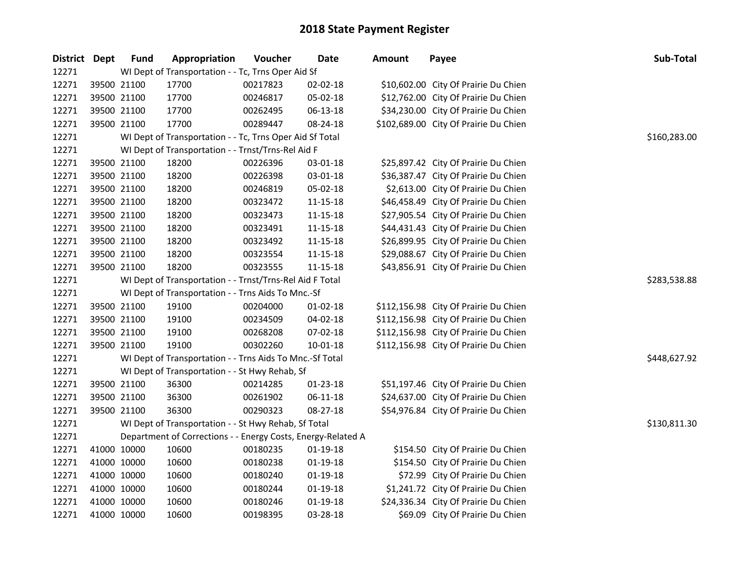# 2018 State Payment Register

| District | Dept | Fund | Appropriation | Voucher | Date | Amount | Payee | Sub-Total |
|---|---|---|---|---|---|---|---|---|
| 12271 | | | WI Dept of Transportation - - Tc, Trns Oper Aid Sf | | | | | |
| 12271 | 39500 | 21100 | 17700 | 00217823 | 02-02-18 | $10,602.00 | City Of Prairie Du Chien | |
| 12271 | 39500 | 21100 | 17700 | 00246817 | 05-02-18 | $12,762.00 | City Of Prairie Du Chien | |
| 12271 | 39500 | 21100 | 17700 | 00262495 | 06-13-18 | $34,230.00 | City Of Prairie Du Chien | |
| 12271 | 39500 | 21100 | 17700 | 00289447 | 08-24-18 | $102,689.00 | City Of Prairie Du Chien | |
| 12271 | | | WI Dept of Transportation - - Tc, Trns Oper Aid Sf Total | | | | | $160,283.00 |
| 12271 | | | WI Dept of Transportation - - Trnst/Trns-Rel Aid F | | | | | |
| 12271 | 39500 | 21100 | 18200 | 00226396 | 03-01-18 | $25,897.42 | City Of Prairie Du Chien | |
| 12271 | 39500 | 21100 | 18200 | 00226398 | 03-01-18 | $36,387.47 | City Of Prairie Du Chien | |
| 12271 | 39500 | 21100 | 18200 | 00246819 | 05-02-18 | $2,613.00 | City Of Prairie Du Chien | |
| 12271 | 39500 | 21100 | 18200 | 00323472 | 11-15-18 | $46,458.49 | City Of Prairie Du Chien | |
| 12271 | 39500 | 21100 | 18200 | 00323473 | 11-15-18 | $27,905.54 | City Of Prairie Du Chien | |
| 12271 | 39500 | 21100 | 18200 | 00323491 | 11-15-18 | $44,431.43 | City Of Prairie Du Chien | |
| 12271 | 39500 | 21100 | 18200 | 00323492 | 11-15-18 | $26,899.95 | City Of Prairie Du Chien | |
| 12271 | 39500 | 21100 | 18200 | 00323554 | 11-15-18 | $29,088.67 | City Of Prairie Du Chien | |
| 12271 | 39500 | 21100 | 18200 | 00323555 | 11-15-18 | $43,856.91 | City Of Prairie Du Chien | |
| 12271 | | | WI Dept of Transportation - - Trnst/Trns-Rel Aid F Total | | | | | $283,538.88 |
| 12271 | | | WI Dept of Transportation - - Trns Aids To Mnc.-Sf | | | | | |
| 12271 | 39500 | 21100 | 19100 | 00204000 | 01-02-18 | $112,156.98 | City Of Prairie Du Chien | |
| 12271 | 39500 | 21100 | 19100 | 00234509 | 04-02-18 | $112,156.98 | City Of Prairie Du Chien | |
| 12271 | 39500 | 21100 | 19100 | 00268208 | 07-02-18 | $112,156.98 | City Of Prairie Du Chien | |
| 12271 | 39500 | 21100 | 19100 | 00302260 | 10-01-18 | $112,156.98 | City Of Prairie Du Chien | |
| 12271 | | | WI Dept of Transportation - - Trns Aids To Mnc.-Sf Total | | | | | $448,627.92 |
| 12271 | | | WI Dept of Transportation - - St Hwy Rehab, Sf | | | | | |
| 12271 | 39500 | 21100 | 36300 | 00214285 | 01-23-18 | $51,197.46 | City Of Prairie Du Chien | |
| 12271 | 39500 | 21100 | 36300 | 00261902 | 06-11-18 | $24,637.00 | City Of Prairie Du Chien | |
| 12271 | 39500 | 21100 | 36300 | 00290323 | 08-27-18 | $54,976.84 | City Of Prairie Du Chien | |
| 12271 | | | WI Dept of Transportation - - St Hwy Rehab, Sf Total | | | | | $130,811.30 |
| 12271 | | | Department of Corrections - - Energy Costs, Energy-Related A | | | | | |
| 12271 | 41000 | 10000 | 10600 | 00180235 | 01-19-18 | $154.50 | City Of Prairie Du Chien | |
| 12271 | 41000 | 10000 | 10600 | 00180238 | 01-19-18 | $154.50 | City Of Prairie Du Chien | |
| 12271 | 41000 | 10000 | 10600 | 00180240 | 01-19-18 | $72.99 | City Of Prairie Du Chien | |
| 12271 | 41000 | 10000 | 10600 | 00180244 | 01-19-18 | $1,241.72 | City Of Prairie Du Chien | |
| 12271 | 41000 | 10000 | 10600 | 00180246 | 01-19-18 | $24,336.34 | City Of Prairie Du Chien | |
| 12271 | 41000 | 10000 | 10600 | 00198395 | 03-28-18 | $69.09 | City Of Prairie Du Chien | |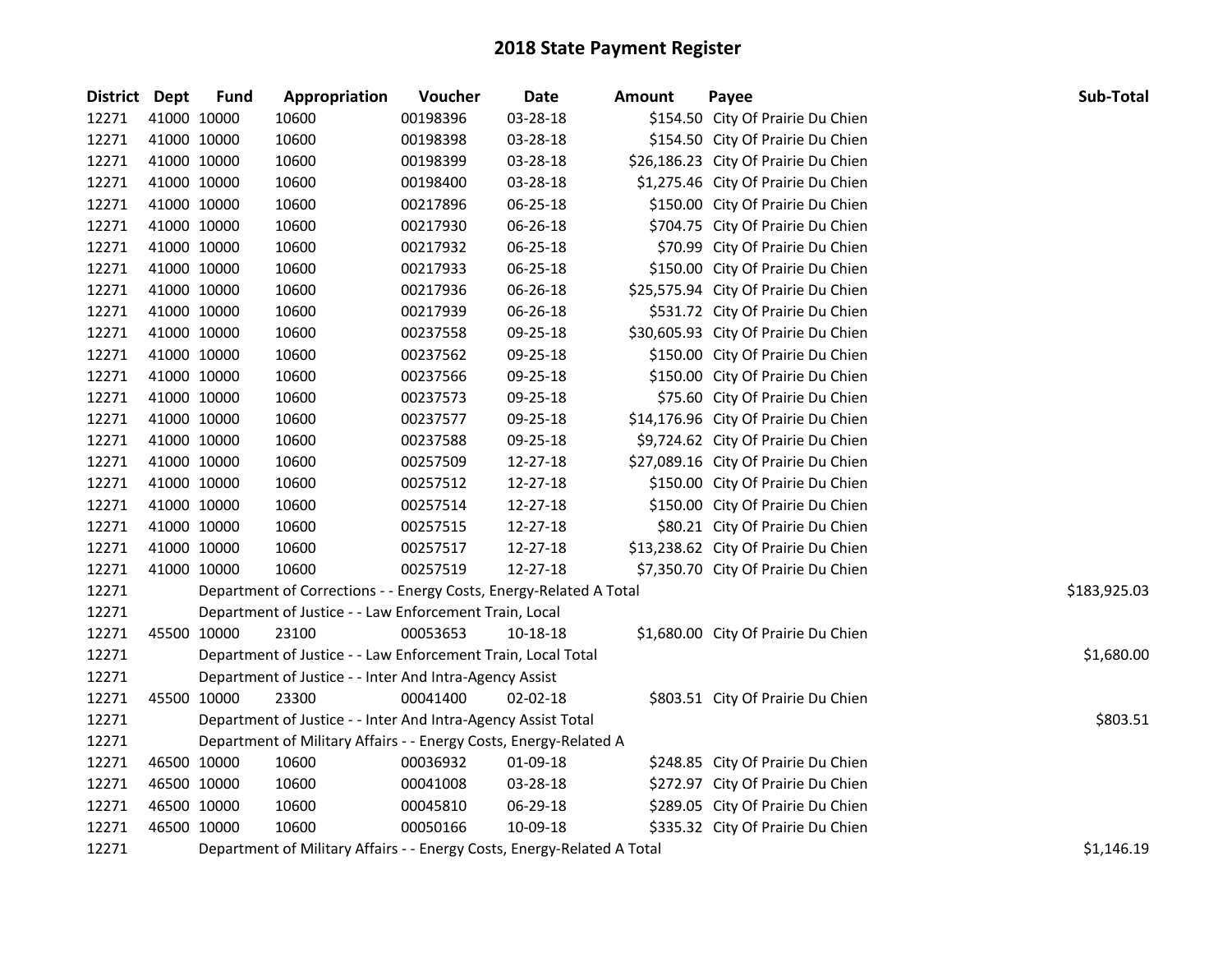# 2018 State Payment Register

| District | Dept | Fund | Appropriation | Voucher | Date | Amount | Payee | Sub-Total |
|---|---|---|---|---|---|---|---|---|
| 12271 | 41000 | 10000 | 10600 | 00198396 | 03-28-18 | $154.50 | City Of Prairie Du Chien | |
| 12271 | 41000 | 10000 | 10600 | 00198398 | 03-28-18 | $154.50 | City Of Prairie Du Chien | |
| 12271 | 41000 | 10000 | 10600 | 00198399 | 03-28-18 | $26,186.23 | City Of Prairie Du Chien | |
| 12271 | 41000 | 10000 | 10600 | 00198400 | 03-28-18 | $1,275.46 | City Of Prairie Du Chien | |
| 12271 | 41000 | 10000 | 10600 | 00217896 | 06-25-18 | $150.00 | City Of Prairie Du Chien | |
| 12271 | 41000 | 10000 | 10600 | 00217930 | 06-26-18 | $704.75 | City Of Prairie Du Chien | |
| 12271 | 41000 | 10000 | 10600 | 00217932 | 06-25-18 | $70.99 | City Of Prairie Du Chien | |
| 12271 | 41000 | 10000 | 10600 | 00217933 | 06-25-18 | $150.00 | City Of Prairie Du Chien | |
| 12271 | 41000 | 10000 | 10600 | 00217936 | 06-26-18 | $25,575.94 | City Of Prairie Du Chien | |
| 12271 | 41000 | 10000 | 10600 | 00217939 | 06-26-18 | $531.72 | City Of Prairie Du Chien | |
| 12271 | 41000 | 10000 | 10600 | 00237558 | 09-25-18 | $30,605.93 | City Of Prairie Du Chien | |
| 12271 | 41000 | 10000 | 10600 | 00237562 | 09-25-18 | $150.00 | City Of Prairie Du Chien | |
| 12271 | 41000 | 10000 | 10600 | 00237566 | 09-25-18 | $150.00 | City Of Prairie Du Chien | |
| 12271 | 41000 | 10000 | 10600 | 00237573 | 09-25-18 | $75.60 | City Of Prairie Du Chien | |
| 12271 | 41000 | 10000 | 10600 | 00237577 | 09-25-18 | $14,176.96 | City Of Prairie Du Chien | |
| 12271 | 41000 | 10000 | 10600 | 00237588 | 09-25-18 | $9,724.62 | City Of Prairie Du Chien | |
| 12271 | 41000 | 10000 | 10600 | 00257509 | 12-27-18 | $27,089.16 | City Of Prairie Du Chien | |
| 12271 | 41000 | 10000 | 10600 | 00257512 | 12-27-18 | $150.00 | City Of Prairie Du Chien | |
| 12271 | 41000 | 10000 | 10600 | 00257514 | 12-27-18 | $150.00 | City Of Prairie Du Chien | |
| 12271 | 41000 | 10000 | 10600 | 00257515 | 12-27-18 | $80.21 | City Of Prairie Du Chien | |
| 12271 | 41000 | 10000 | 10600 | 00257517 | 12-27-18 | $13,238.62 | City Of Prairie Du Chien | |
| 12271 | 41000 | 10000 | 10600 | 00257519 | 12-27-18 | $7,350.70 | City Of Prairie Du Chien | |
| 12271 | | Department of Corrections - - Energy Costs, Energy-Related A Total | | | | | | $183,925.03 |
| 12271 | | Department of Justice - - Law Enforcement Train, Local | | | | | | |
| 12271 | 45500 | 10000 | 23100 | 00053653 | 10-18-18 | $1,680.00 | City Of Prairie Du Chien | |
| 12271 | | Department of Justice - - Law Enforcement Train, Local Total | | | | | | $1,680.00 |
| 12271 | | Department of Justice - - Inter And Intra-Agency Assist | | | | | | |
| 12271 | 45500 | 10000 | 23300 | 00041400 | 02-02-18 | $803.51 | City Of Prairie Du Chien | |
| 12271 | | Department of Justice - - Inter And Intra-Agency Assist Total | | | | | | $803.51 |
| 12271 | | Department of Military Affairs - - Energy Costs, Energy-Related A | | | | | | |
| 12271 | 46500 | 10000 | 10600 | 00036932 | 01-09-18 | $248.85 | City Of Prairie Du Chien | |
| 12271 | 46500 | 10000 | 10600 | 00041008 | 03-28-18 | $272.97 | City Of Prairie Du Chien | |
| 12271 | 46500 | 10000 | 10600 | 00045810 | 06-29-18 | $289.05 | City Of Prairie Du Chien | |
| 12271 | 46500 | 10000 | 10600 | 00050166 | 10-09-18 | $335.32 | City Of Prairie Du Chien | |
| 12271 | | Department of Military Affairs - - Energy Costs, Energy-Related A Total | | | | | | $1,146.19 |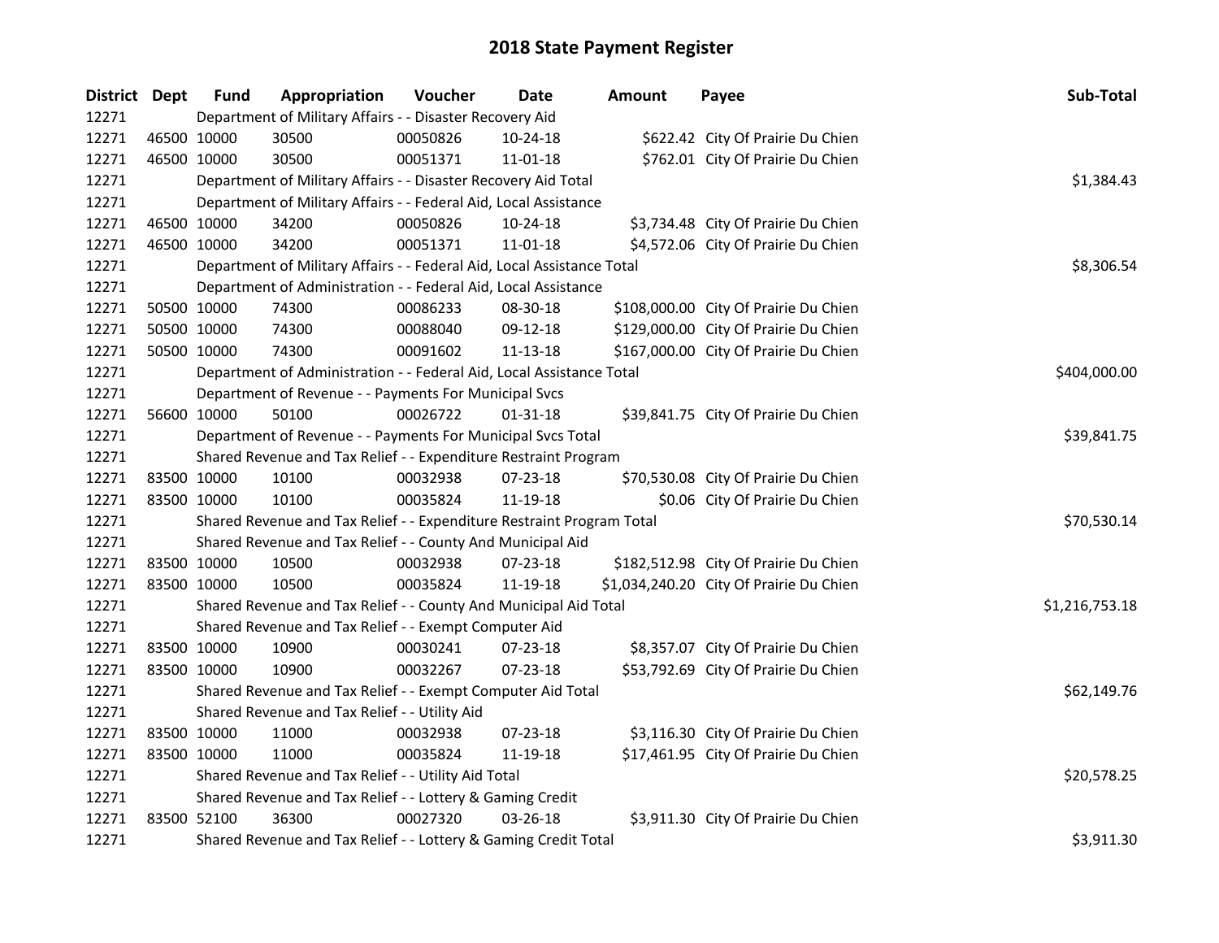# 2018 State Payment Register

| District | Dept | Fund | Appropriation | Voucher | Date | Amount | Payee | Sub-Total |
|---|---|---|---|---|---|---|---|---|
| 12271 | | Department of Military Affairs - - Disaster Recovery Aid | | | | | | |
| 12271 | 46500 | 10000 | 30500 | 00050826 | 10-24-18 | $622.42 | City Of Prairie Du Chien | |
| 12271 | 46500 | 10000 | 30500 | 00051371 | 11-01-18 | $762.01 | City Of Prairie Du Chien | |
| 12271 | | Department of Military Affairs - - Disaster Recovery Aid Total | | | | | | $1,384.43 |
| 12271 | | Department of Military Affairs - - Federal Aid, Local Assistance | | | | | | |
| 12271 | 46500 | 10000 | 34200 | 00050826 | 10-24-18 | $3,734.48 | City Of Prairie Du Chien | |
| 12271 | 46500 | 10000 | 34200 | 00051371 | 11-01-18 | $4,572.06 | City Of Prairie Du Chien | |
| 12271 | | Department of Military Affairs - - Federal Aid, Local Assistance Total | | | | | | $8,306.54 |
| 12271 | | Department of Administration - - Federal Aid, Local Assistance | | | | | | |
| 12271 | 50500 | 10000 | 74300 | 00086233 | 08-30-18 | $108,000.00 | City Of Prairie Du Chien | |
| 12271 | 50500 | 10000 | 74300 | 00088040 | 09-12-18 | $129,000.00 | City Of Prairie Du Chien | |
| 12271 | 50500 | 10000 | 74300 | 00091602 | 11-13-18 | $167,000.00 | City Of Prairie Du Chien | |
| 12271 | | Department of Administration - - Federal Aid, Local Assistance Total | | | | | | $404,000.00 |
| 12271 | | Department of Revenue - - Payments For Municipal Svcs | | | | | | |
| 12271 | 56600 | 10000 | 50100 | 00026722 | 01-31-18 | $39,841.75 | City Of Prairie Du Chien | |
| 12271 | | Department of Revenue - - Payments For Municipal Svcs Total | | | | | | $39,841.75 |
| 12271 | | Shared Revenue and Tax Relief - - Expenditure Restraint Program | | | | | | |
| 12271 | 83500 | 10000 | 10100 | 00032938 | 07-23-18 | $70,530.08 | City Of Prairie Du Chien | |
| 12271 | 83500 | 10000 | 10100 | 00035824 | 11-19-18 | $0.06 | City Of Prairie Du Chien | |
| 12271 | | Shared Revenue and Tax Relief - - Expenditure Restraint Program Total | | | | | | $70,530.14 |
| 12271 | | Shared Revenue and Tax Relief - - County And Municipal Aid | | | | | | |
| 12271 | 83500 | 10000 | 10500 | 00032938 | 07-23-18 | $182,512.98 | City Of Prairie Du Chien | |
| 12271 | 83500 | 10000 | 10500 | 00035824 | 11-19-18 | $1,034,240.20 | City Of Prairie Du Chien | |
| 12271 | | Shared Revenue and Tax Relief - - County And Municipal Aid Total | | | | | | $1,216,753.18 |
| 12271 | | Shared Revenue and Tax Relief - - Exempt Computer Aid | | | | | | |
| 12271 | 83500 | 10000 | 10900 | 00030241 | 07-23-18 | $8,357.07 | City Of Prairie Du Chien | |
| 12271 | 83500 | 10000 | 10900 | 00032267 | 07-23-18 | $53,792.69 | City Of Prairie Du Chien | |
| 12271 | | Shared Revenue and Tax Relief - - Exempt Computer Aid Total | | | | | | $62,149.76 |
| 12271 | | Shared Revenue and Tax Relief - - Utility Aid | | | | | | |
| 12271 | 83500 | 10000 | 11000 | 00032938 | 07-23-18 | $3,116.30 | City Of Prairie Du Chien | |
| 12271 | 83500 | 10000 | 11000 | 00035824 | 11-19-18 | $17,461.95 | City Of Prairie Du Chien | |
| 12271 | | Shared Revenue and Tax Relief - - Utility Aid Total | | | | | | $20,578.25 |
| 12271 | | Shared Revenue and Tax Relief - - Lottery & Gaming Credit | | | | | | |
| 12271 | 83500 | 52100 | 36300 | 00027320 | 03-26-18 | $3,911.30 | City Of Prairie Du Chien | |
| 12271 | | Shared Revenue and Tax Relief - - Lottery & Gaming Credit Total | | | | | | $3,911.30 |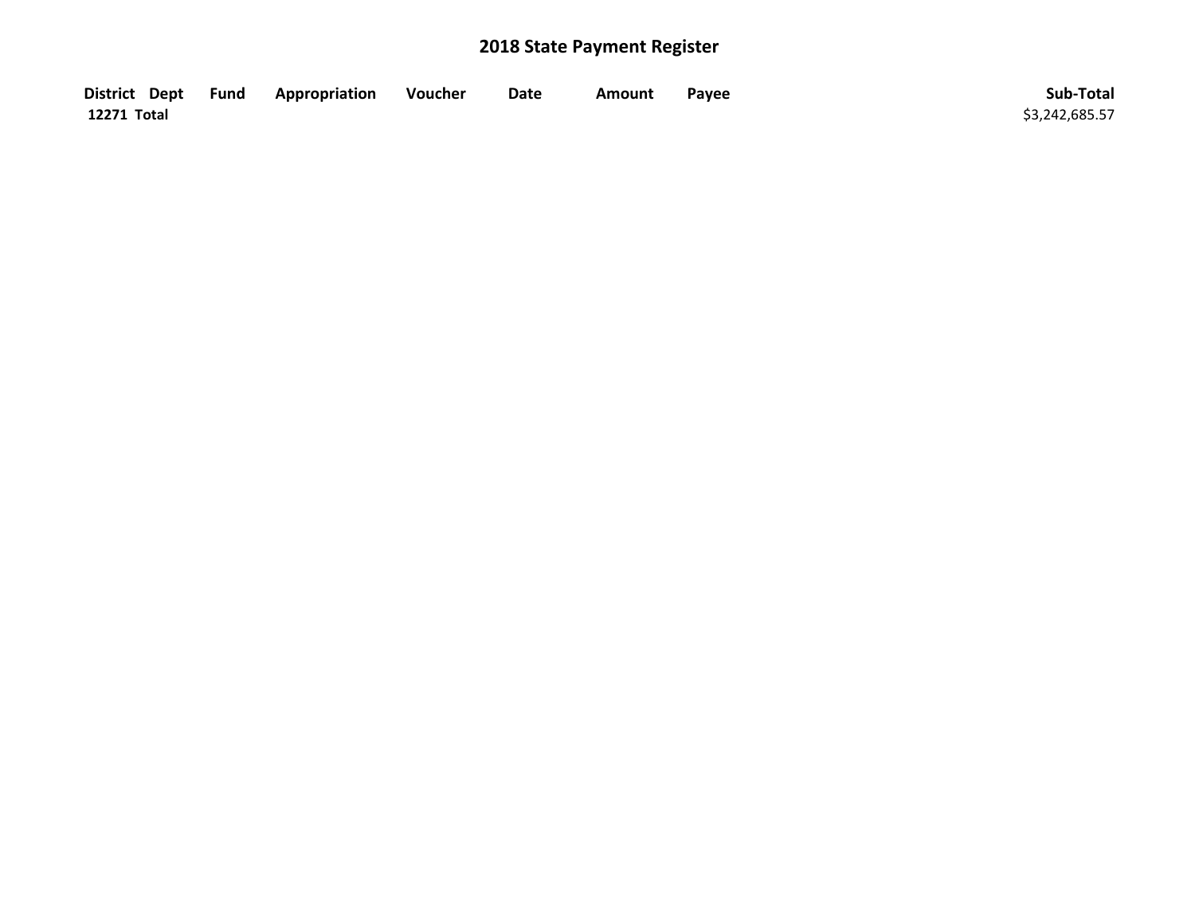# 2018 State Payment Register

| District | Dept | Fund | Appropriation | Voucher | Date | Amount | Payee | Sub-Total |
|---|---|---|---|---|---|---|---|---|
| **12271 Total** | | | | | | | | $3,242,685.57 |